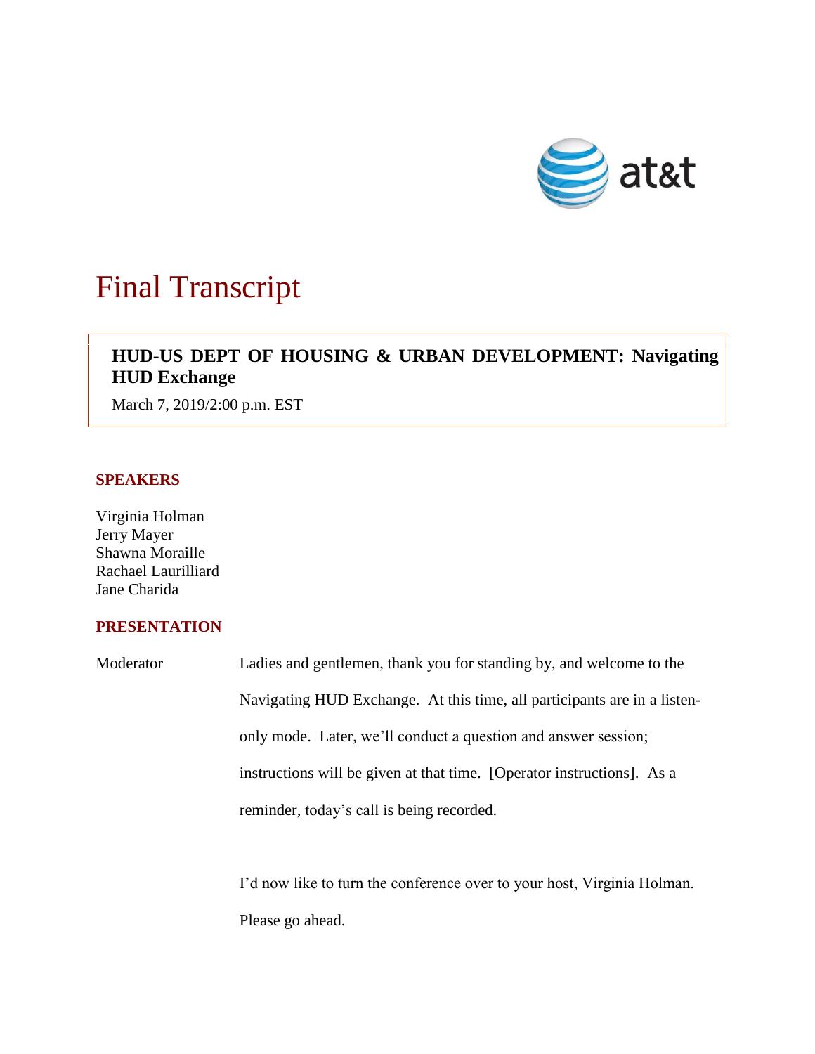at&t

# Final Transcript

**HUD-US DEPT OF HOUSING & URBAN DEVELOPMENT: Navigating HUD Exchange**

March 7, 2019/2:00 p.m. EST

## SPEAKERS

Virginia Holman
Jerry Mayer
Shawna Moraille
Rachael Laurilliard
Jane Charida

## PRESENTATION

Moderator: Ladies and gentlemen, thank you for standing by, and welcome to the Navigating HUD Exchange. At this time, all participants are in a listen-only mode. Later, we'll conduct a question and answer session; instructions will be given at that time. [Operator instructions]. As a reminder, today's call is being recorded.

I'd now like to turn the conference over to your host, Virginia Holman. Please go ahead.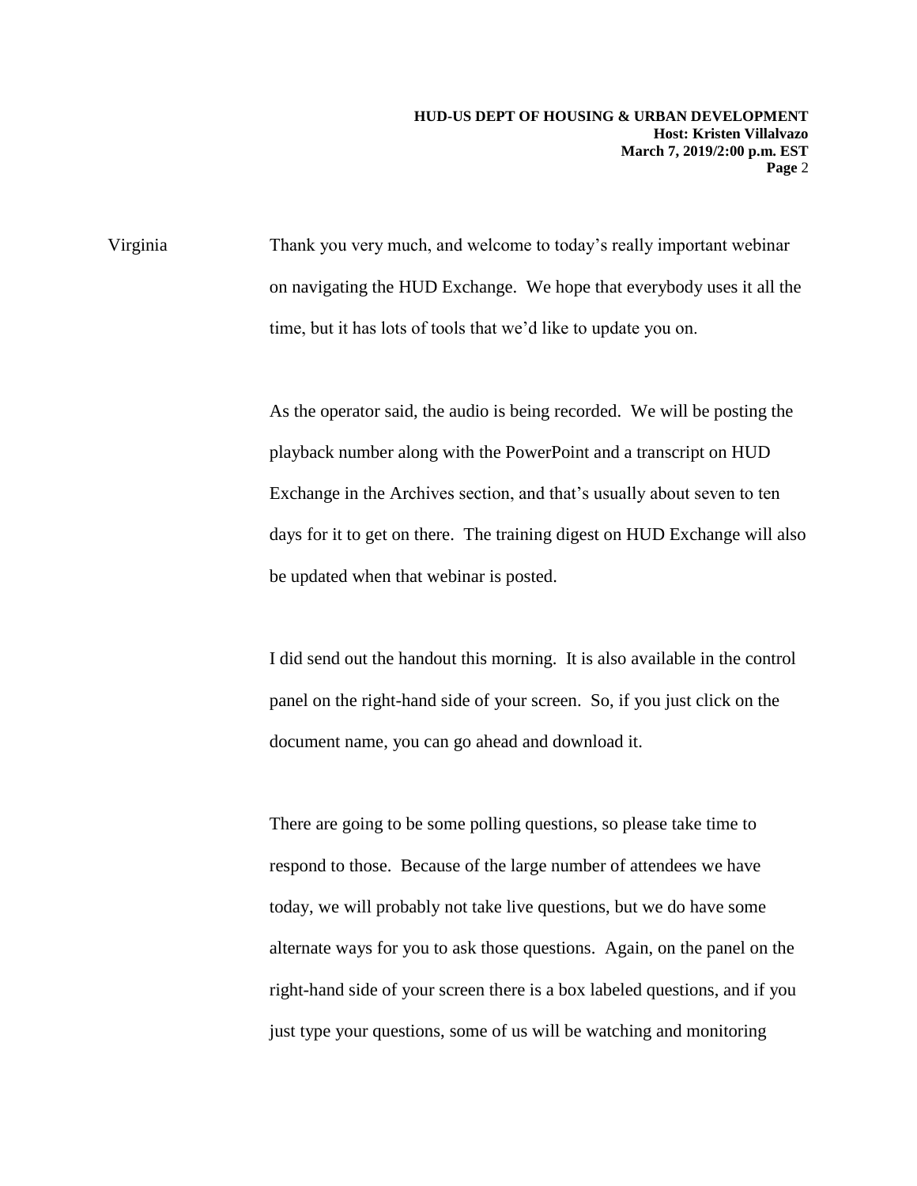Virginia Thank you very much, and welcome to today's really important webinar on navigating the HUD Exchange. We hope that everybody uses it all the time, but it has lots of tools that we'd like to update you on.

As the operator said, the audio is being recorded. We will be posting the playback number along with the PowerPoint and a transcript on HUD Exchange in the Archives section, and that's usually about seven to ten days for it to get on there. The training digest on HUD Exchange will also be updated when that webinar is posted.

I did send out the handout this morning. It is also available in the control panel on the right-hand side of your screen. So, if you just click on the document name, you can go ahead and download it.

There are going to be some polling questions, so please take time to respond to those. Because of the large number of attendees we have today, we will probably not take live questions, but we do have some alternate ways for you to ask those questions. Again, on the panel on the right-hand side of your screen there is a box labeled questions, and if you just type your questions, some of us will be watching and monitoring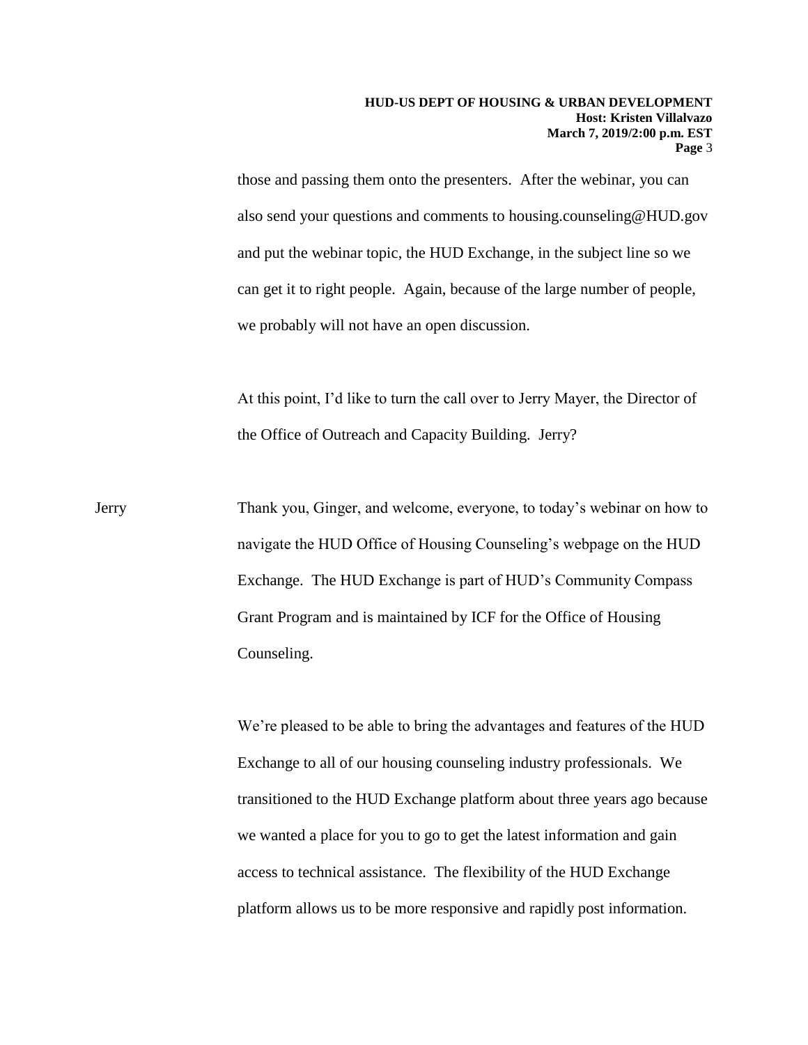those and passing them onto the presenters. After the webinar, you can also send your questions and comments to housing.counseling@HUD.gov and put the webinar topic, the HUD Exchange, in the subject line so we can get it to right people. Again, because of the large number of people, we probably will not have an open discussion.

At this point, I'd like to turn the call over to Jerry Mayer, the Director of the Office of Outreach and Capacity Building. Jerry?

Jerry: Thank you, Ginger, and welcome, everyone, to today's webinar on how to navigate the HUD Office of Housing Counseling's webpage on the HUD Exchange. The HUD Exchange is part of HUD's Community Compass Grant Program and is maintained by ICF for the Office of Housing Counseling.

We're pleased to be able to bring the advantages and features of the HUD Exchange to all of our housing counseling industry professionals. We transitioned to the HUD Exchange platform about three years ago because we wanted a place for you to go to get the latest information and gain access to technical assistance. The flexibility of the HUD Exchange platform allows us to be more responsive and rapidly post information.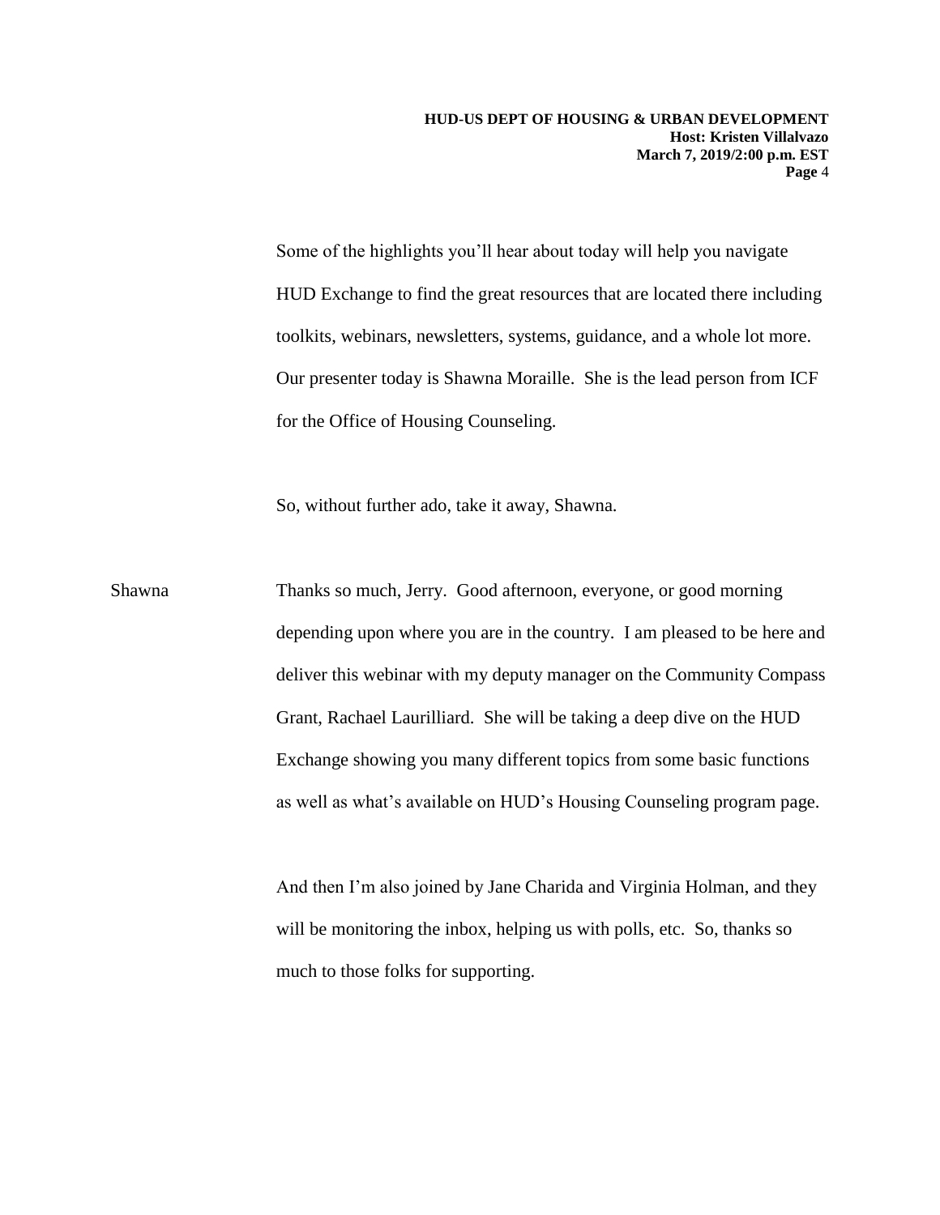Some of the highlights you'll hear about today will help you navigate HUD Exchange to find the great resources that are located there including toolkits, webinars, newsletters, systems, guidance, and a whole lot more. Our presenter today is Shawna Moraille. She is the lead person from ICF for the Office of Housing Counseling.

So, without further ado, take it away, Shawna.

Shawna Thanks so much, Jerry. Good afternoon, everyone, or good morning depending upon where you are in the country. I am pleased to be here and deliver this webinar with my deputy manager on the Community Compass Grant, Rachael Laurilliard. She will be taking a deep dive on the HUD Exchange showing you many different topics from some basic functions as well as what's available on HUD's Housing Counseling program page.

And then I'm also joined by Jane Charida and Virginia Holman, and they will be monitoring the inbox, helping us with polls, etc. So, thanks so much to those folks for supporting.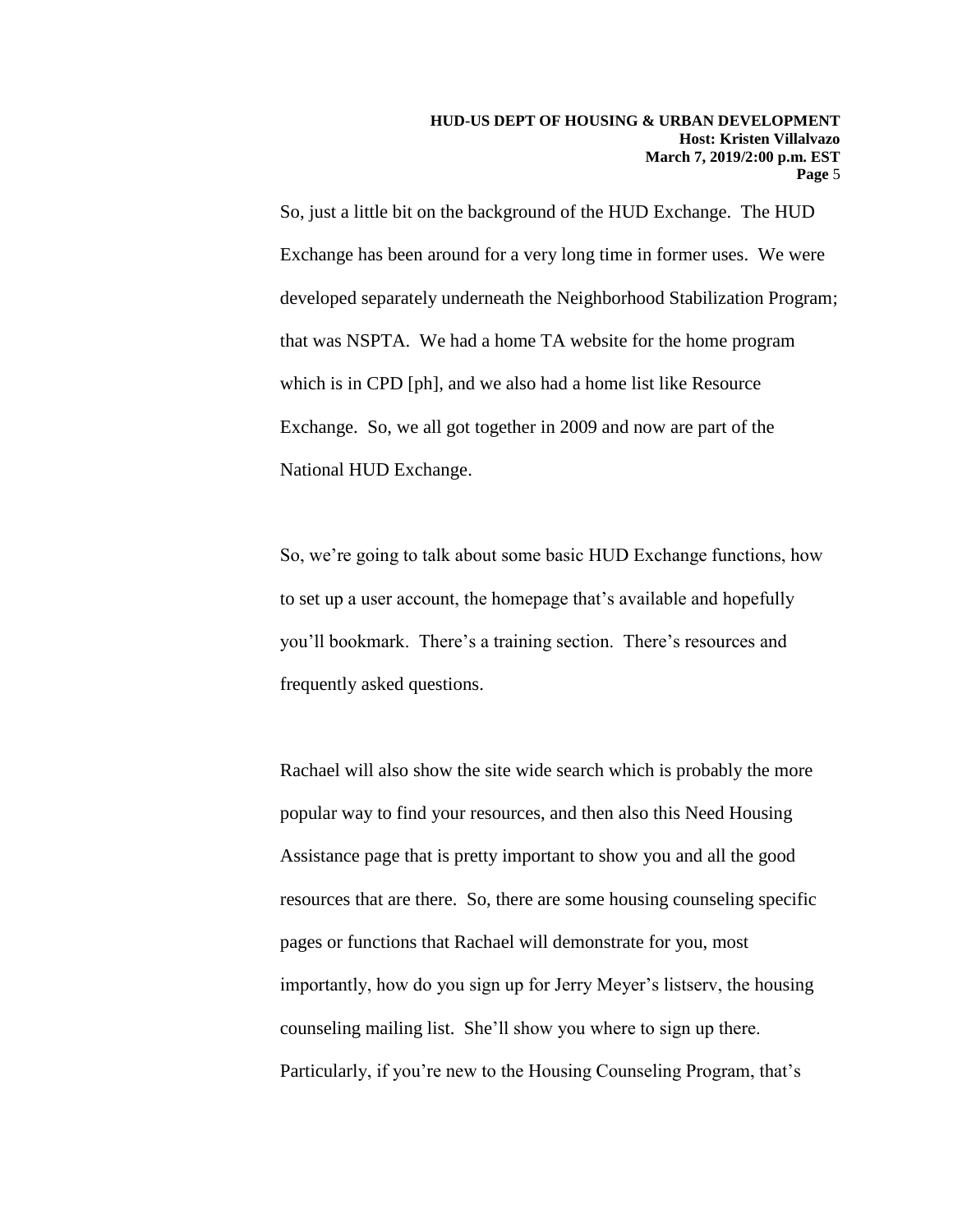So, just a little bit on the background of the HUD Exchange. The HUD Exchange has been around for a very long time in former uses. We were developed separately underneath the Neighborhood Stabilization Program; that was NSPTA. We had a home TA website for the home program which is in CPD [ph], and we also had a home list like Resource Exchange. So, we all got together in 2009 and now are part of the National HUD Exchange.

So, we're going to talk about some basic HUD Exchange functions, how to set up a user account, the homepage that's available and hopefully you'll bookmark. There's a training section. There's resources and frequently asked questions.

Rachael will also show the site wide search which is probably the more popular way to find your resources, and then also this Need Housing Assistance page that is pretty important to show you and all the good resources that are there. So, there are some housing counseling specific pages or functions that Rachael will demonstrate for you, most importantly, how do you sign up for Jerry Meyer's listserv, the housing counseling mailing list. She'll show you where to sign up there. Particularly, if you're new to the Housing Counseling Program, that's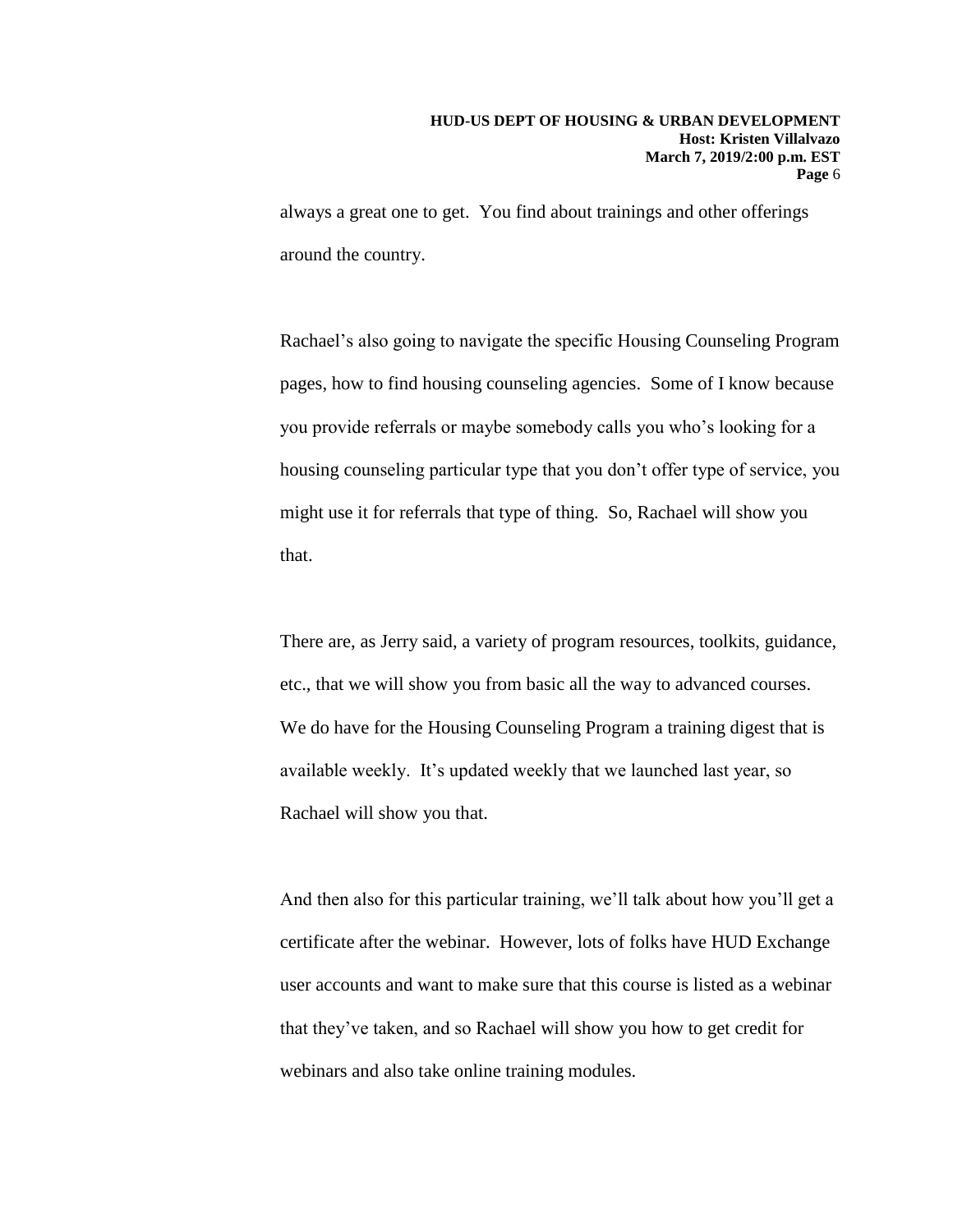always a great one to get. You find about trainings and other offerings around the country.

Rachael's also going to navigate the specific Housing Counseling Program pages, how to find housing counseling agencies. Some of I know because you provide referrals or maybe somebody calls you who's looking for a housing counseling particular type that you don't offer type of service, you might use it for referrals that type of thing. So, Rachael will show you that.

There are, as Jerry said, a variety of program resources, toolkits, guidance, etc., that we will show you from basic all the way to advanced courses. We do have for the Housing Counseling Program a training digest that is available weekly. It's updated weekly that we launched last year, so Rachael will show you that.

And then also for this particular training, we'll talk about how you'll get a certificate after the webinar. However, lots of folks have HUD Exchange user accounts and want to make sure that this course is listed as a webinar that they've taken, and so Rachael will show you how to get credit for webinars and also take online training modules.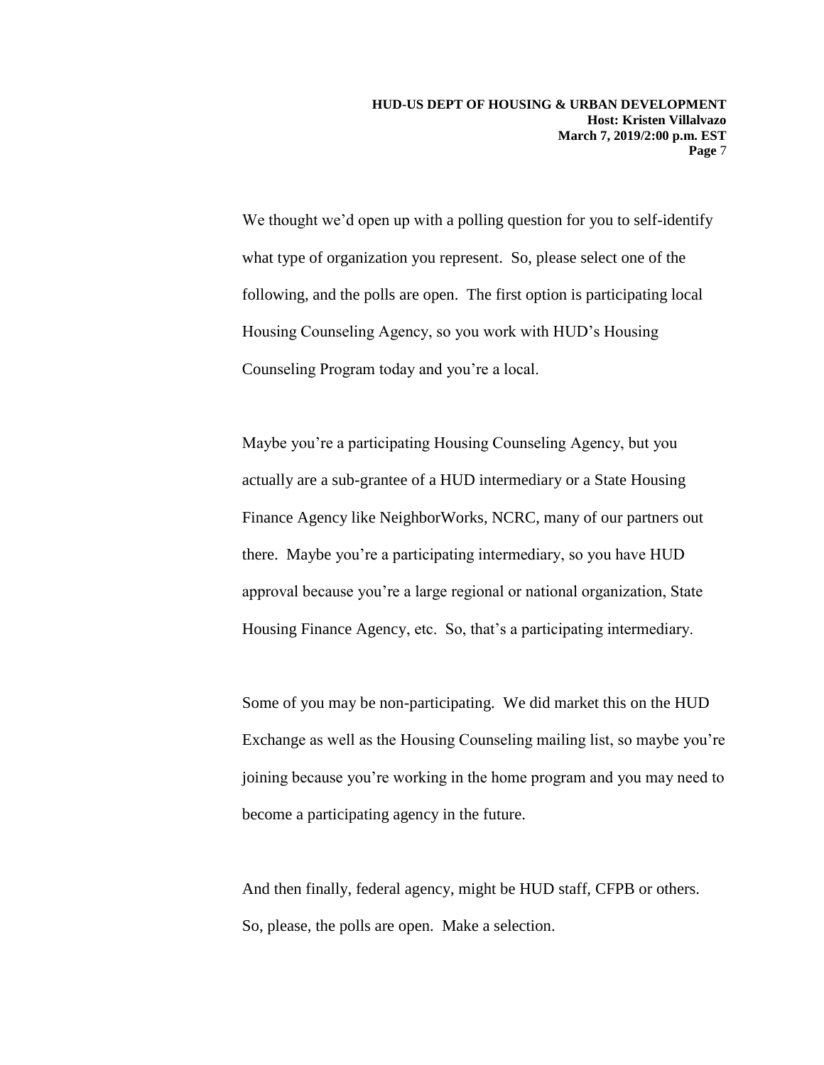We thought we'd open up with a polling question for you to self-identify what type of organization you represent. So, please select one of the following, and the polls are open. The first option is participating local Housing Counseling Agency, so you work with HUD's Housing Counseling Program today and you're a local.

Maybe you're a participating Housing Counseling Agency, but you actually are a sub-grantee of a HUD intermediary or a State Housing Finance Agency like NeighborWorks, NCRC, many of our partners out there. Maybe you're a participating intermediary, so you have HUD approval because you're a large regional or national organization, State Housing Finance Agency, etc. So, that's a participating intermediary.

Some of you may be non-participating. We did market this on the HUD Exchange as well as the Housing Counseling mailing list, so maybe you're joining because you're working in the home program and you may need to become a participating agency in the future.

And then finally, federal agency, might be HUD staff, CFPB or others. So, please, the polls are open. Make a selection.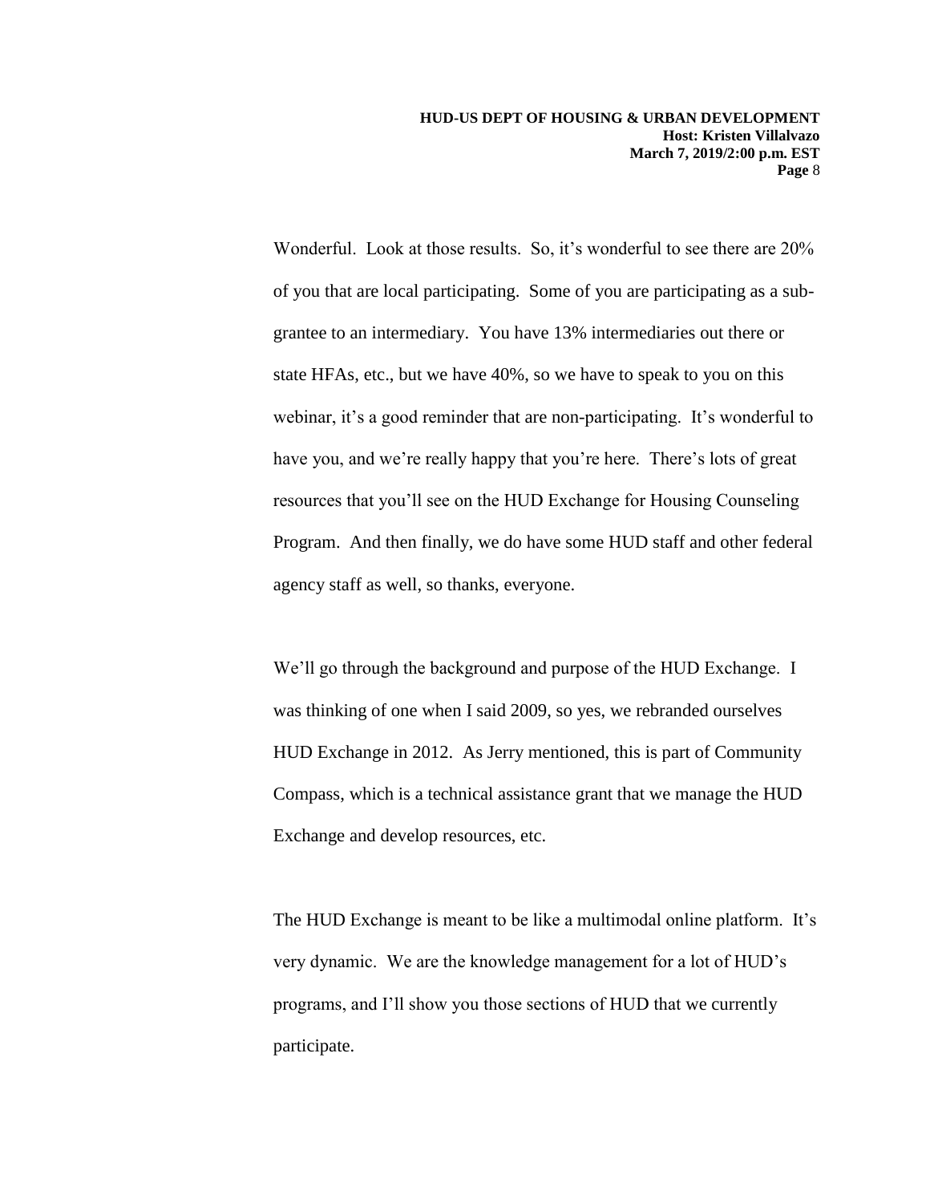Wonderful. Look at those results. So, it's wonderful to see there are 20% of you that are local participating. Some of you are participating as a sub-grantee to an intermediary. You have 13% intermediaries out there or state HFAs, etc., but we have 40%, so we have to speak to you on this webinar, it's a good reminder that are non-participating. It's wonderful to have you, and we're really happy that you're here. There's lots of great resources that you'll see on the HUD Exchange for Housing Counseling Program. And then finally, we do have some HUD staff and other federal agency staff as well, so thanks, everyone.

We'll go through the background and purpose of the HUD Exchange. I was thinking of one when I said 2009, so yes, we rebranded ourselves HUD Exchange in 2012. As Jerry mentioned, this is part of Community Compass, which is a technical assistance grant that we manage the HUD Exchange and develop resources, etc.

The HUD Exchange is meant to be like a multimodal online platform. It's very dynamic. We are the knowledge management for a lot of HUD's programs, and I'll show you those sections of HUD that we currently participate.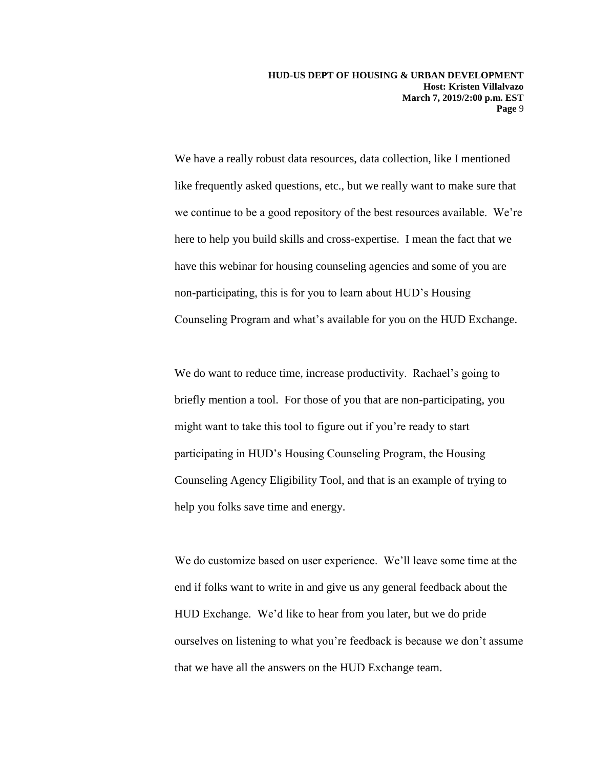We have a really robust data resources, data collection, like I mentioned like frequently asked questions, etc., but we really want to make sure that we continue to be a good repository of the best resources available. We're here to help you build skills and cross-expertise. I mean the fact that we have this webinar for housing counseling agencies and some of you are non-participating, this is for you to learn about HUD's Housing Counseling Program and what's available for you on the HUD Exchange.

We do want to reduce time, increase productivity. Rachael's going to briefly mention a tool. For those of you that are non-participating, you might want to take this tool to figure out if you're ready to start participating in HUD's Housing Counseling Program, the Housing Counseling Agency Eligibility Tool, and that is an example of trying to help you folks save time and energy.

We do customize based on user experience. We'll leave some time at the end if folks want to write in and give us any general feedback about the HUD Exchange. We'd like to hear from you later, but we do pride ourselves on listening to what you're feedback is because we don't assume that we have all the answers on the HUD Exchange team.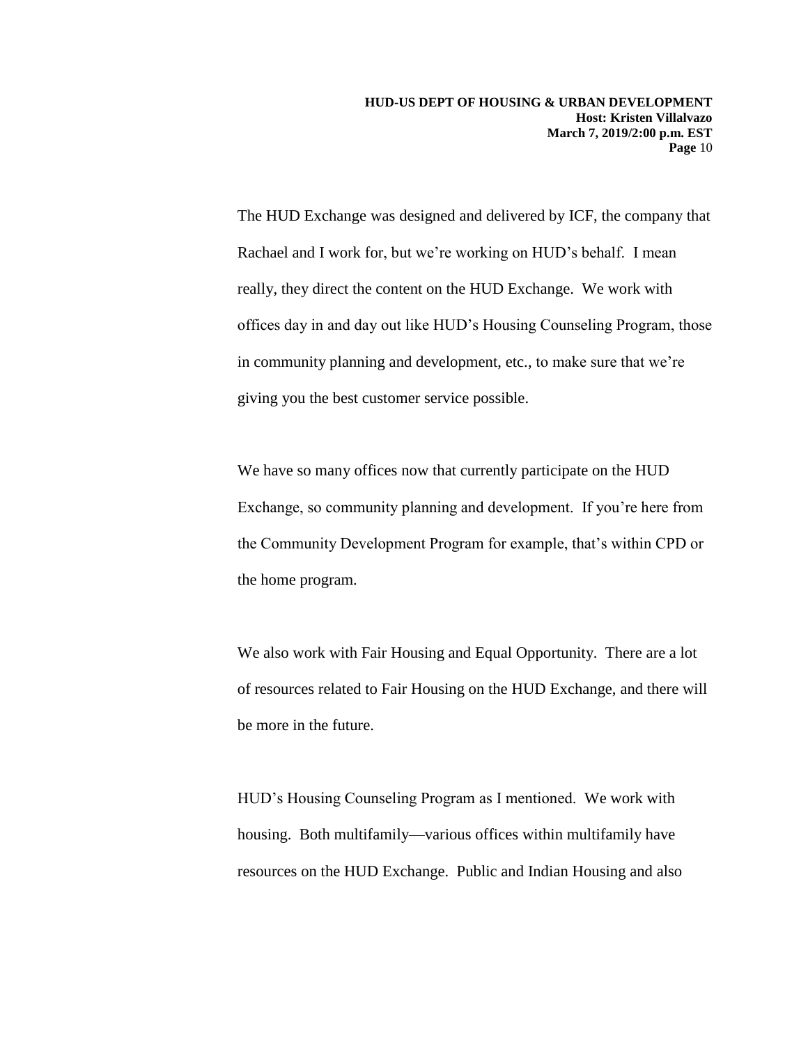The HUD Exchange was designed and delivered by ICF, the company that Rachael and I work for, but we're working on HUD's behalf. I mean really, they direct the content on the HUD Exchange. We work with offices day in and day out like HUD's Housing Counseling Program, those in community planning and development, etc., to make sure that we're giving you the best customer service possible.

We have so many offices now that currently participate on the HUD Exchange, so community planning and development. If you're here from the Community Development Program for example, that's within CPD or the home program.

We also work with Fair Housing and Equal Opportunity. There are a lot of resources related to Fair Housing on the HUD Exchange, and there will be more in the future.

HUD's Housing Counseling Program as I mentioned. We work with housing. Both multifamily—various offices within multifamily have resources on the HUD Exchange. Public and Indian Housing and also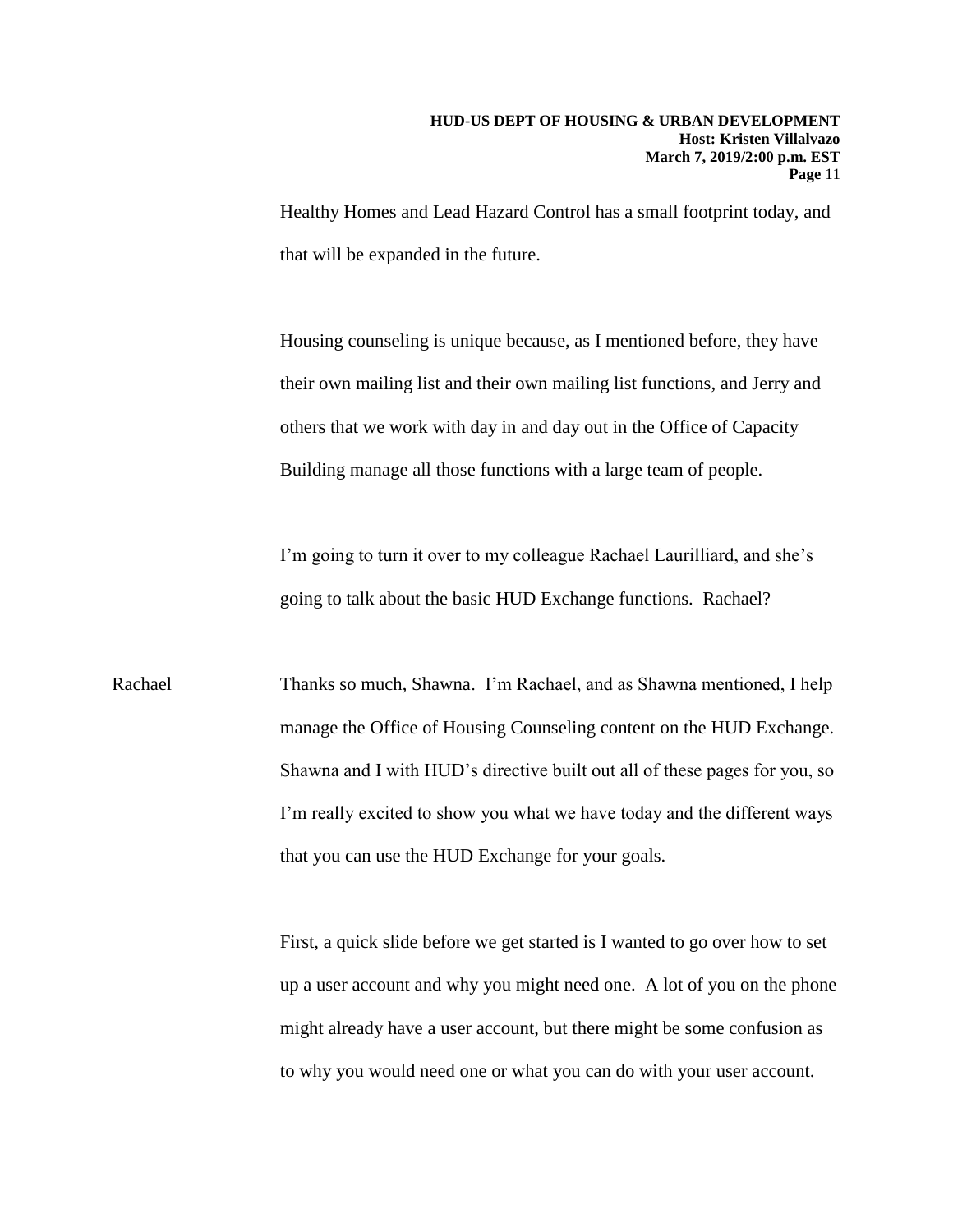Healthy Homes and Lead Hazard Control has a small footprint today, and that will be expanded in the future.

Housing counseling is unique because, as I mentioned before, they have their own mailing list and their own mailing list functions, and Jerry and others that we work with day in and day out in the Office of Capacity Building manage all those functions with a large team of people.

I'm going to turn it over to my colleague Rachael Laurilliard, and she's going to talk about the basic HUD Exchange functions. Rachael?

Rachael: Thanks so much, Shawna. I'm Rachael, and as Shawna mentioned, I help manage the Office of Housing Counseling content on the HUD Exchange. Shawna and I with HUD's directive built out all of these pages for you, so I'm really excited to show you what we have today and the different ways that you can use the HUD Exchange for your goals.

First, a quick slide before we get started is I wanted to go over how to set up a user account and why you might need one. A lot of you on the phone might already have a user account, but there might be some confusion as to why you would need one or what you can do with your user account.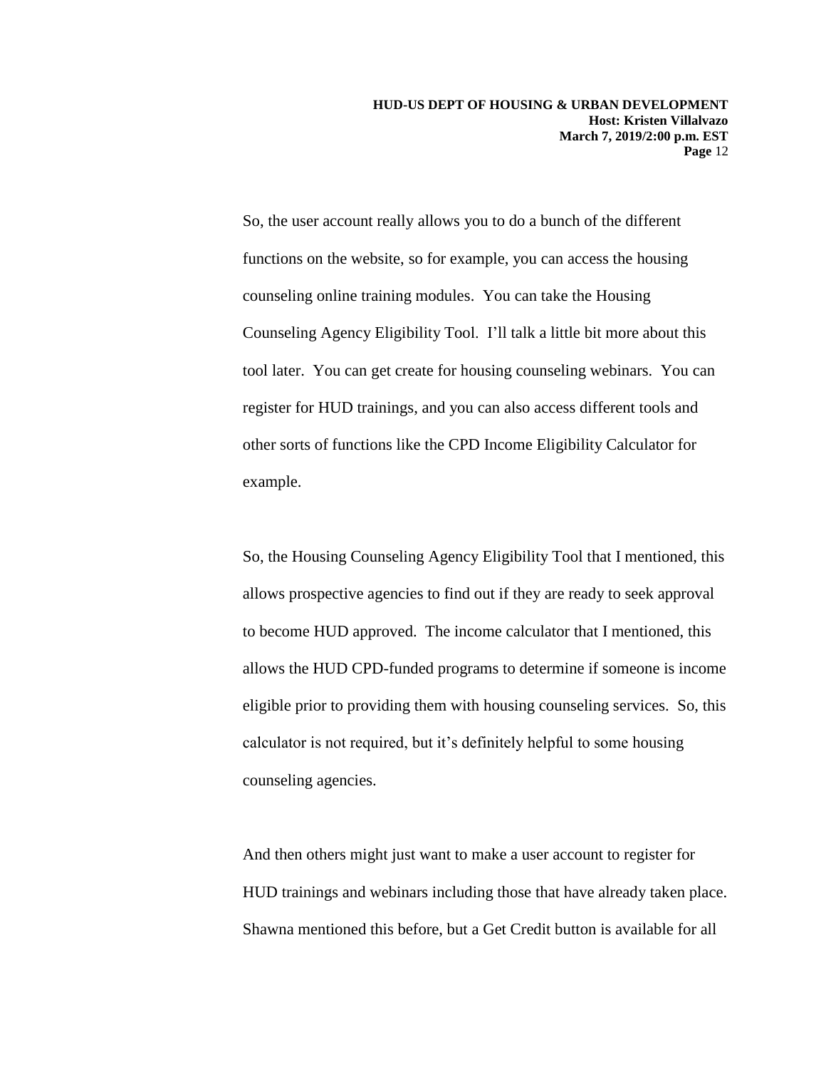So, the user account really allows you to do a bunch of the different functions on the website, so for example, you can access the housing counseling online training modules. You can take the Housing Counseling Agency Eligibility Tool. I'll talk a little bit more about this tool later. You can get create for housing counseling webinars. You can register for HUD trainings, and you can also access different tools and other sorts of functions like the CPD Income Eligibility Calculator for example.

So, the Housing Counseling Agency Eligibility Tool that I mentioned, this allows prospective agencies to find out if they are ready to seek approval to become HUD approved. The income calculator that I mentioned, this allows the HUD CPD-funded programs to determine if someone is income eligible prior to providing them with housing counseling services. So, this calculator is not required, but it's definitely helpful to some housing counseling agencies.

And then others might just want to make a user account to register for HUD trainings and webinars including those that have already taken place. Shawna mentioned this before, but a Get Credit button is available for all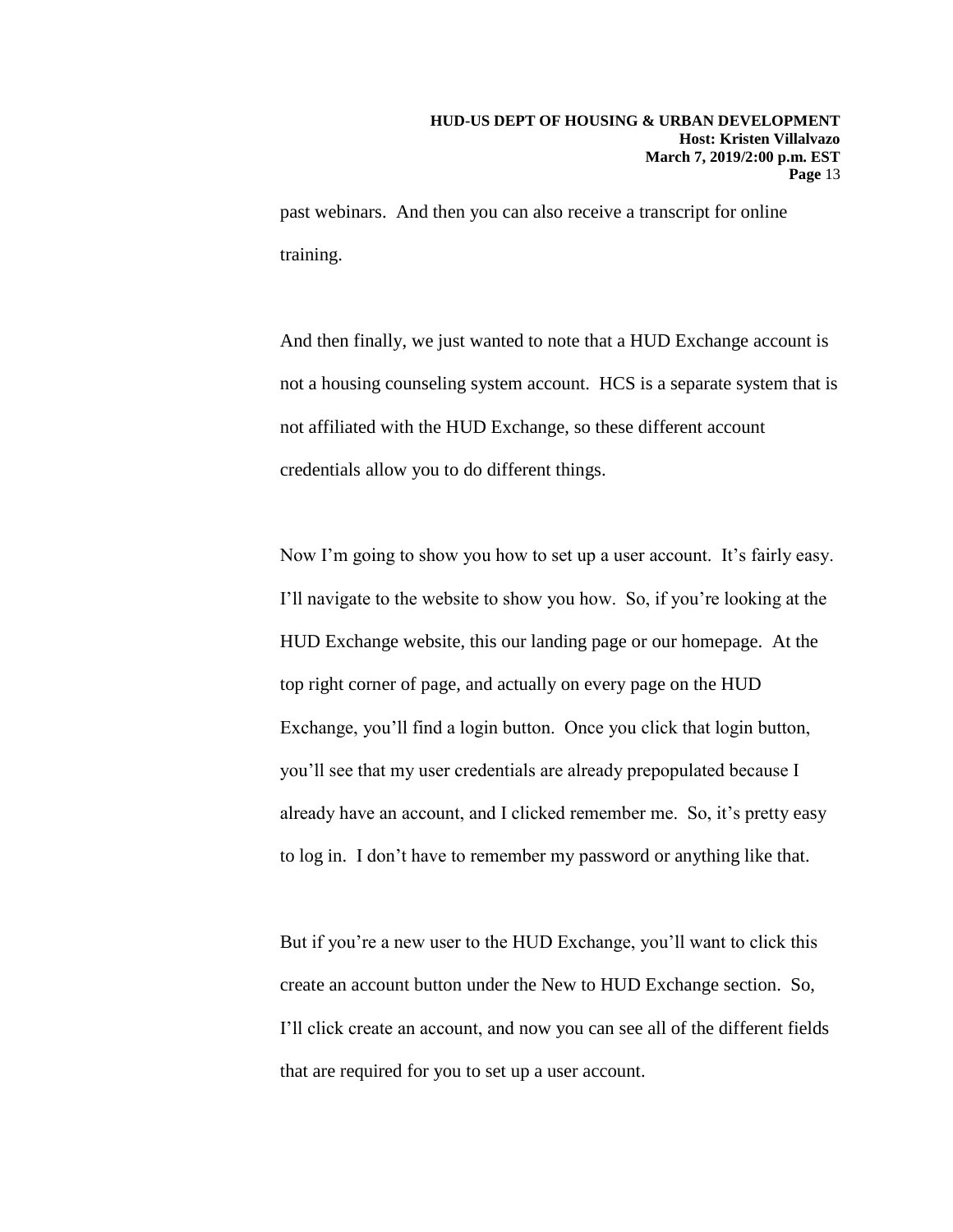past webinars. And then you can also receive a transcript for online training.

And then finally, we just wanted to note that a HUD Exchange account is not a housing counseling system account. HCS is a separate system that is not affiliated with the HUD Exchange, so these different account credentials allow you to do different things.

Now I'm going to show you how to set up a user account. It's fairly easy. I'll navigate to the website to show you how. So, if you're looking at the HUD Exchange website, this our landing page or our homepage. At the top right corner of page, and actually on every page on the HUD Exchange, you'll find a login button. Once you click that login button, you'll see that my user credentials are already prepopulated because I already have an account, and I clicked remember me. So, it's pretty easy to log in. I don't have to remember my password or anything like that.

But if you're a new user to the HUD Exchange, you'll want to click this create an account button under the New to HUD Exchange section. So, I'll click create an account, and now you can see all of the different fields that are required for you to set up a user account.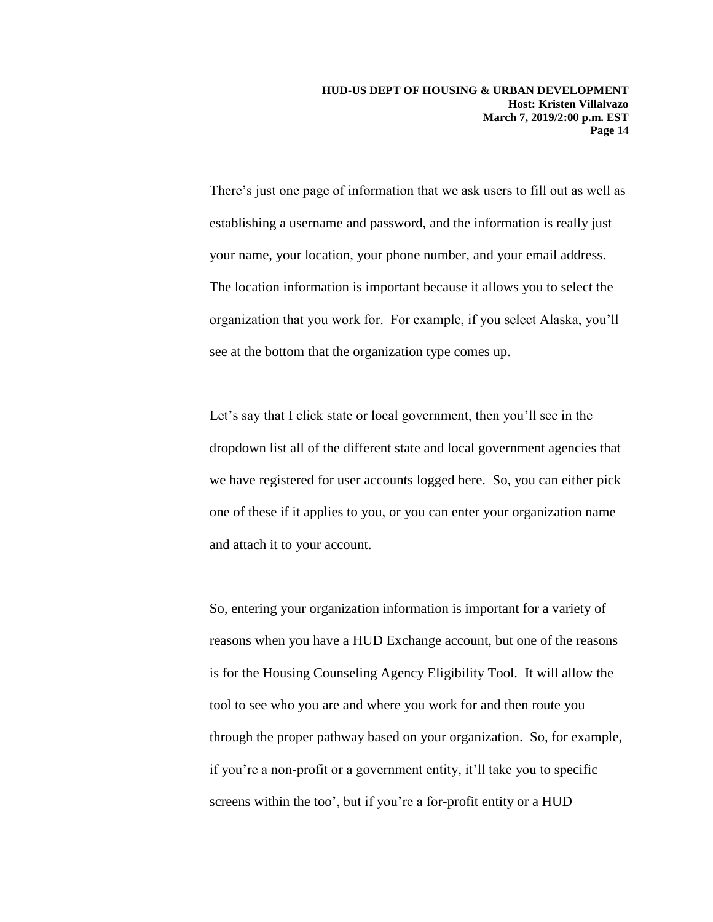There's just one page of information that we ask users to fill out as well as establishing a username and password, and the information is really just your name, your location, your phone number, and your email address. The location information is important because it allows you to select the organization that you work for. For example, if you select Alaska, you'll see at the bottom that the organization type comes up.

Let's say that I click state or local government, then you'll see in the dropdown list all of the different state and local government agencies that we have registered for user accounts logged here. So, you can either pick one of these if it applies to you, or you can enter your organization name and attach it to your account.

So, entering your organization information is important for a variety of reasons when you have a HUD Exchange account, but one of the reasons is for the Housing Counseling Agency Eligibility Tool. It will allow the tool to see who you are and where you work for and then route you through the proper pathway based on your organization. So, for example, if you're a non-profit or a government entity, it'll take you to specific screens within the too', but if you're a for-profit entity or a HUD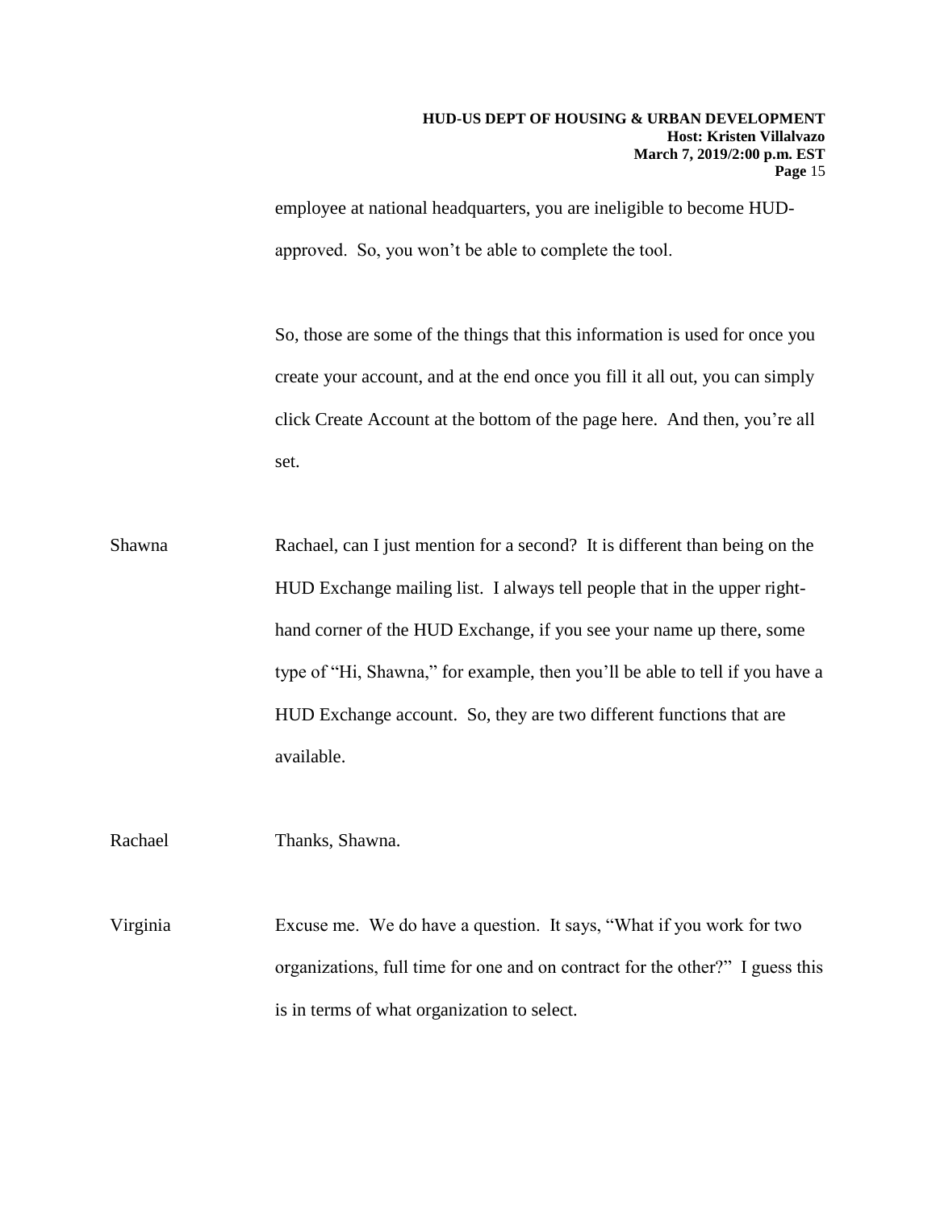employee at national headquarters, you are ineligible to become HUD-approved. So, you won't be able to complete the tool.

So, those are some of the things that this information is used for once you create your account, and at the end once you fill it all out, you can simply click Create Account at the bottom of the page here. And then, you're all set.

Shawna: Rachael, can I just mention for a second? It is different than being on the HUD Exchange mailing list. I always tell people that in the upper right-hand corner of the HUD Exchange, if you see your name up there, some type of "Hi, Shawna," for example, then you'll be able to tell if you have a HUD Exchange account. So, they are two different functions that are available.

Rachael: Thanks, Shawna.

Virginia: Excuse me. We do have a question. It says, "What if you work for two organizations, full time for one and on contract for the other?" I guess this is in terms of what organization to select.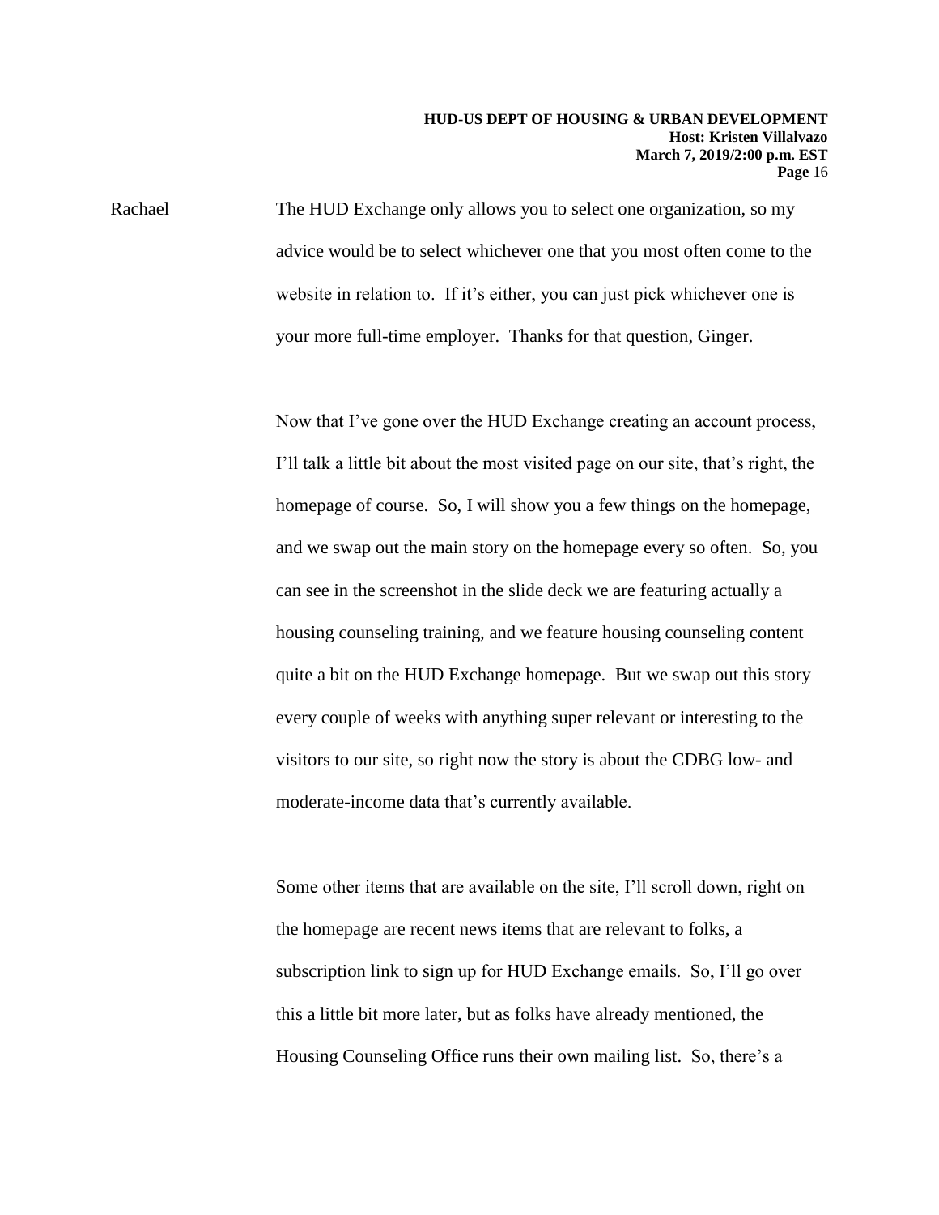Rachael The HUD Exchange only allows you to select one organization, so my advice would be to select whichever one that you most often come to the website in relation to. If it's either, you can just pick whichever one is your more full-time employer. Thanks for that question, Ginger.

Now that I've gone over the HUD Exchange creating an account process, I'll talk a little bit about the most visited page on our site, that's right, the homepage of course. So, I will show you a few things on the homepage, and we swap out the main story on the homepage every so often. So, you can see in the screenshot in the slide deck we are featuring actually a housing counseling training, and we feature housing counseling content quite a bit on the HUD Exchange homepage. But we swap out this story every couple of weeks with anything super relevant or interesting to the visitors to our site, so right now the story is about the CDBG low- and moderate-income data that's currently available.

Some other items that are available on the site, I'll scroll down, right on the homepage are recent news items that are relevant to folks, a subscription link to sign up for HUD Exchange emails. So, I'll go over this a little bit more later, but as folks have already mentioned, the Housing Counseling Office runs their own mailing list. So, there's a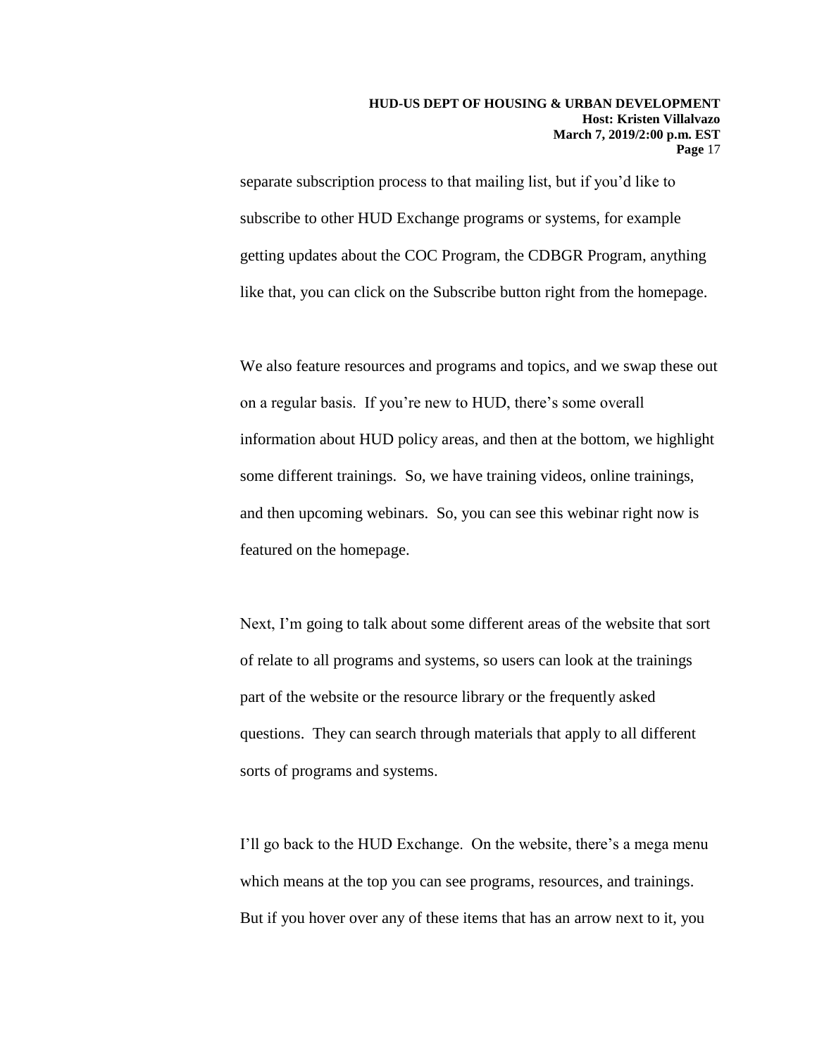separate subscription process to that mailing list, but if you'd like to subscribe to other HUD Exchange programs or systems, for example getting updates about the COC Program, the CDBGR Program, anything like that, you can click on the Subscribe button right from the homepage.

We also feature resources and programs and topics, and we swap these out on a regular basis. If you're new to HUD, there's some overall information about HUD policy areas, and then at the bottom, we highlight some different trainings. So, we have training videos, online trainings, and then upcoming webinars. So, you can see this webinar right now is featured on the homepage.

Next, I'm going to talk about some different areas of the website that sort of relate to all programs and systems, so users can look at the trainings part of the website or the resource library or the frequently asked questions. They can search through materials that apply to all different sorts of programs and systems.

I'll go back to the HUD Exchange. On the website, there's a mega menu which means at the top you can see programs, resources, and trainings. But if you hover over any of these items that has an arrow next to it, you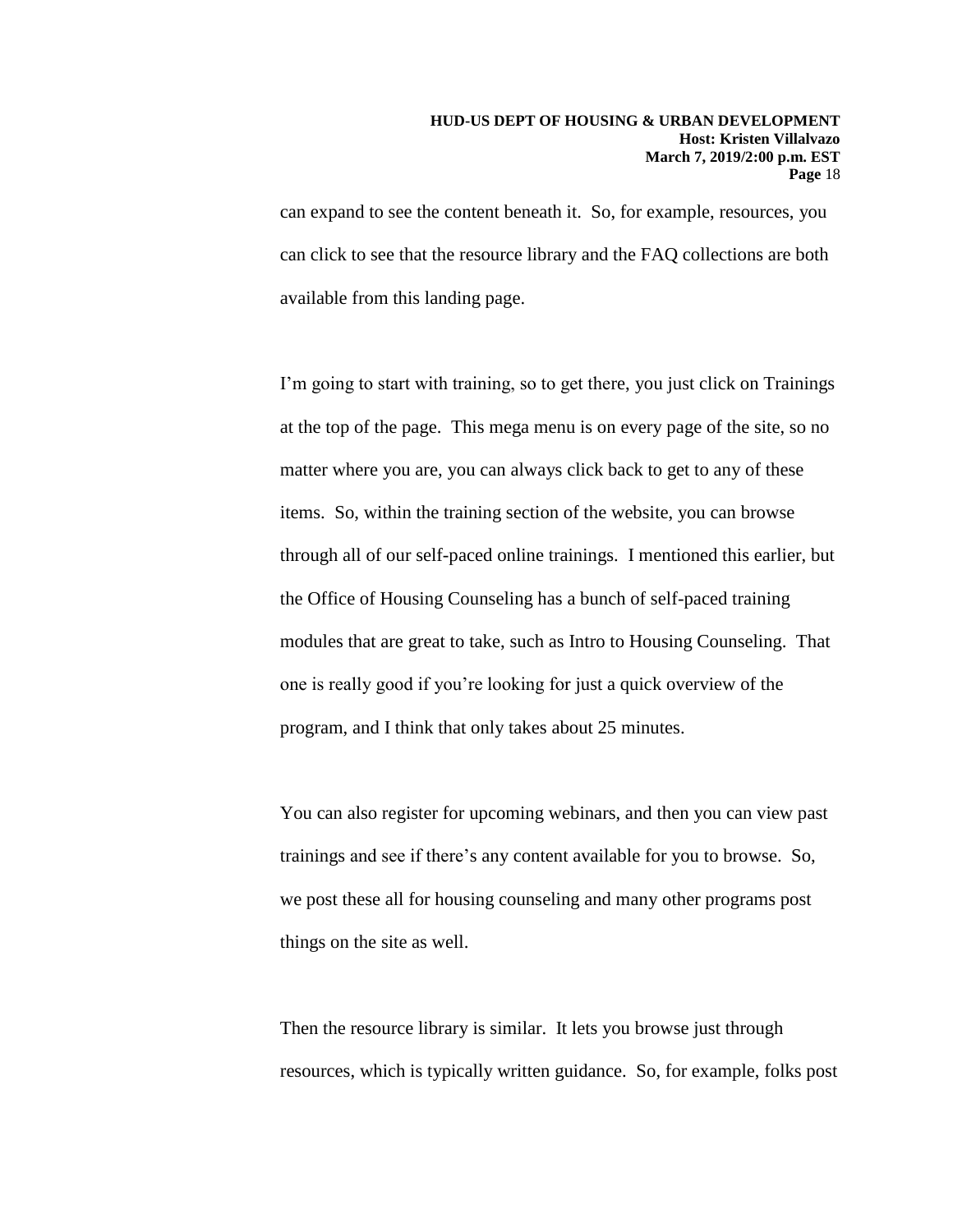can expand to see the content beneath it. So, for example, resources, you can click to see that the resource library and the FAQ collections are both available from this landing page.

I'm going to start with training, so to get there, you just click on Trainings at the top of the page. This mega menu is on every page of the site, so no matter where you are, you can always click back to get to any of these items. So, within the training section of the website, you can browse through all of our self-paced online trainings. I mentioned this earlier, but the Office of Housing Counseling has a bunch of self-paced training modules that are great to take, such as Intro to Housing Counseling. That one is really good if you're looking for just a quick overview of the program, and I think that only takes about 25 minutes.

You can also register for upcoming webinars, and then you can view past trainings and see if there's any content available for you to browse. So, we post these all for housing counseling and many other programs post things on the site as well.

Then the resource library is similar. It lets you browse just through resources, which is typically written guidance. So, for example, folks post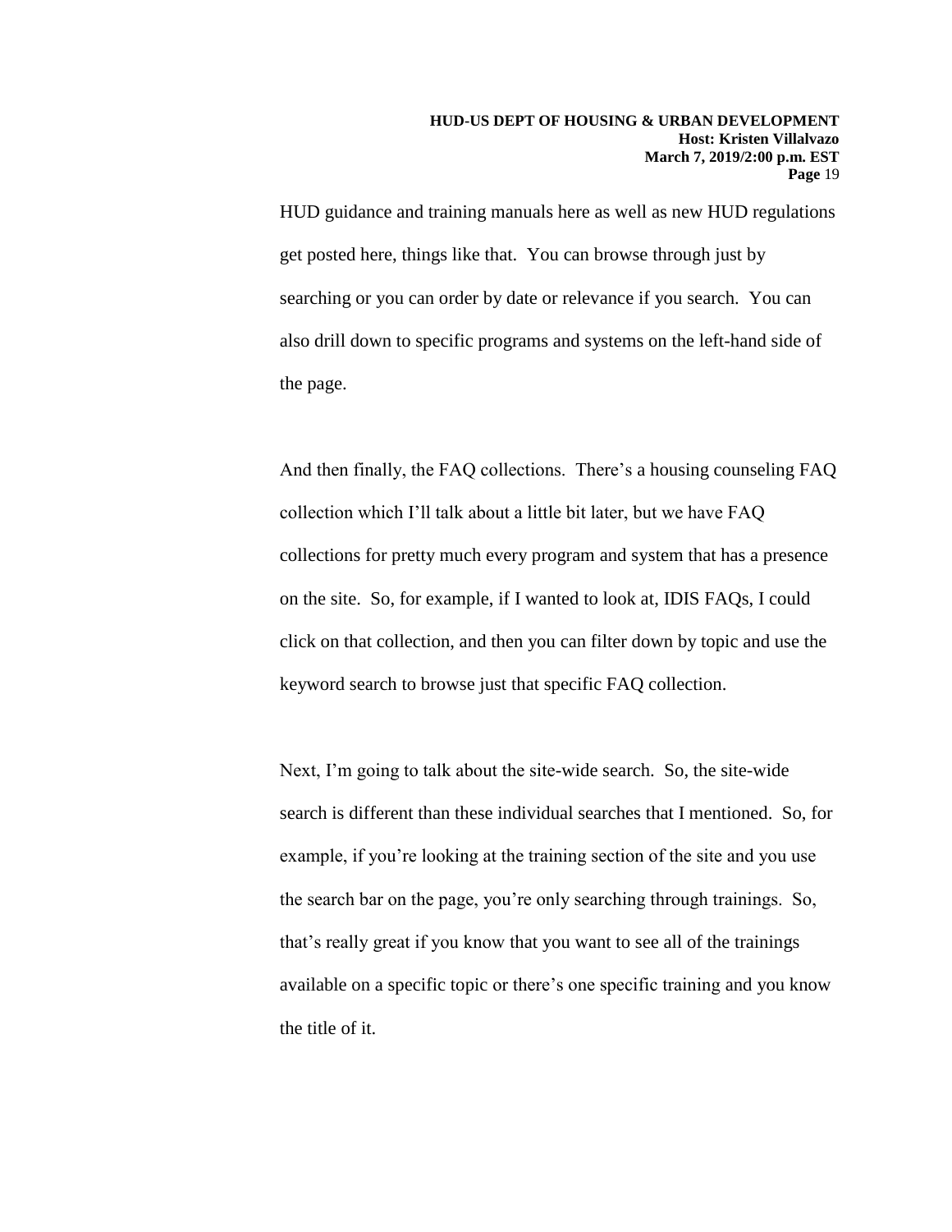HUD guidance and training manuals here as well as new HUD regulations get posted here, things like that. You can browse through just by searching or you can order by date or relevance if you search. You can also drill down to specific programs and systems on the left-hand side of the page.

And then finally, the FAQ collections. There's a housing counseling FAQ collection which I'll talk about a little bit later, but we have FAQ collections for pretty much every program and system that has a presence on the site. So, for example, if I wanted to look at, IDIS FAQs, I could click on that collection, and then you can filter down by topic and use the keyword search to browse just that specific FAQ collection.

Next, I'm going to talk about the site-wide search. So, the site-wide search is different than these individual searches that I mentioned. So, for example, if you're looking at the training section of the site and you use the search bar on the page, you're only searching through trainings. So, that's really great if you know that you want to see all of the trainings available on a specific topic or there's one specific training and you know the title of it.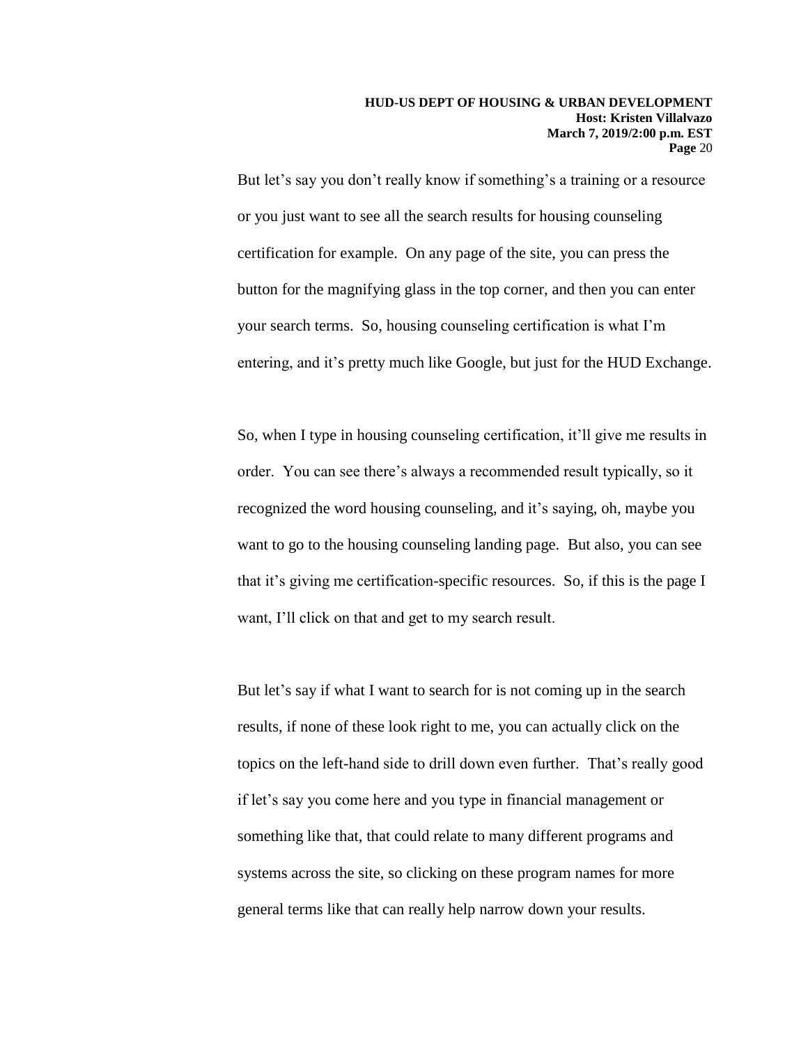But let's say you don't really know if something's a training or a resource or you just want to see all the search results for housing counseling certification for example. On any page of the site, you can press the button for the magnifying glass in the top corner, and then you can enter your search terms. So, housing counseling certification is what I'm entering, and it's pretty much like Google, but just for the HUD Exchange.

So, when I type in housing counseling certification, it'll give me results in order. You can see there's always a recommended result typically, so it recognized the word housing counseling, and it's saying, oh, maybe you want to go to the housing counseling landing page. But also, you can see that it's giving me certification-specific resources. So, if this is the page I want, I'll click on that and get to my search result.

But let's say if what I want to search for is not coming up in the search results, if none of these look right to me, you can actually click on the topics on the left-hand side to drill down even further. That's really good if let's say you come here and you type in financial management or something like that, that could relate to many different programs and systems across the site, so clicking on these program names for more general terms like that can really help narrow down your results.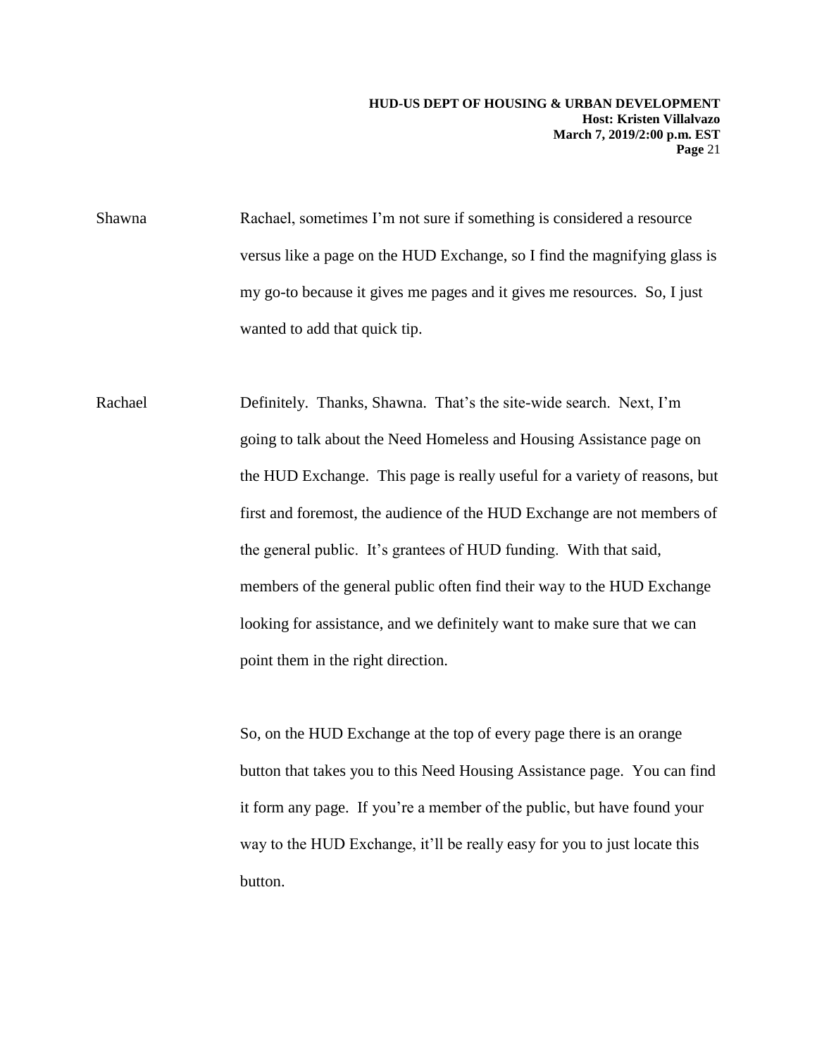Shawna Rachael, sometimes I'm not sure if something is considered a resource versus like a page on the HUD Exchange, so I find the magnifying glass is my go-to because it gives me pages and it gives me resources. So, I just wanted to add that quick tip.

Rachael Definitely. Thanks, Shawna. That's the site-wide search. Next, I'm going to talk about the Need Homeless and Housing Assistance page on the HUD Exchange. This page is really useful for a variety of reasons, but first and foremost, the audience of the HUD Exchange are not members of the general public. It's grantees of HUD funding. With that said, members of the general public often find their way to the HUD Exchange looking for assistance, and we definitely want to make sure that we can point them in the right direction.

So, on the HUD Exchange at the top of every page there is an orange button that takes you to this Need Housing Assistance page. You can find it form any page. If you're a member of the public, but have found your way to the HUD Exchange, it'll be really easy for you to just locate this button.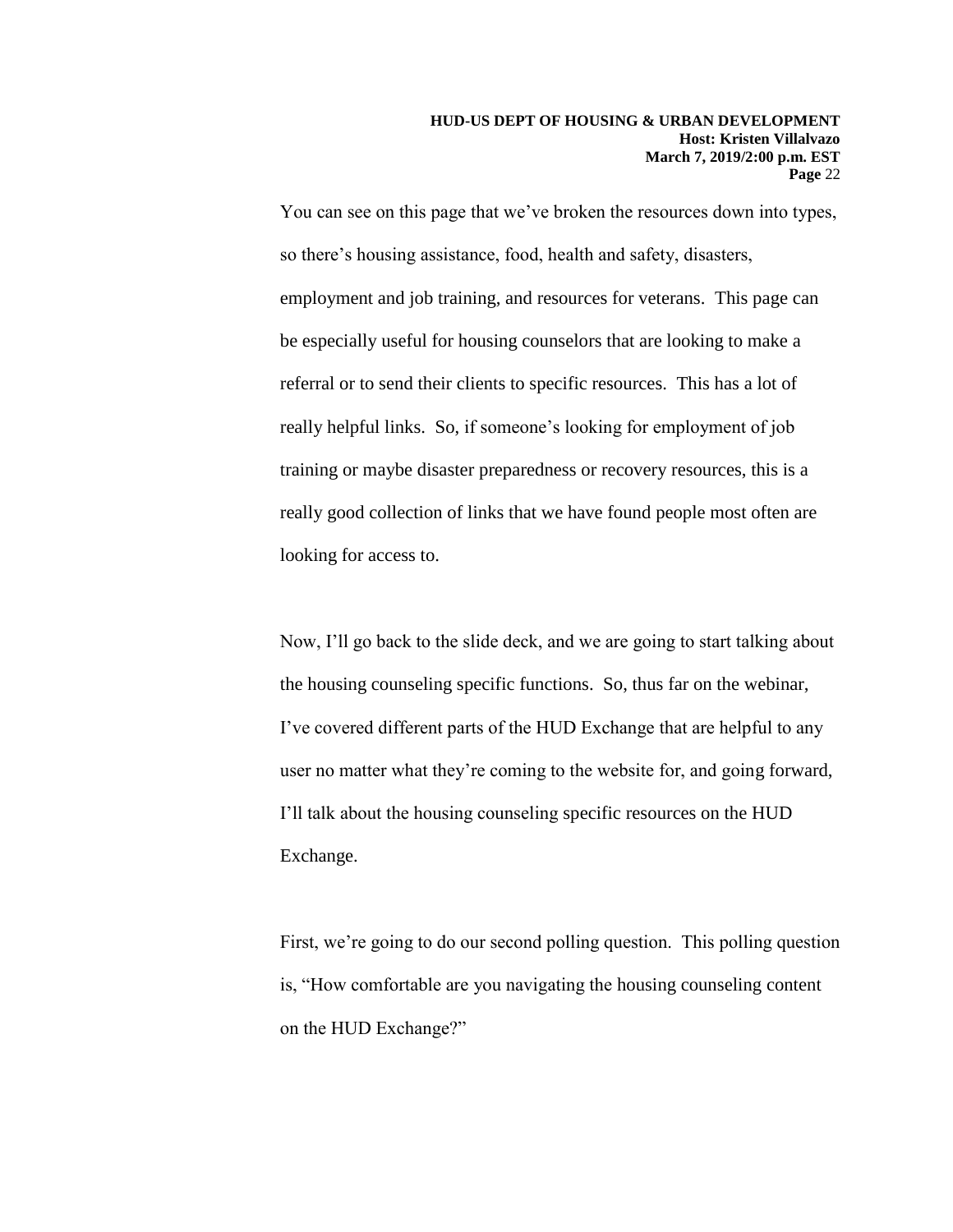You can see on this page that we've broken the resources down into types, so there's housing assistance, food, health and safety, disasters, employment and job training, and resources for veterans. This page can be especially useful for housing counselors that are looking to make a referral or to send their clients to specific resources. This has a lot of really helpful links. So, if someone's looking for employment of job training or maybe disaster preparedness or recovery resources, this is a really good collection of links that we have found people most often are looking for access to.

Now, I'll go back to the slide deck, and we are going to start talking about the housing counseling specific functions. So, thus far on the webinar, I've covered different parts of the HUD Exchange that are helpful to any user no matter what they're coming to the website for, and going forward, I'll talk about the housing counseling specific resources on the HUD Exchange.

First, we're going to do our second polling question. This polling question is, "How comfortable are you navigating the housing counseling content on the HUD Exchange?"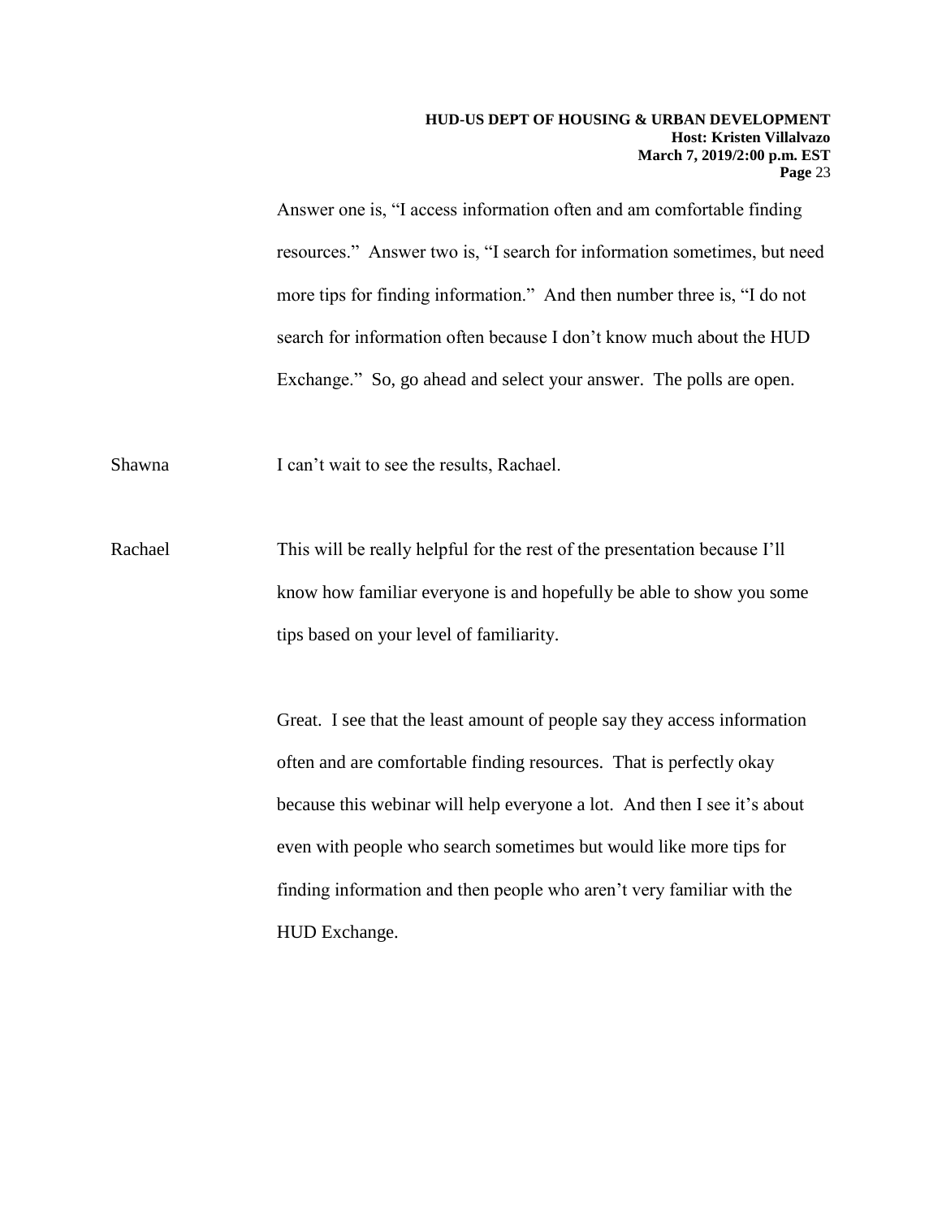Answer one is, "I access information often and am comfortable finding resources." Answer two is, "I search for information sometimes, but need more tips for finding information." And then number three is, "I do not search for information often because I don't know much about the HUD Exchange." So, go ahead and select your answer. The polls are open.

Shawna I can't wait to see the results, Rachael.

Rachael This will be really helpful for the rest of the presentation because I'll know how familiar everyone is and hopefully be able to show you some tips based on your level of familiarity.

Great. I see that the least amount of people say they access information often and are comfortable finding resources. That is perfectly okay because this webinar will help everyone a lot. And then I see it's about even with people who search sometimes but would like more tips for finding information and then people who aren't very familiar with the HUD Exchange.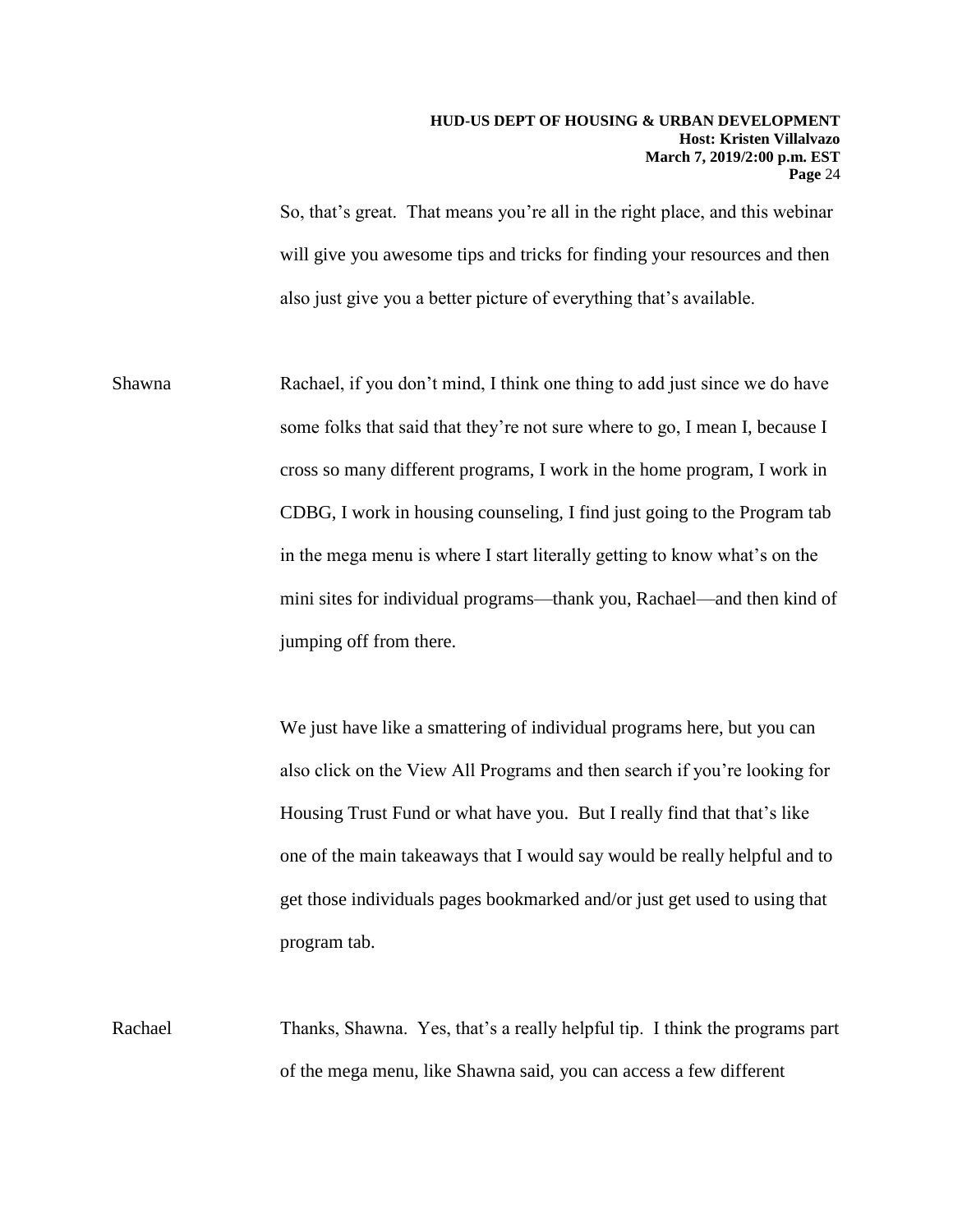So, that's great. That means you're all in the right place, and this webinar will give you awesome tips and tricks for finding your resources and then also just give you a better picture of everything that's available.

Shawna Rachael, if you don't mind, I think one thing to add just since we do have some folks that said that they're not sure where to go, I mean I, because I cross so many different programs, I work in the home program, I work in CDBG, I work in housing counseling, I find just going to the Program tab in the mega menu is where I start literally getting to know what's on the mini sites for individual programs—thank you, Rachael—and then kind of jumping off from there.

We just have like a smattering of individual programs here, but you can also click on the View All Programs and then search if you're looking for Housing Trust Fund or what have you. But I really find that that's like one of the main takeaways that I would say would be really helpful and to get those individuals pages bookmarked and/or just get used to using that program tab.

Rachael Thanks, Shawna. Yes, that's a really helpful tip. I think the programs part of the mega menu, like Shawna said, you can access a few different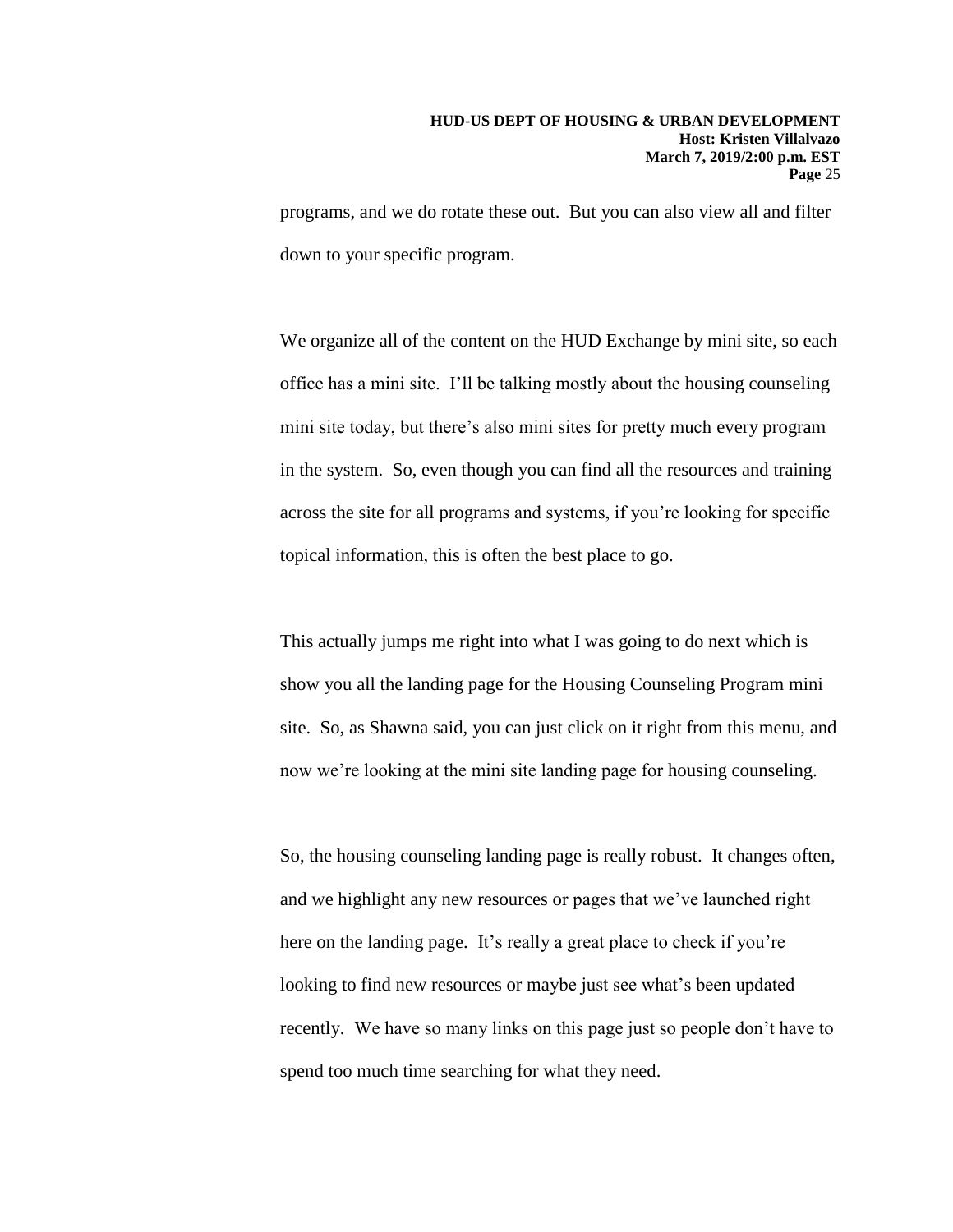programs, and we do rotate these out. But you can also view all and filter down to your specific program.

We organize all of the content on the HUD Exchange by mini site, so each office has a mini site. I'll be talking mostly about the housing counseling mini site today, but there's also mini sites for pretty much every program in the system. So, even though you can find all the resources and training across the site for all programs and systems, if you're looking for specific topical information, this is often the best place to go.

This actually jumps me right into what I was going to do next which is show you all the landing page for the Housing Counseling Program mini site. So, as Shawna said, you can just click on it right from this menu, and now we're looking at the mini site landing page for housing counseling.

So, the housing counseling landing page is really robust. It changes often, and we highlight any new resources or pages that we've launched right here on the landing page. It's really a great place to check if you're looking to find new resources or maybe just see what's been updated recently. We have so many links on this page just so people don't have to spend too much time searching for what they need.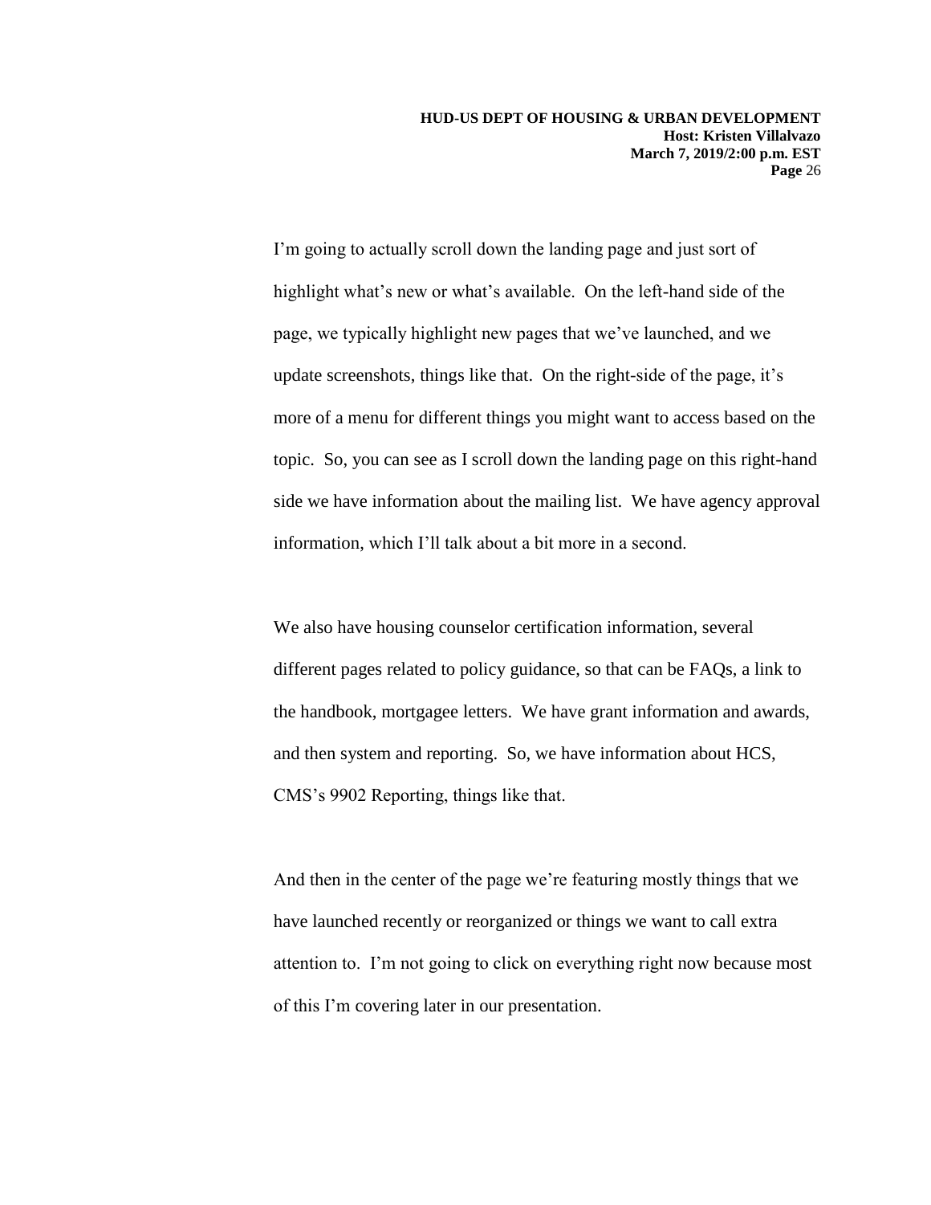I'm going to actually scroll down the landing page and just sort of highlight what's new or what's available. On the left-hand side of the page, we typically highlight new pages that we've launched, and we update screenshots, things like that. On the right-side of the page, it's more of a menu for different things you might want to access based on the topic. So, you can see as I scroll down the landing page on this right-hand side we have information about the mailing list. We have agency approval information, which I'll talk about a bit more in a second.

We also have housing counselor certification information, several different pages related to policy guidance, so that can be FAQs, a link to the handbook, mortgagee letters. We have grant information and awards, and then system and reporting. So, we have information about HCS, CMS's 9902 Reporting, things like that.

And then in the center of the page we're featuring mostly things that we have launched recently or reorganized or things we want to call extra attention to. I'm not going to click on everything right now because most of this I'm covering later in our presentation.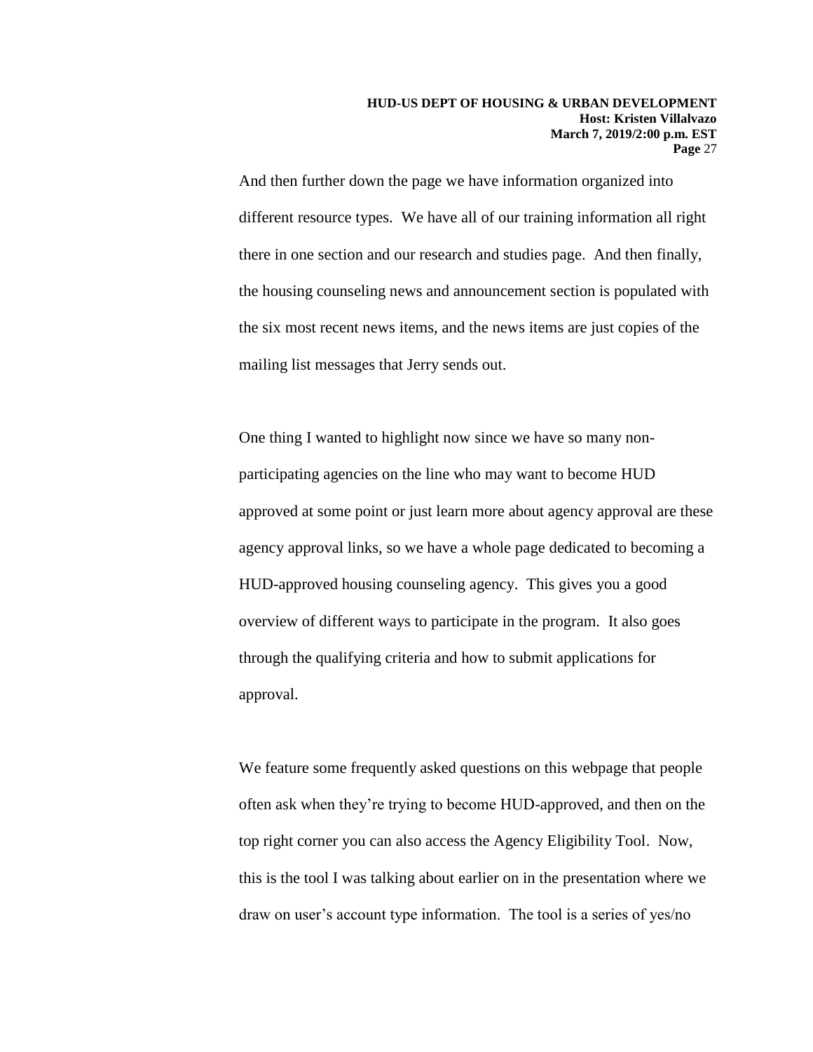And then further down the page we have information organized into different resource types. We have all of our training information all right there in one section and our research and studies page. And then finally, the housing counseling news and announcement section is populated with the six most recent news items, and the news items are just copies of the mailing list messages that Jerry sends out.

One thing I wanted to highlight now since we have so many non-participating agencies on the line who may want to become HUD approved at some point or just learn more about agency approval are these agency approval links, so we have a whole page dedicated to becoming a HUD-approved housing counseling agency. This gives you a good overview of different ways to participate in the program. It also goes through the qualifying criteria and how to submit applications for approval.

We feature some frequently asked questions on this webpage that people often ask when they're trying to become HUD-approved, and then on the top right corner you can also access the Agency Eligibility Tool. Now, this is the tool I was talking about earlier on in the presentation where we draw on user's account type information. The tool is a series of yes/no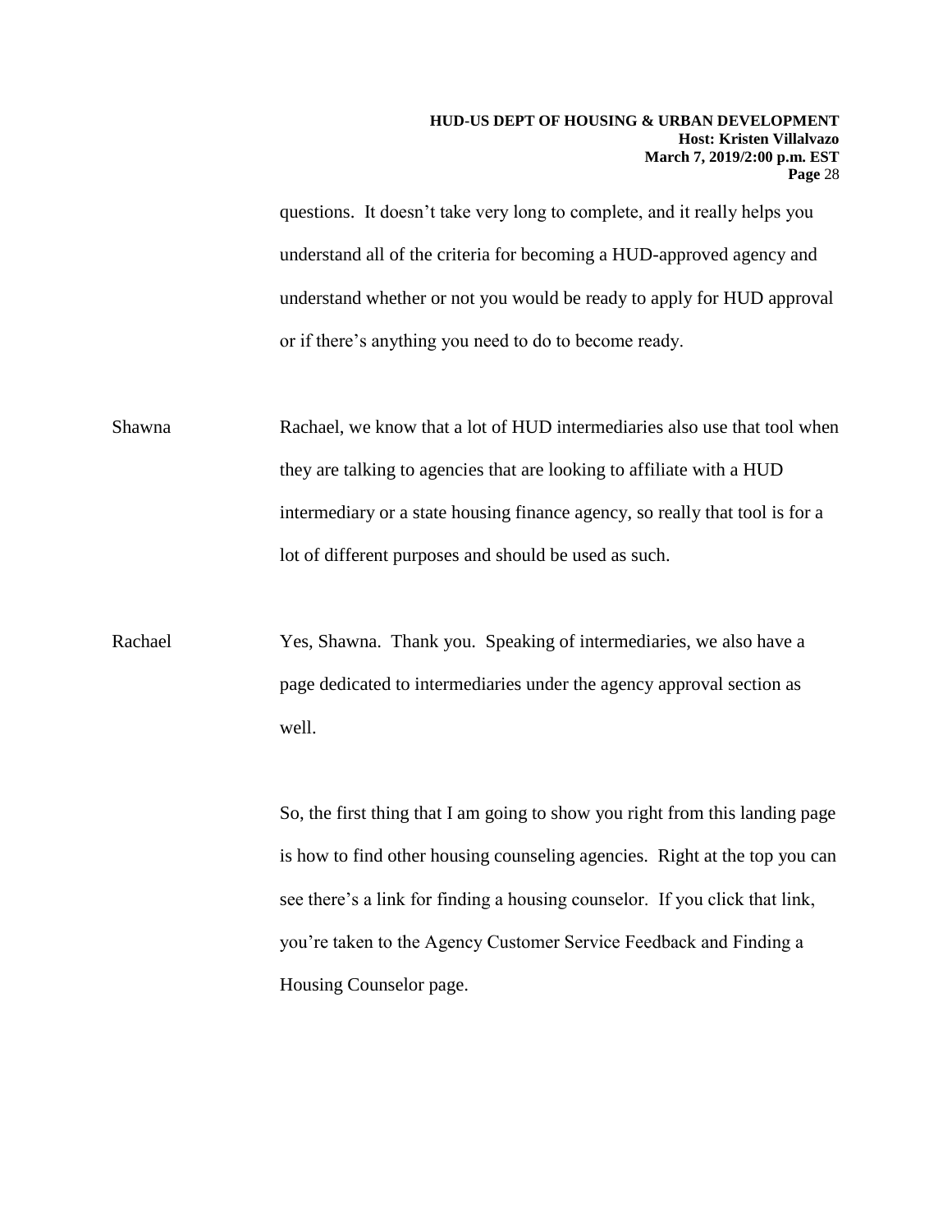questions. It doesn't take very long to complete, and it really helps you understand all of the criteria for becoming a HUD-approved agency and understand whether or not you would be ready to apply for HUD approval or if there's anything you need to do to become ready.

Shawna Rachael, we know that a lot of HUD intermediaries also use that tool when they are talking to agencies that are looking to affiliate with a HUD intermediary or a state housing finance agency, so really that tool is for a lot of different purposes and should be used as such.

Rachael Yes, Shawna. Thank you. Speaking of intermediaries, we also have a page dedicated to intermediaries under the agency approval section as well.

So, the first thing that I am going to show you right from this landing page is how to find other housing counseling agencies. Right at the top you can see there's a link for finding a housing counselor. If you click that link, you're taken to the Agency Customer Service Feedback and Finding a Housing Counselor page.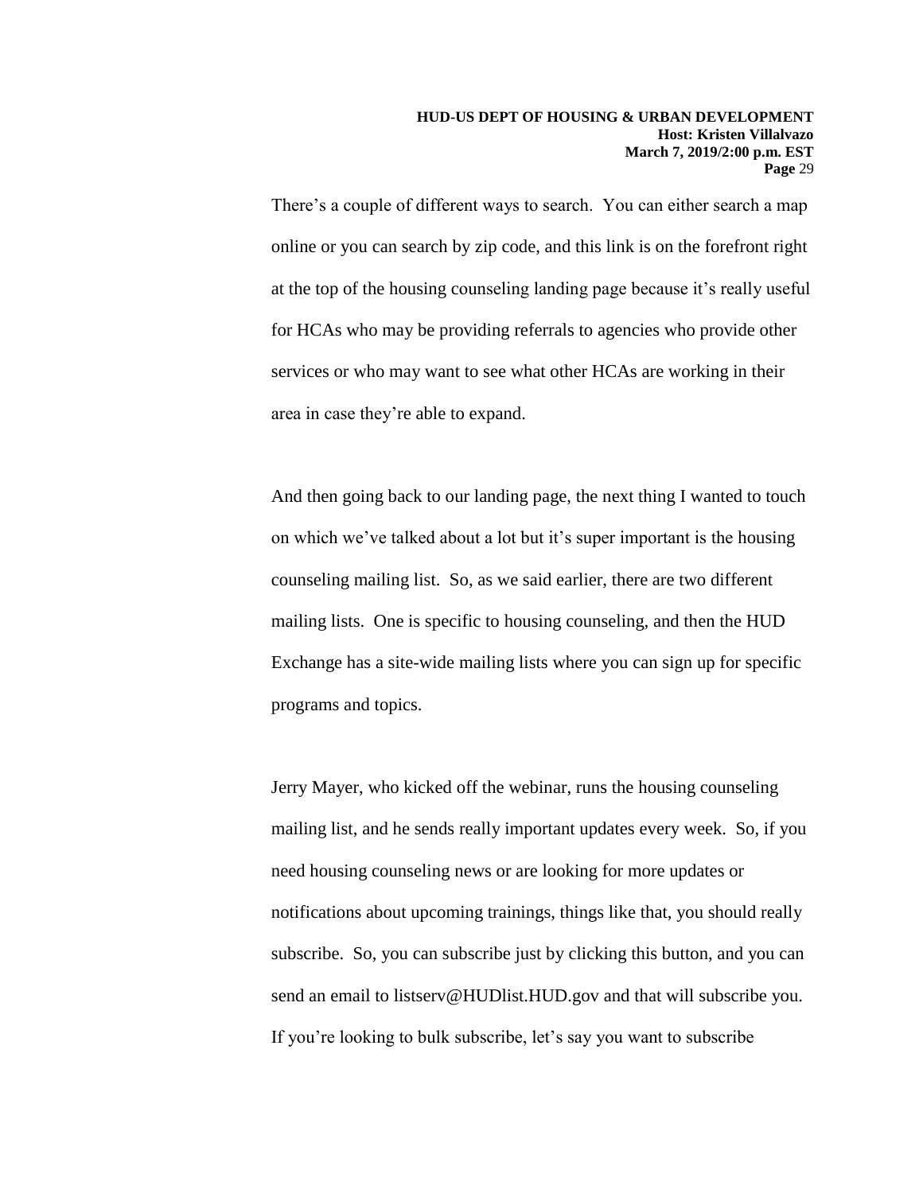There's a couple of different ways to search. You can either search a map online or you can search by zip code, and this link is on the forefront right at the top of the housing counseling landing page because it's really useful for HCAs who may be providing referrals to agencies who provide other services or who may want to see what other HCAs are working in their area in case they're able to expand.

And then going back to our landing page, the next thing I wanted to touch on which we've talked about a lot but it's super important is the housing counseling mailing list. So, as we said earlier, there are two different mailing lists. One is specific to housing counseling, and then the HUD Exchange has a site-wide mailing lists where you can sign up for specific programs and topics.

Jerry Mayer, who kicked off the webinar, runs the housing counseling mailing list, and he sends really important updates every week. So, if you need housing counseling news or are looking for more updates or notifications about upcoming trainings, things like that, you should really subscribe. So, you can subscribe just by clicking this button, and you can send an email to listserv@HUDlist.HUD.gov and that will subscribe you. If you're looking to bulk subscribe, let's say you want to subscribe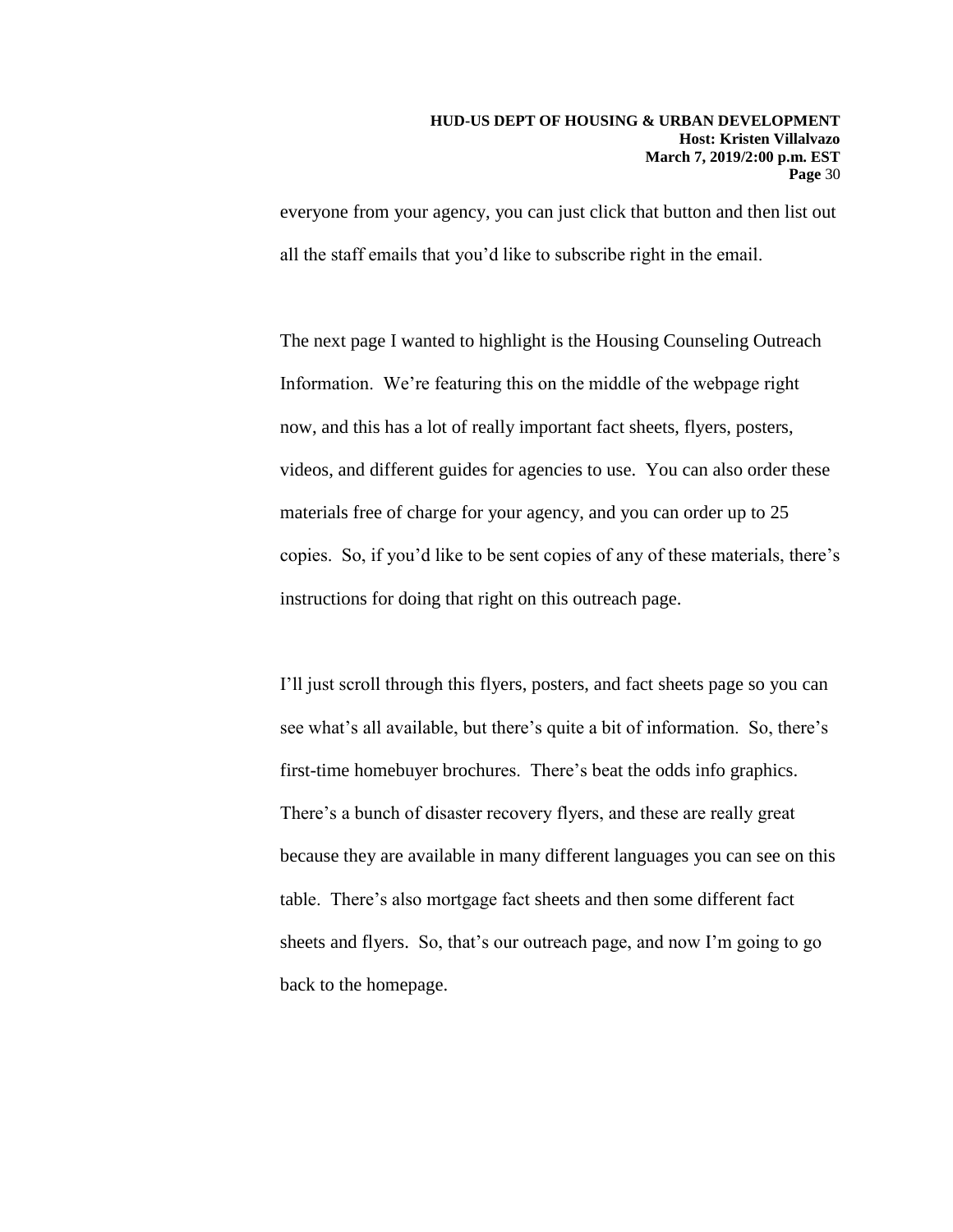everyone from your agency, you can just click that button and then list out all the staff emails that you'd like to subscribe right in the email.

The next page I wanted to highlight is the Housing Counseling Outreach Information. We're featuring this on the middle of the webpage right now, and this has a lot of really important fact sheets, flyers, posters, videos, and different guides for agencies to use. You can also order these materials free of charge for your agency, and you can order up to 25 copies. So, if you'd like to be sent copies of any of these materials, there's instructions for doing that right on this outreach page.

I'll just scroll through this flyers, posters, and fact sheets page so you can see what's all available, but there's quite a bit of information. So, there's first-time homebuyer brochures. There's beat the odds info graphics. There's a bunch of disaster recovery flyers, and these are really great because they are available in many different languages you can see on this table. There's also mortgage fact sheets and then some different fact sheets and flyers. So, that's our outreach page, and now I'm going to go back to the homepage.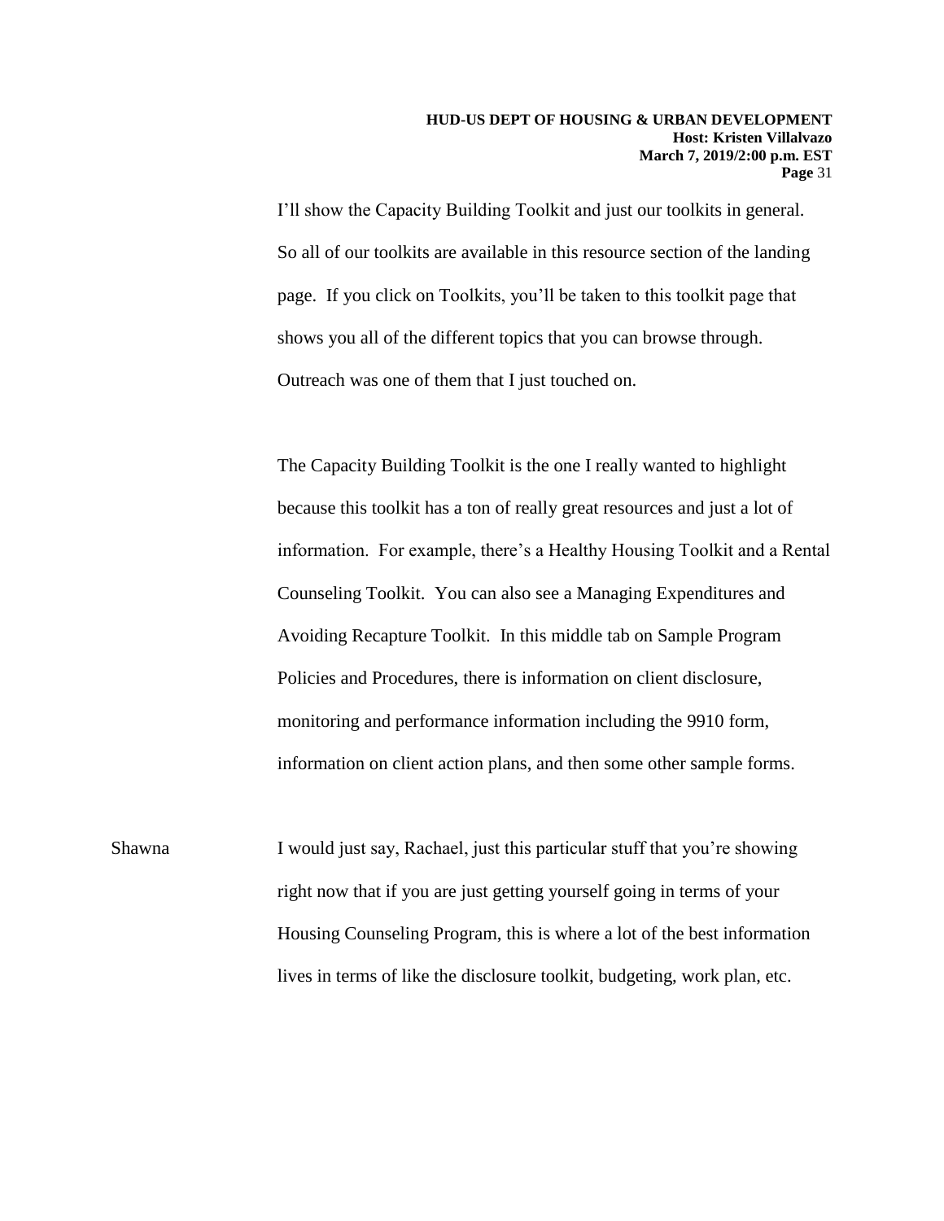I'll show the Capacity Building Toolkit and just our toolkits in general. So all of our toolkits are available in this resource section of the landing page. If you click on Toolkits, you'll be taken to this toolkit page that shows you all of the different topics that you can browse through. Outreach was one of them that I just touched on.

The Capacity Building Toolkit is the one I really wanted to highlight because this toolkit has a ton of really great resources and just a lot of information. For example, there's a Healthy Housing Toolkit and a Rental Counseling Toolkit. You can also see a Managing Expenditures and Avoiding Recapture Toolkit. In this middle tab on Sample Program Policies and Procedures, there is information on client disclosure, monitoring and performance information including the 9910 form, information on client action plans, and then some other sample forms.

Shawna I would just say, Rachael, just this particular stuff that you're showing right now that if you are just getting yourself going in terms of your Housing Counseling Program, this is where a lot of the best information lives in terms of like the disclosure toolkit, budgeting, work plan, etc.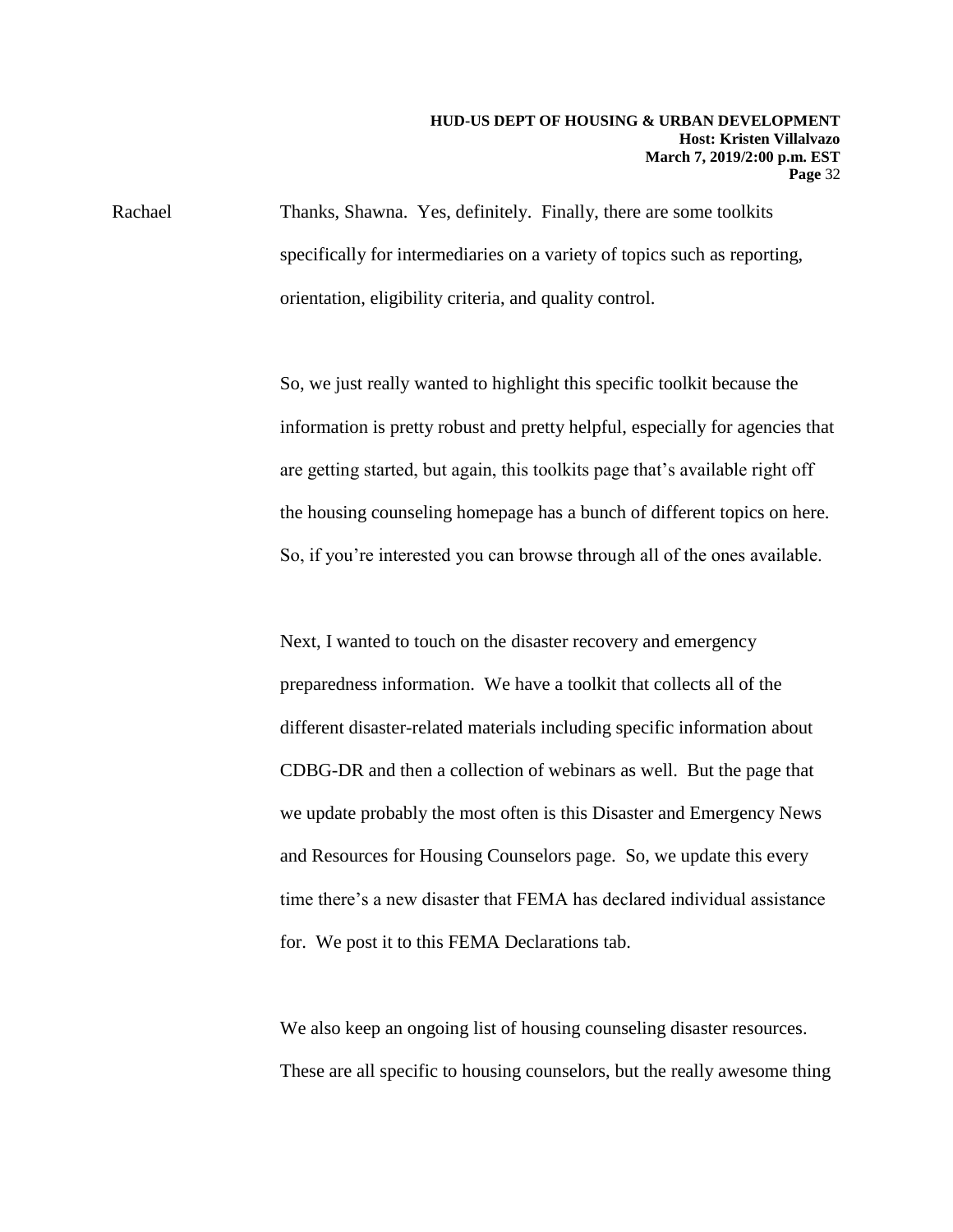Rachael Thanks, Shawna. Yes, definitely. Finally, there are some toolkits specifically for intermediaries on a variety of topics such as reporting, orientation, eligibility criteria, and quality control.

So, we just really wanted to highlight this specific toolkit because the information is pretty robust and pretty helpful, especially for agencies that are getting started, but again, this toolkits page that's available right off the housing counseling homepage has a bunch of different topics on here. So, if you're interested you can browse through all of the ones available.

Next, I wanted to touch on the disaster recovery and emergency preparedness information. We have a toolkit that collects all of the different disaster-related materials including specific information about CDBG-DR and then a collection of webinars as well. But the page that we update probably the most often is this Disaster and Emergency News and Resources for Housing Counselors page. So, we update this every time there's a new disaster that FEMA has declared individual assistance for. We post it to this FEMA Declarations tab.

We also keep an ongoing list of housing counseling disaster resources. These are all specific to housing counselors, but the really awesome thing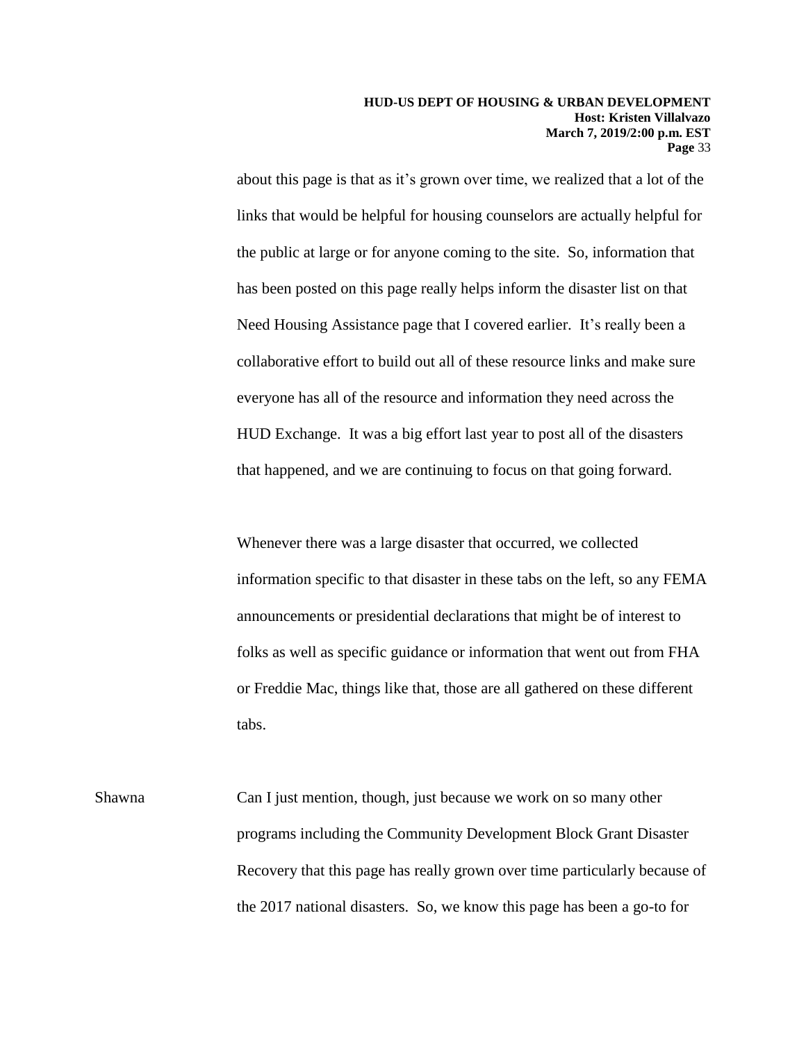about this page is that as it's grown over time, we realized that a lot of the links that would be helpful for housing counselors are actually helpful for the public at large or for anyone coming to the site. So, information that has been posted on this page really helps inform the disaster list on that Need Housing Assistance page that I covered earlier. It's really been a collaborative effort to build out all of these resource links and make sure everyone has all of the resource and information they need across the HUD Exchange. It was a big effort last year to post all of the disasters that happened, and we are continuing to focus on that going forward.

Whenever there was a large disaster that occurred, we collected information specific to that disaster in these tabs on the left, so any FEMA announcements or presidential declarations that might be of interest to folks as well as specific guidance or information that went out from FHA or Freddie Mac, things like that, those are all gathered on these different tabs.

Shawna Can I just mention, though, just because we work on so many other programs including the Community Development Block Grant Disaster Recovery that this page has really grown over time particularly because of the 2017 national disasters. So, we know this page has been a go-to for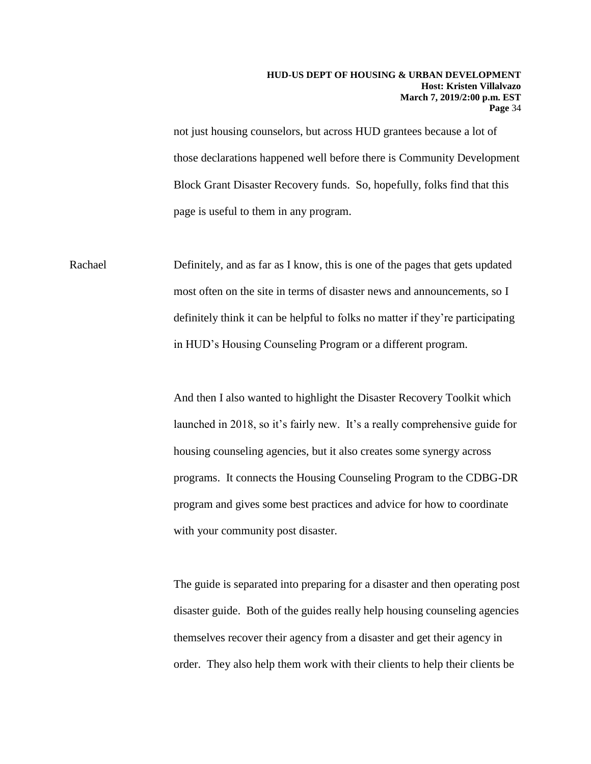not just housing counselors, but across HUD grantees because a lot of those declarations happened well before there is Community Development Block Grant Disaster Recovery funds. So, hopefully, folks find that this page is useful to them in any program.

Rachael Definitely, and as far as I know, this is one of the pages that gets updated most often on the site in terms of disaster news and announcements, so I definitely think it can be helpful to folks no matter if they're participating in HUD's Housing Counseling Program or a different program.

And then I also wanted to highlight the Disaster Recovery Toolkit which launched in 2018, so it's fairly new. It's a really comprehensive guide for housing counseling agencies, but it also creates some synergy across programs. It connects the Housing Counseling Program to the CDBG-DR program and gives some best practices and advice for how to coordinate with your community post disaster.

The guide is separated into preparing for a disaster and then operating post disaster guide. Both of the guides really help housing counseling agencies themselves recover their agency from a disaster and get their agency in order. They also help them work with their clients to help their clients be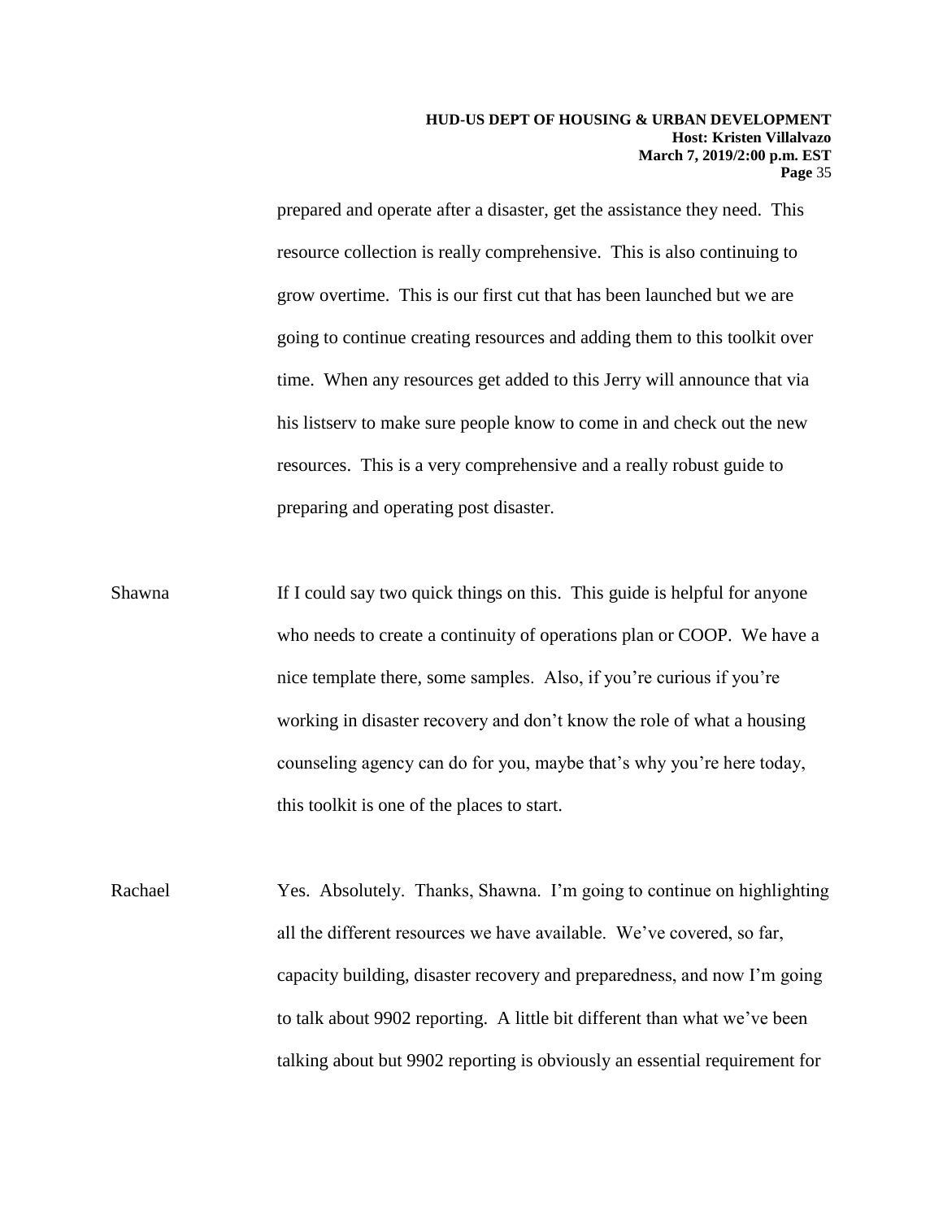prepared and operate after a disaster, get the assistance they need. This resource collection is really comprehensive. This is also continuing to grow overtime. This is our first cut that has been launched but we are going to continue creating resources and adding them to this toolkit over time. When any resources get added to this Jerry will announce that via his listserv to make sure people know to come in and check out the new resources. This is a very comprehensive and a really robust guide to preparing and operating post disaster.

Shawna If I could say two quick things on this. This guide is helpful for anyone who needs to create a continuity of operations plan or COOP. We have a nice template there, some samples. Also, if you're curious if you're working in disaster recovery and don't know the role of what a housing counseling agency can do for you, maybe that's why you're here today, this toolkit is one of the places to start.

Rachael Yes. Absolutely. Thanks, Shawna. I'm going to continue on highlighting all the different resources we have available. We've covered, so far, capacity building, disaster recovery and preparedness, and now I'm going to talk about 9902 reporting. A little bit different than what we've been talking about but 9902 reporting is obviously an essential requirement for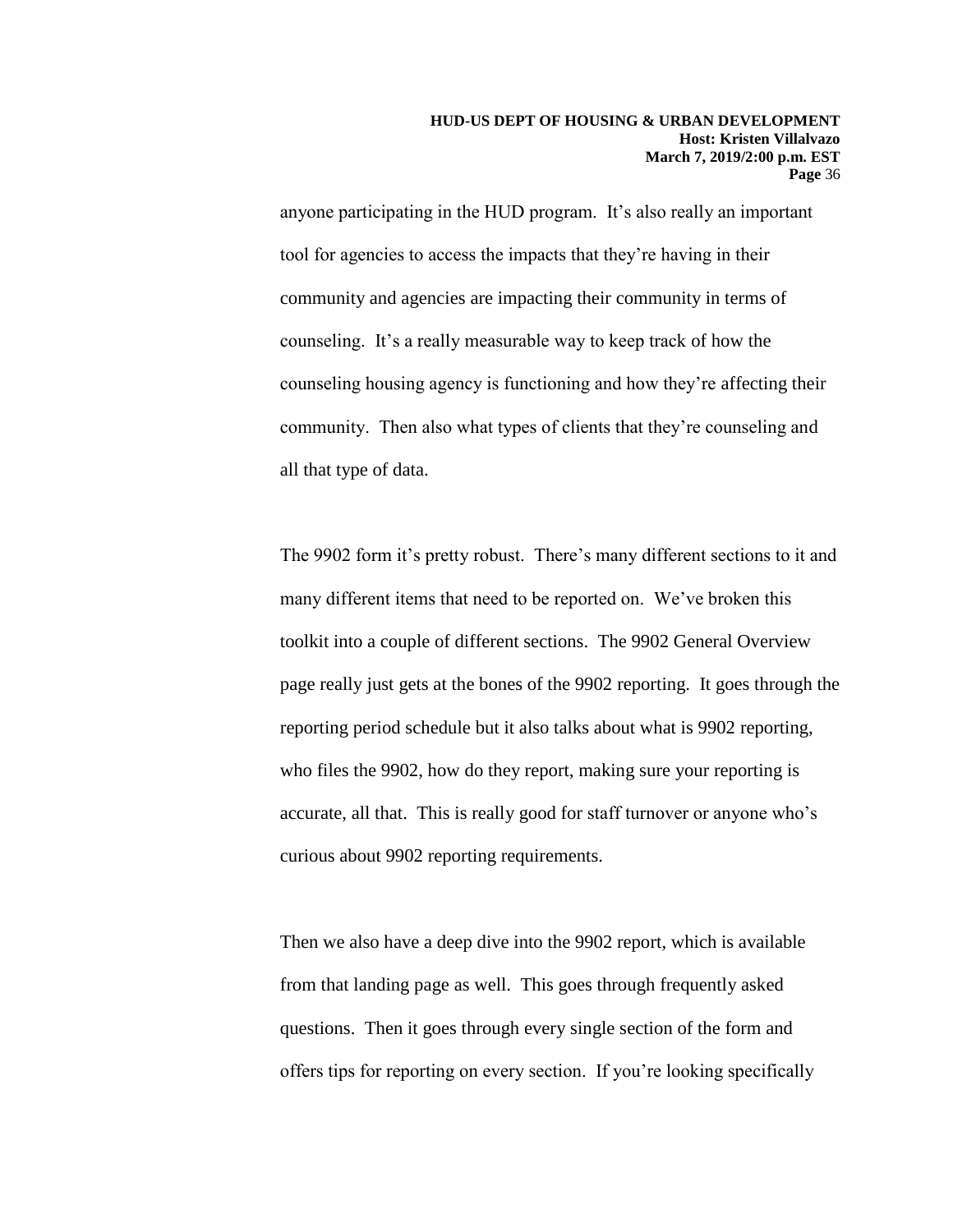anyone participating in the HUD program. It's also really an important tool for agencies to access the impacts that they're having in their community and agencies are impacting their community in terms of counseling. It's a really measurable way to keep track of how the counseling housing agency is functioning and how they're affecting their community. Then also what types of clients that they're counseling and all that type of data.

The 9902 form it's pretty robust. There's many different sections to it and many different items that need to be reported on. We've broken this toolkit into a couple of different sections. The 9902 General Overview page really just gets at the bones of the 9902 reporting. It goes through the reporting period schedule but it also talks about what is 9902 reporting, who files the 9902, how do they report, making sure your reporting is accurate, all that. This is really good for staff turnover or anyone who's curious about 9902 reporting requirements.

Then we also have a deep dive into the 9902 report, which is available from that landing page as well. This goes through frequently asked questions. Then it goes through every single section of the form and offers tips for reporting on every section. If you're looking specifically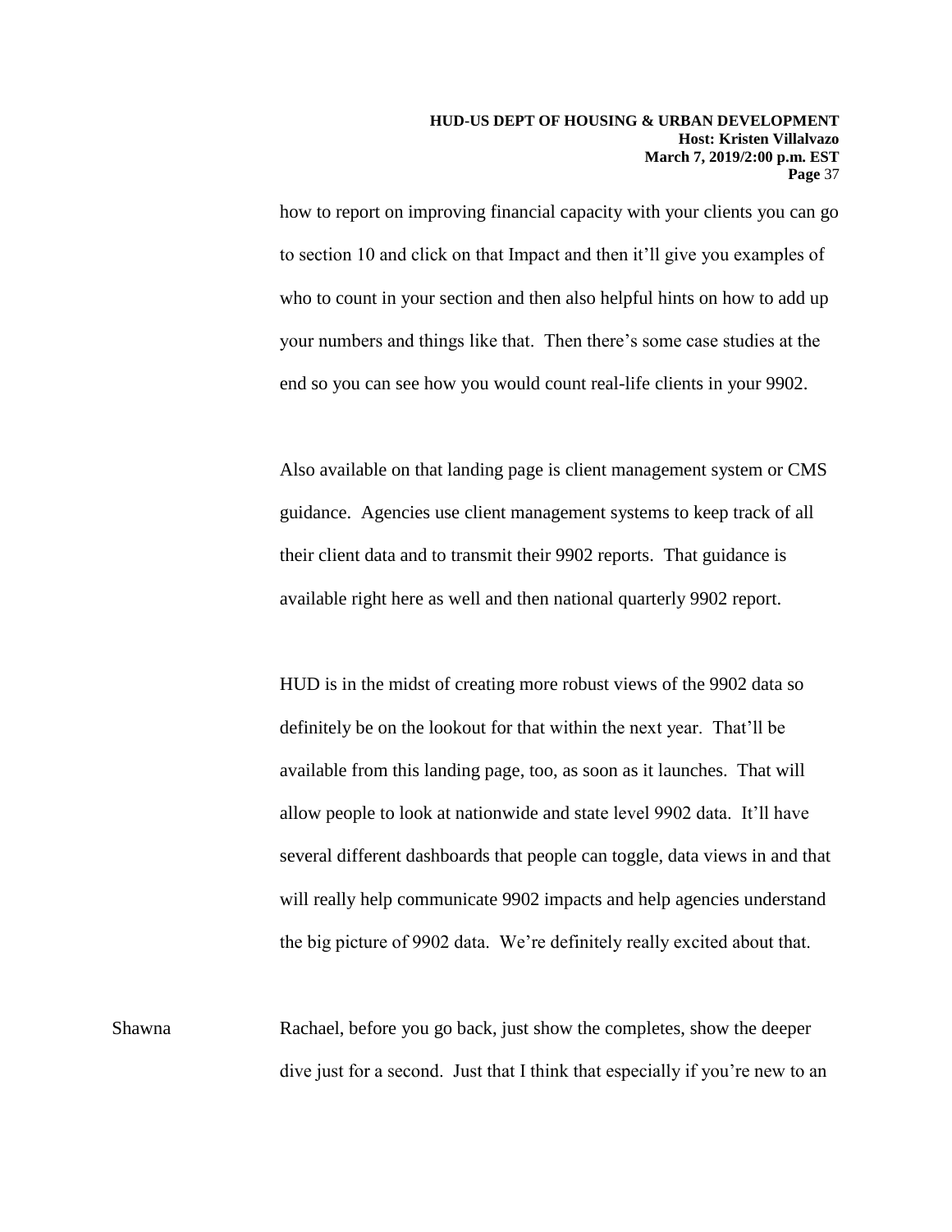how to report on improving financial capacity with your clients you can go to section 10 and click on that Impact and then it'll give you examples of who to count in your section and then also helpful hints on how to add up your numbers and things like that. Then there's some case studies at the end so you can see how you would count real-life clients in your 9902.

Also available on that landing page is client management system or CMS guidance. Agencies use client management systems to keep track of all their client data and to transmit their 9902 reports. That guidance is available right here as well and then national quarterly 9902 report.

HUD is in the midst of creating more robust views of the 9902 data so definitely be on the lookout for that within the next year. That'll be available from this landing page, too, as soon as it launches. That will allow people to look at nationwide and state level 9902 data. It'll have several different dashboards that people can toggle, data views in and that will really help communicate 9902 impacts and help agencies understand the big picture of 9902 data. We're definitely really excited about that.

Shawna Rachael, before you go back, just show the completes, show the deeper dive just for a second. Just that I think that especially if you're new to an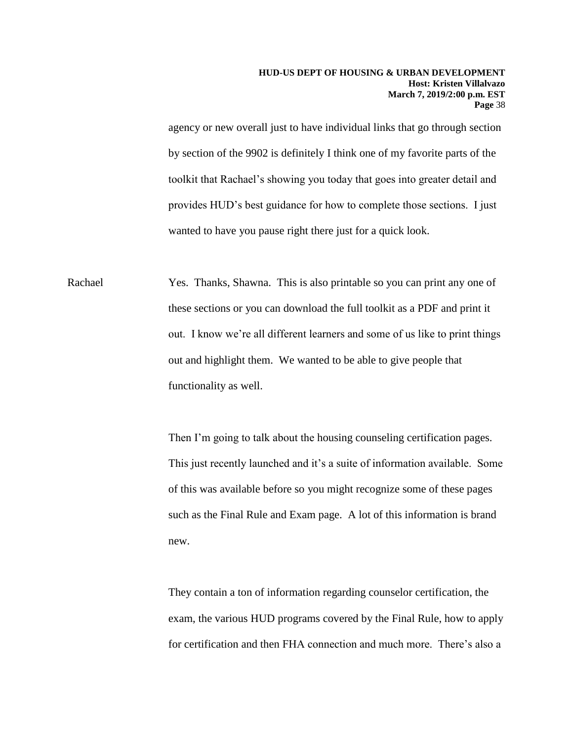agency or new overall just to have individual links that go through section by section of the 9902 is definitely I think one of my favorite parts of the toolkit that Rachael's showing you today that goes into greater detail and provides HUD's best guidance for how to complete those sections. I just wanted to have you pause right there just for a quick look.

Rachael Yes. Thanks, Shawna. This is also printable so you can print any one of these sections or you can download the full toolkit as a PDF and print it out. I know we're all different learners and some of us like to print things out and highlight them. We wanted to be able to give people that functionality as well.

Then I'm going to talk about the housing counseling certification pages. This just recently launched and it's a suite of information available. Some of this was available before so you might recognize some of these pages such as the Final Rule and Exam page. A lot of this information is brand new.

They contain a ton of information regarding counselor certification, the exam, the various HUD programs covered by the Final Rule, how to apply for certification and then FHA connection and much more. There's also a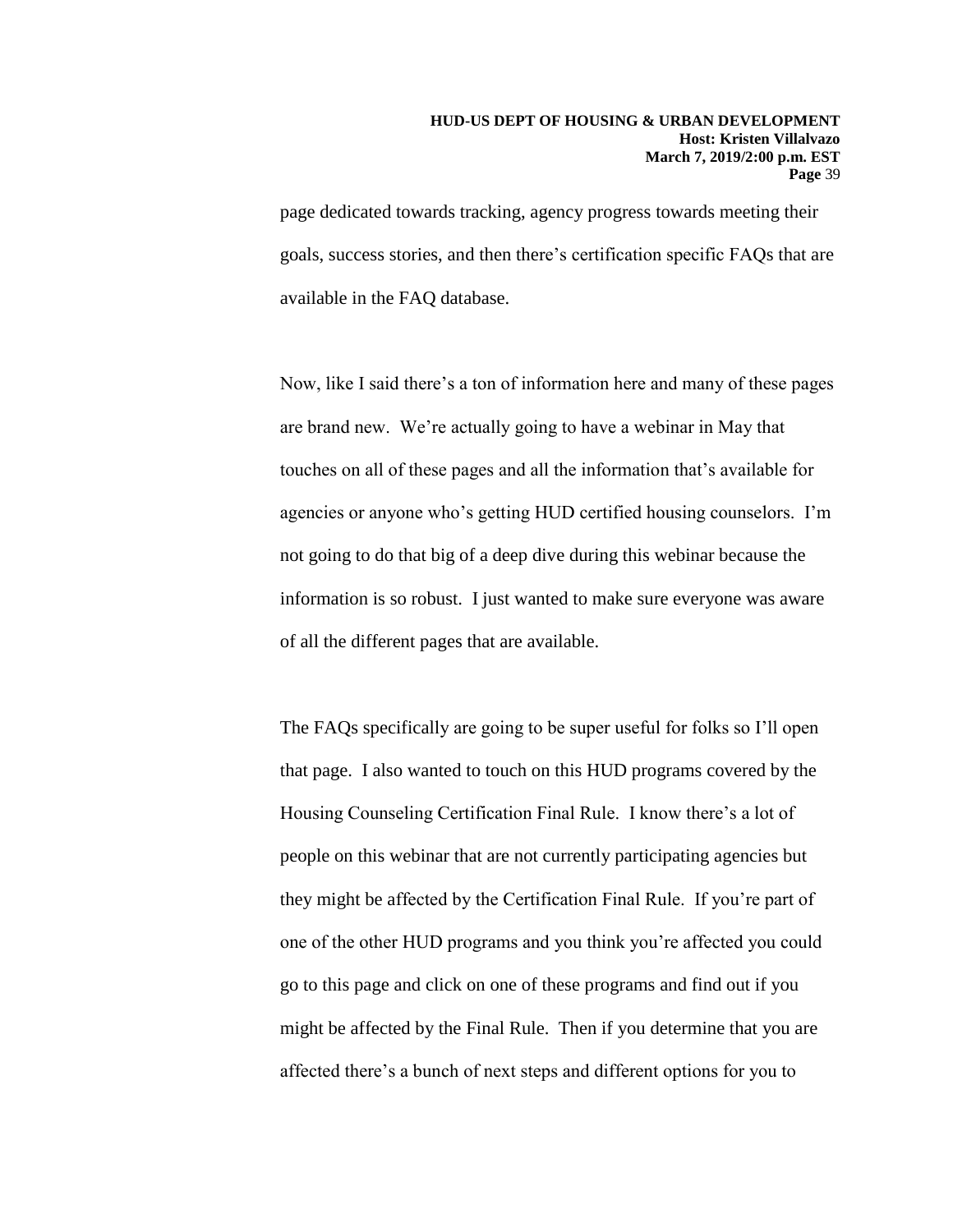page dedicated towards tracking, agency progress towards meeting their goals, success stories, and then there's certification specific FAQs that are available in the FAQ database.

Now, like I said there's a ton of information here and many of these pages are brand new. We're actually going to have a webinar in May that touches on all of these pages and all the information that's available for agencies or anyone who's getting HUD certified housing counselors. I'm not going to do that big of a deep dive during this webinar because the information is so robust. I just wanted to make sure everyone was aware of all the different pages that are available.

The FAQs specifically are going to be super useful for folks so I'll open that page. I also wanted to touch on this HUD programs covered by the Housing Counseling Certification Final Rule. I know there's a lot of people on this webinar that are not currently participating agencies but they might be affected by the Certification Final Rule. If you're part of one of the other HUD programs and you think you're affected you could go to this page and click on one of these programs and find out if you might be affected by the Final Rule. Then if you determine that you are affected there's a bunch of next steps and different options for you to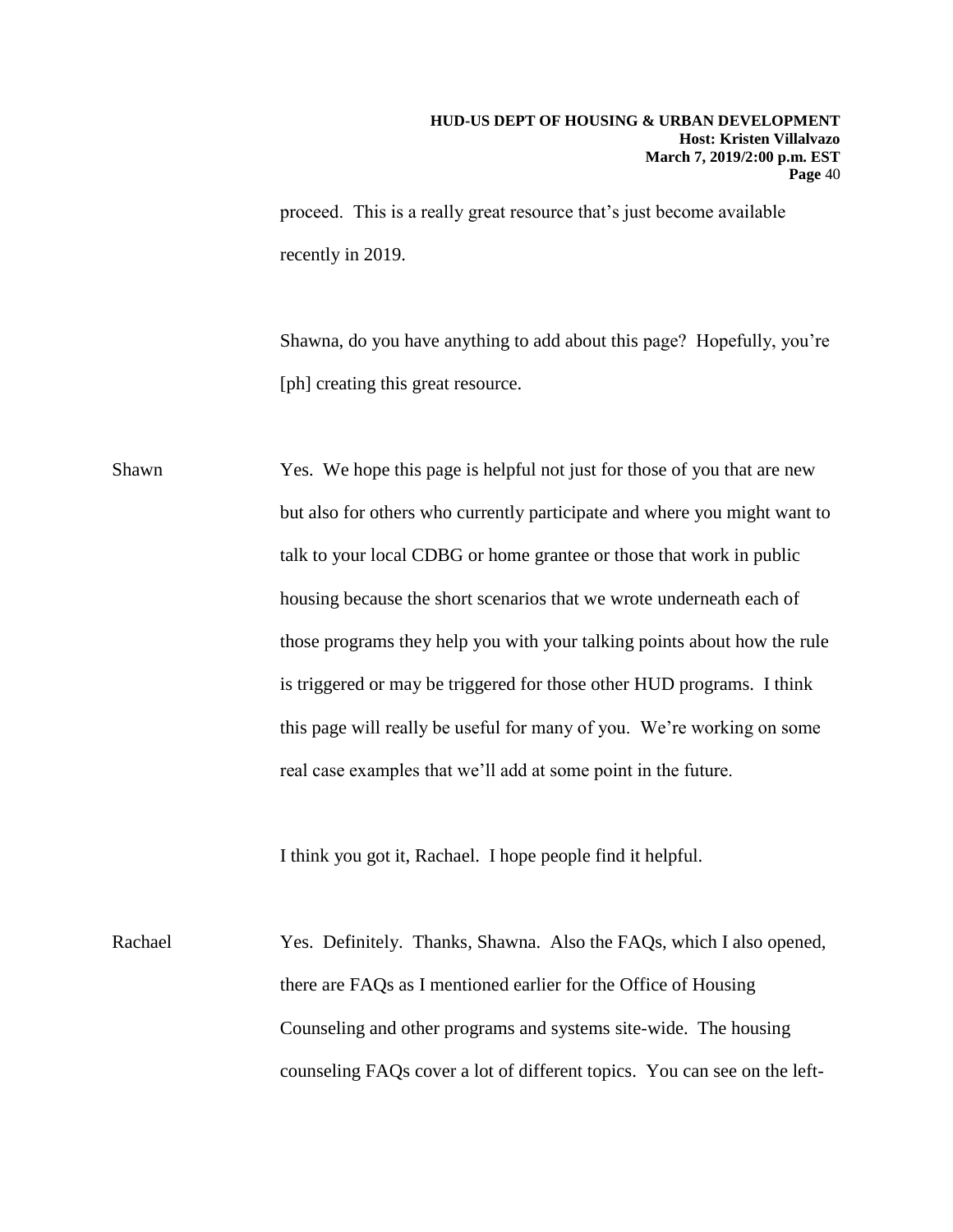proceed. This is a really great resource that's just become available recently in 2019.

Shawna, do you have anything to add about this page? Hopefully, you're [ph] creating this great resource.

Shawn Yes. We hope this page is helpful not just for those of you that are new but also for others who currently participate and where you might want to talk to your local CDBG or home grantee or those that work in public housing because the short scenarios that we wrote underneath each of those programs they help you with your talking points about how the rule is triggered or may be triggered for those other HUD programs. I think this page will really be useful for many of you. We're working on some real case examples that we'll add at some point in the future.

I think you got it, Rachael. I hope people find it helpful.

Rachael Yes. Definitely. Thanks, Shawna. Also the FAQs, which I also opened, there are FAQs as I mentioned earlier for the Office of Housing Counseling and other programs and systems site-wide. The housing counseling FAQs cover a lot of different topics. You can see on the left-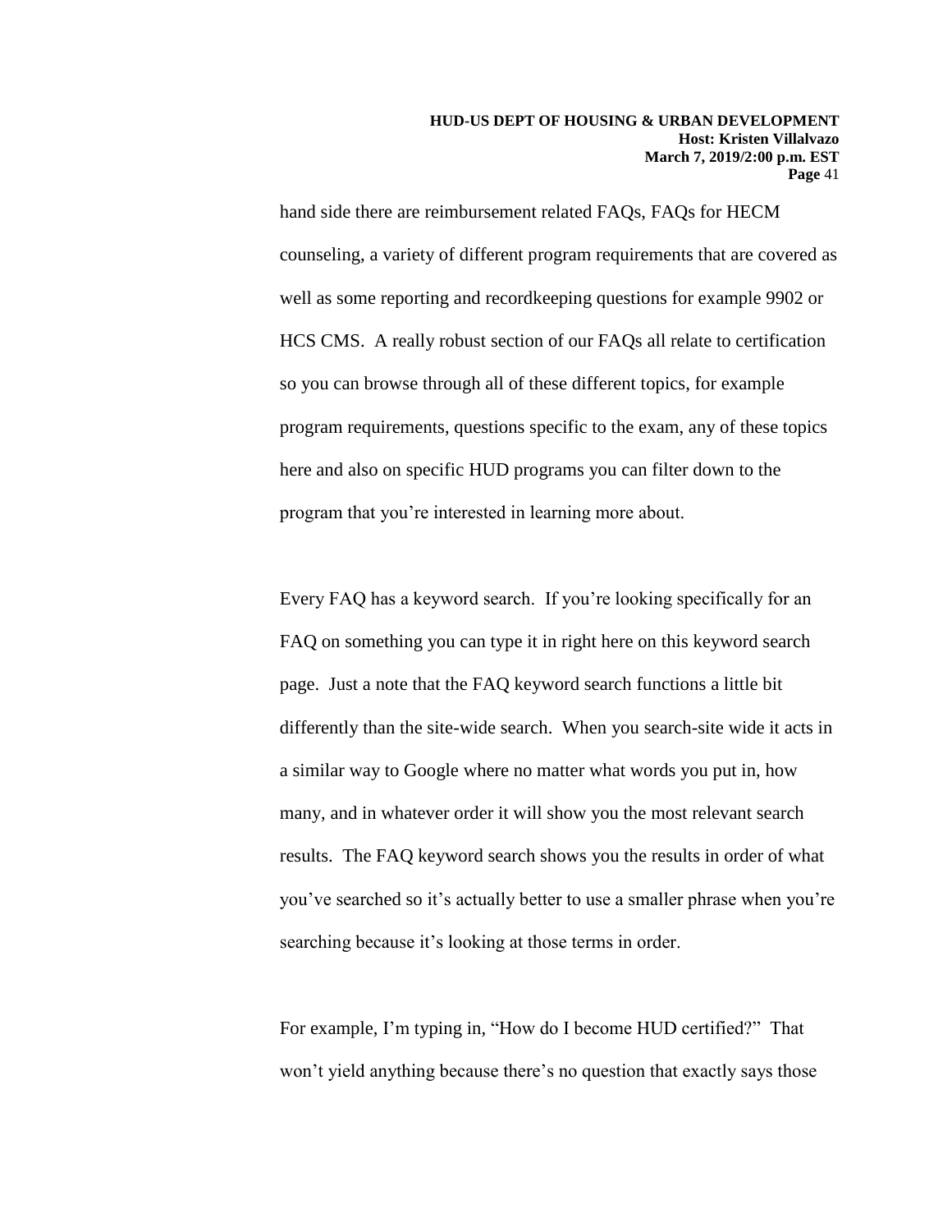hand side there are reimbursement related FAQs, FAQs for HECM counseling, a variety of different program requirements that are covered as well as some reporting and recordkeeping questions for example 9902 or HCS CMS. A really robust section of our FAQs all relate to certification so you can browse through all of these different topics, for example program requirements, questions specific to the exam, any of these topics here and also on specific HUD programs you can filter down to the program that you're interested in learning more about.

Every FAQ has a keyword search. If you're looking specifically for an FAQ on something you can type it in right here on this keyword search page. Just a note that the FAQ keyword search functions a little bit differently than the site-wide search. When you search-site wide it acts in a similar way to Google where no matter what words you put in, how many, and in whatever order it will show you the most relevant search results. The FAQ keyword search shows you the results in order of what you've searched so it's actually better to use a smaller phrase when you're searching because it's looking at those terms in order.

For example, I'm typing in, "How do I become HUD certified?" That won't yield anything because there's no question that exactly says those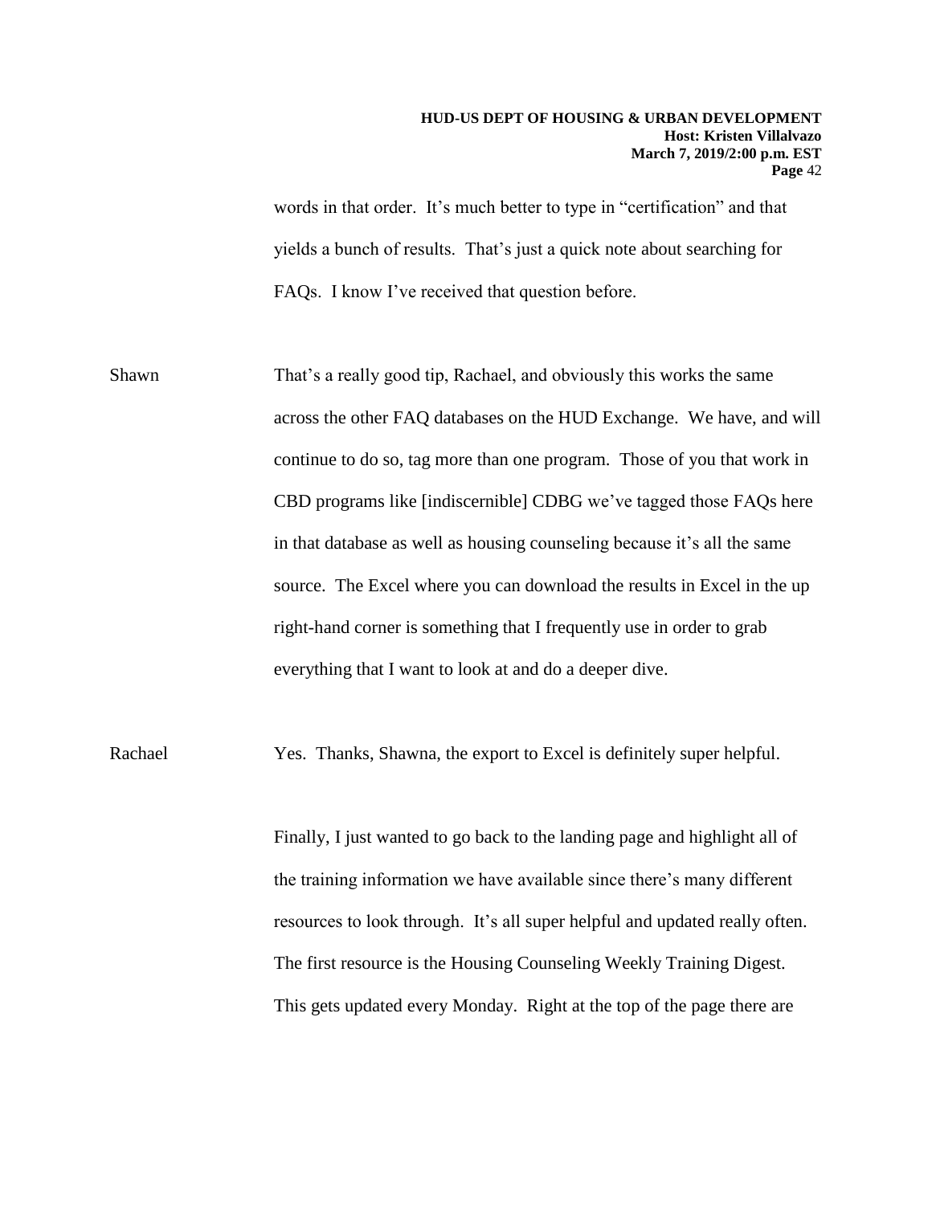words in that order. It's much better to type in "certification" and that yields a bunch of results. That's just a quick note about searching for FAQs. I know I've received that question before.

Shawn That's a really good tip, Rachael, and obviously this works the same across the other FAQ databases on the HUD Exchange. We have, and will continue to do so, tag more than one program. Those of you that work in CBD programs like [indiscernible] CDBG we've tagged those FAQs here in that database as well as housing counseling because it's all the same source. The Excel where you can download the results in Excel in the up right-hand corner is something that I frequently use in order to grab everything that I want to look at and do a deeper dive.

Rachael Yes. Thanks, Shawna, the export to Excel is definitely super helpful.

Finally, I just wanted to go back to the landing page and highlight all of the training information we have available since there's many different resources to look through. It's all super helpful and updated really often. The first resource is the Housing Counseling Weekly Training Digest. This gets updated every Monday. Right at the top of the page there are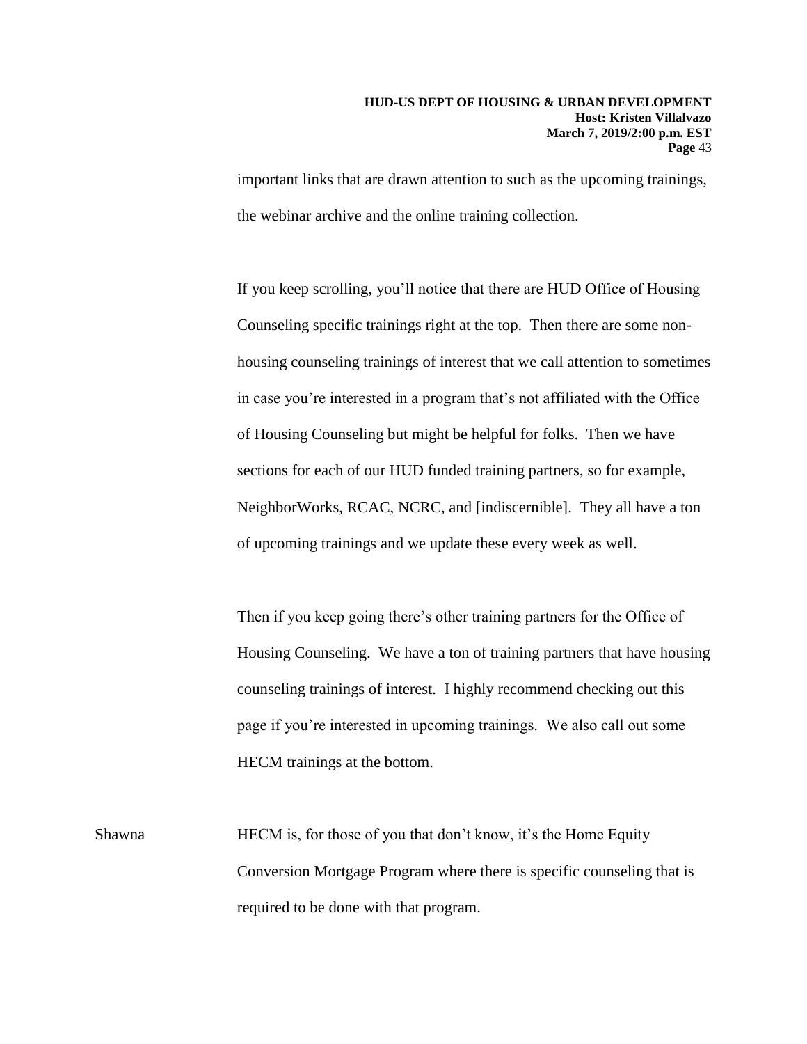important links that are drawn attention to such as the upcoming trainings, the webinar archive and the online training collection.

If you keep scrolling, you'll notice that there are HUD Office of Housing Counseling specific trainings right at the top. Then there are some non-housing counseling trainings of interest that we call attention to sometimes in case you're interested in a program that's not affiliated with the Office of Housing Counseling but might be helpful for folks. Then we have sections for each of our HUD funded training partners, so for example, NeighborWorks, RCAC, NCRC, and [indiscernible]. They all have a ton of upcoming trainings and we update these every week as well.

Then if you keep going there's other training partners for the Office of Housing Counseling. We have a ton of training partners that have housing counseling trainings of interest. I highly recommend checking out this page if you're interested in upcoming trainings. We also call out some HECM trainings at the bottom.

Shawna HECM is, for those of you that don't know, it's the Home Equity Conversion Mortgage Program where there is specific counseling that is required to be done with that program.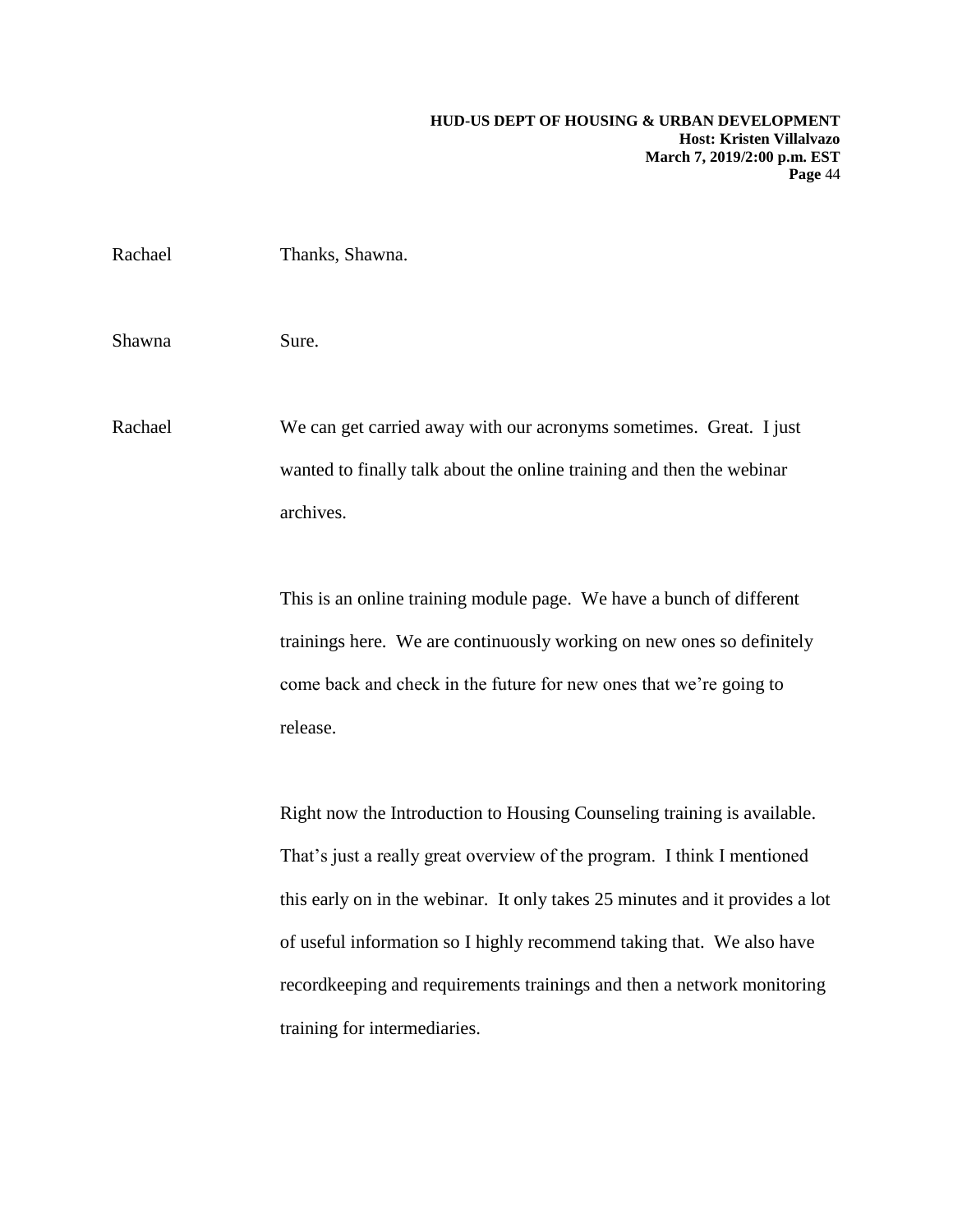Rachael Thanks, Shawna.

Shawna Sure.

Rachael We can get carried away with our acronyms sometimes. Great. I just wanted to finally talk about the online training and then the webinar archives.

This is an online training module page. We have a bunch of different trainings here. We are continuously working on new ones so definitely come back and check in the future for new ones that we're going to release.

Right now the Introduction to Housing Counseling training is available. That's just a really great overview of the program. I think I mentioned this early on in the webinar. It only takes 25 minutes and it provides a lot of useful information so I highly recommend taking that. We also have recordkeeping and requirements trainings and then a network monitoring training for intermediaries.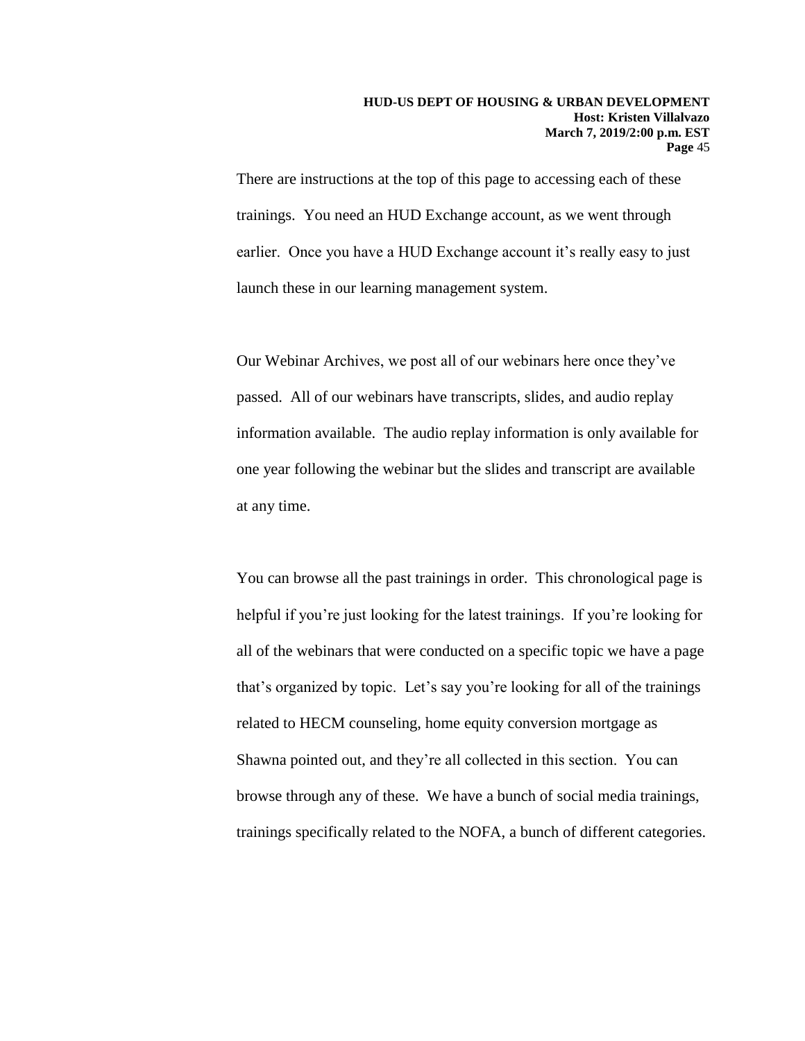There are instructions at the top of this page to accessing each of these trainings. You need an HUD Exchange account, as we went through earlier. Once you have a HUD Exchange account it's really easy to just launch these in our learning management system.

Our Webinar Archives, we post all of our webinars here once they've passed. All of our webinars have transcripts, slides, and audio replay information available. The audio replay information is only available for one year following the webinar but the slides and transcript are available at any time.

You can browse all the past trainings in order. This chronological page is helpful if you're just looking for the latest trainings. If you're looking for all of the webinars that were conducted on a specific topic we have a page that's organized by topic. Let's say you're looking for all of the trainings related to HECM counseling, home equity conversion mortgage as Shawna pointed out, and they're all collected in this section. You can browse through any of these. We have a bunch of social media trainings, trainings specifically related to the NOFA, a bunch of different categories.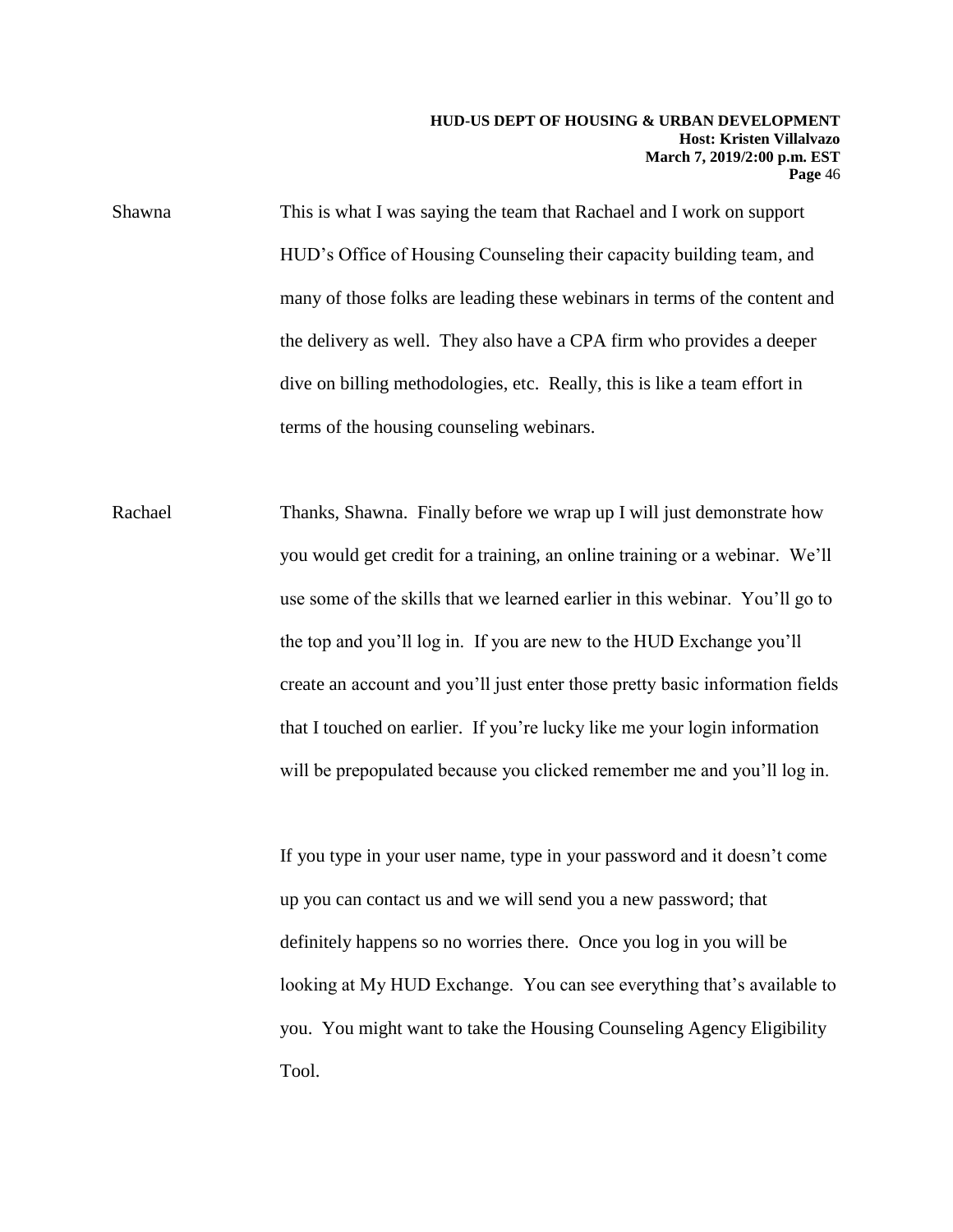Shawna	This is what I was saying the team that Rachael and I work on support HUD's Office of Housing Counseling their capacity building team, and many of those folks are leading these webinars in terms of the content and the delivery as well. They also have a CPA firm who provides a deeper dive on billing methodologies, etc. Really, this is like a team effort in terms of the housing counseling webinars.

Rachael	Thanks, Shawna. Finally before we wrap up I will just demonstrate how you would get credit for a training, an online training or a webinar. We'll use some of the skills that we learned earlier in this webinar. You'll go to the top and you'll log in. If you are new to the HUD Exchange you'll create an account and you'll just enter those pretty basic information fields that I touched on earlier. If you're lucky like me your login information will be prepopulated because you clicked remember me and you'll log in.

If you type in your user name, type in your password and it doesn't come up you can contact us and we will send you a new password; that definitely happens so no worries there. Once you log in you will be looking at My HUD Exchange. You can see everything that's available to you. You might want to take the Housing Counseling Agency Eligibility Tool.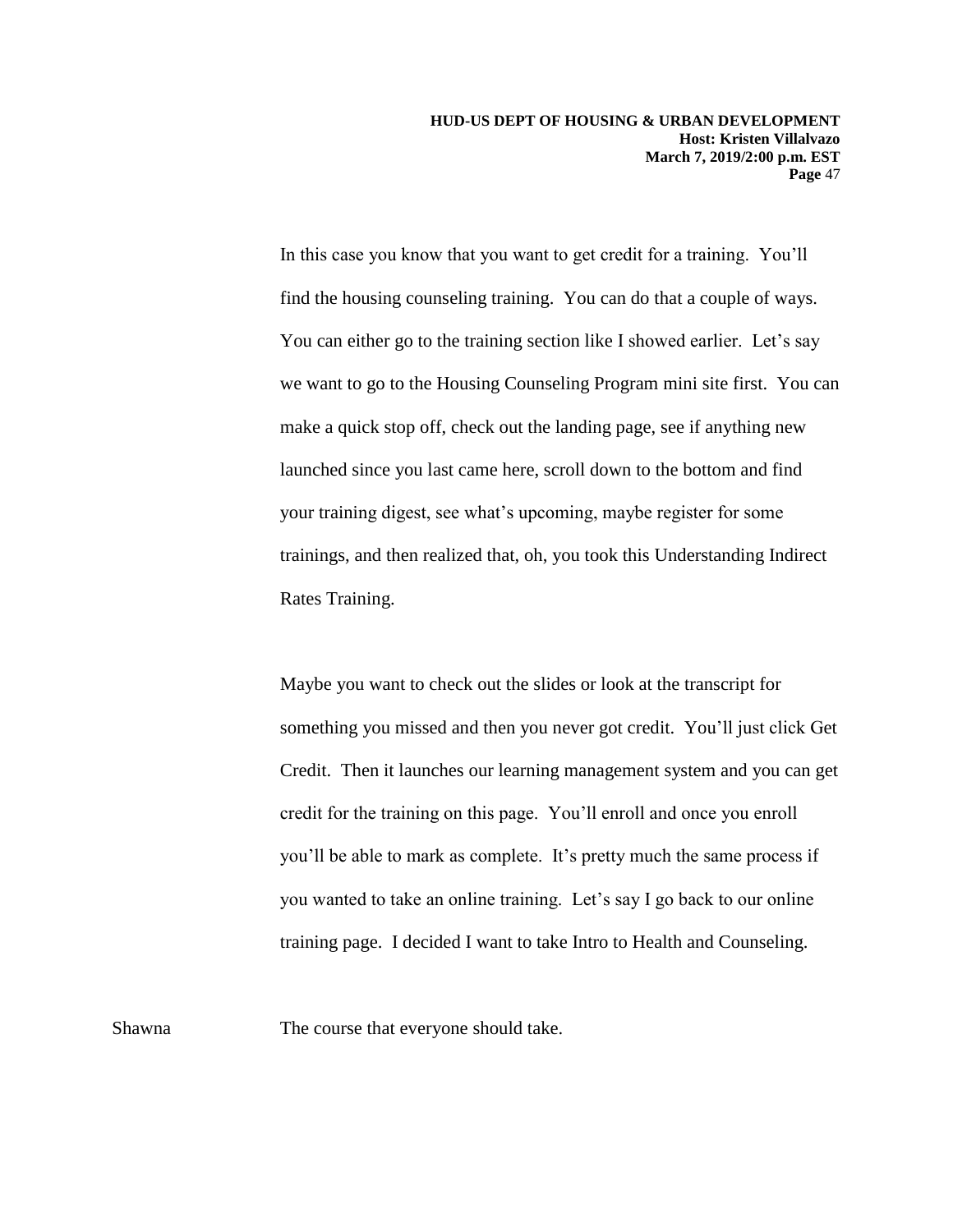In this case you know that you want to get credit for a training. You'll find the housing counseling training. You can do that a couple of ways. You can either go to the training section like I showed earlier. Let's say we want to go to the Housing Counseling Program mini site first. You can make a quick stop off, check out the landing page, see if anything new launched since you last came here, scroll down to the bottom and find your training digest, see what's upcoming, maybe register for some trainings, and then realized that, oh, you took this Understanding Indirect Rates Training.

Maybe you want to check out the slides or look at the transcript for something you missed and then you never got credit. You'll just click Get Credit. Then it launches our learning management system and you can get credit for the training on this page. You'll enroll and once you enroll you'll be able to mark as complete. It's pretty much the same process if you wanted to take an online training. Let's say I go back to our online training page. I decided I want to take Intro to Health and Counseling.

Shawna The course that everyone should take.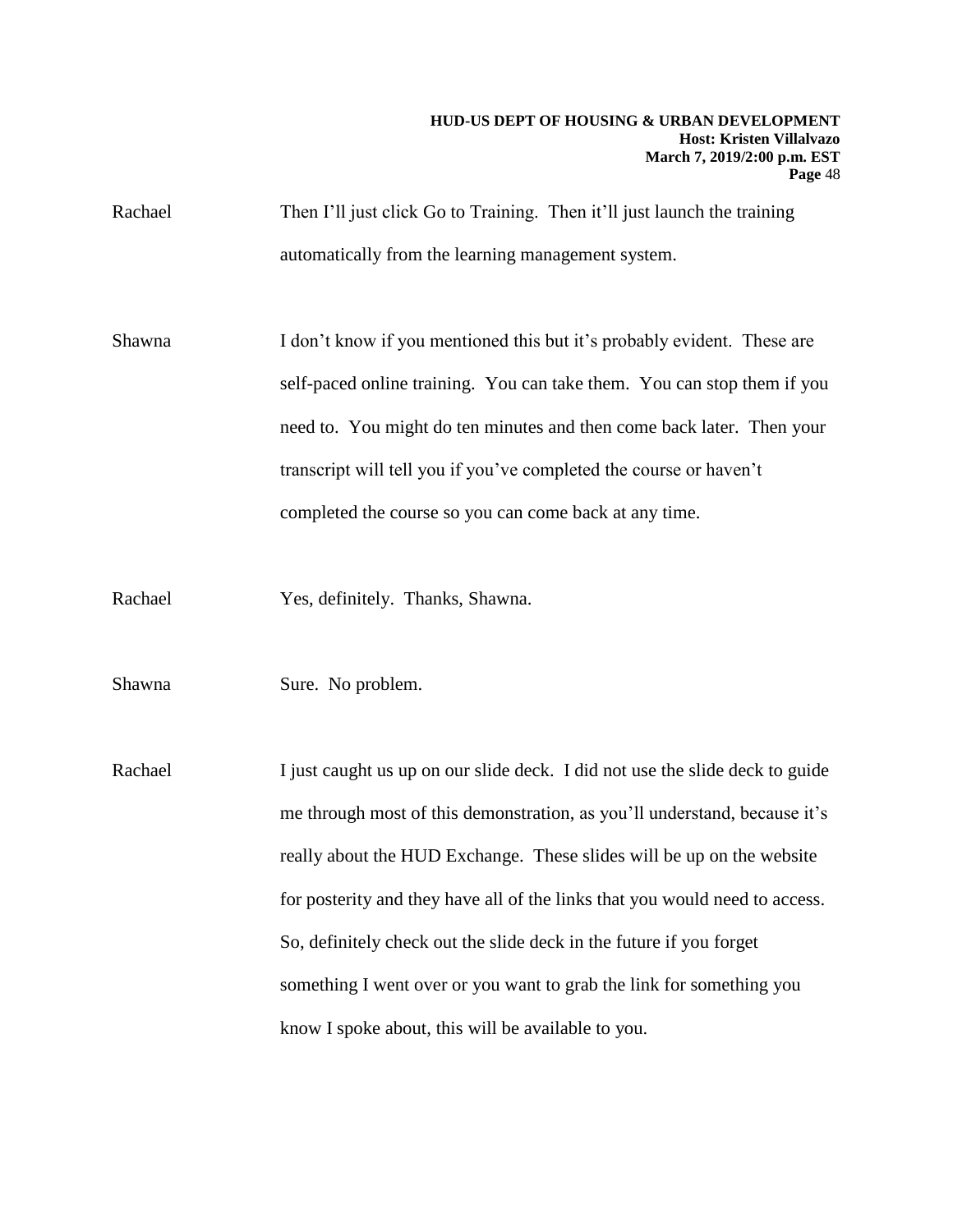Rachael Then I'll just click Go to Training. Then it'll just launch the training automatically from the learning management system.

Shawna I don't know if you mentioned this but it's probably evident. These are self-paced online training. You can take them. You can stop them if you need to. You might do ten minutes and then come back later. Then your transcript will tell you if you've completed the course or haven't completed the course so you can come back at any time.

Rachael Yes, definitely. Thanks, Shawna.

Shawna Sure. No problem.

Rachael I just caught us up on our slide deck. I did not use the slide deck to guide me through most of this demonstration, as you'll understand, because it's really about the HUD Exchange. These slides will be up on the website for posterity and they have all of the links that you would need to access. So, definitely check out the slide deck in the future if you forget something I went over or you want to grab the link for something you know I spoke about, this will be available to you.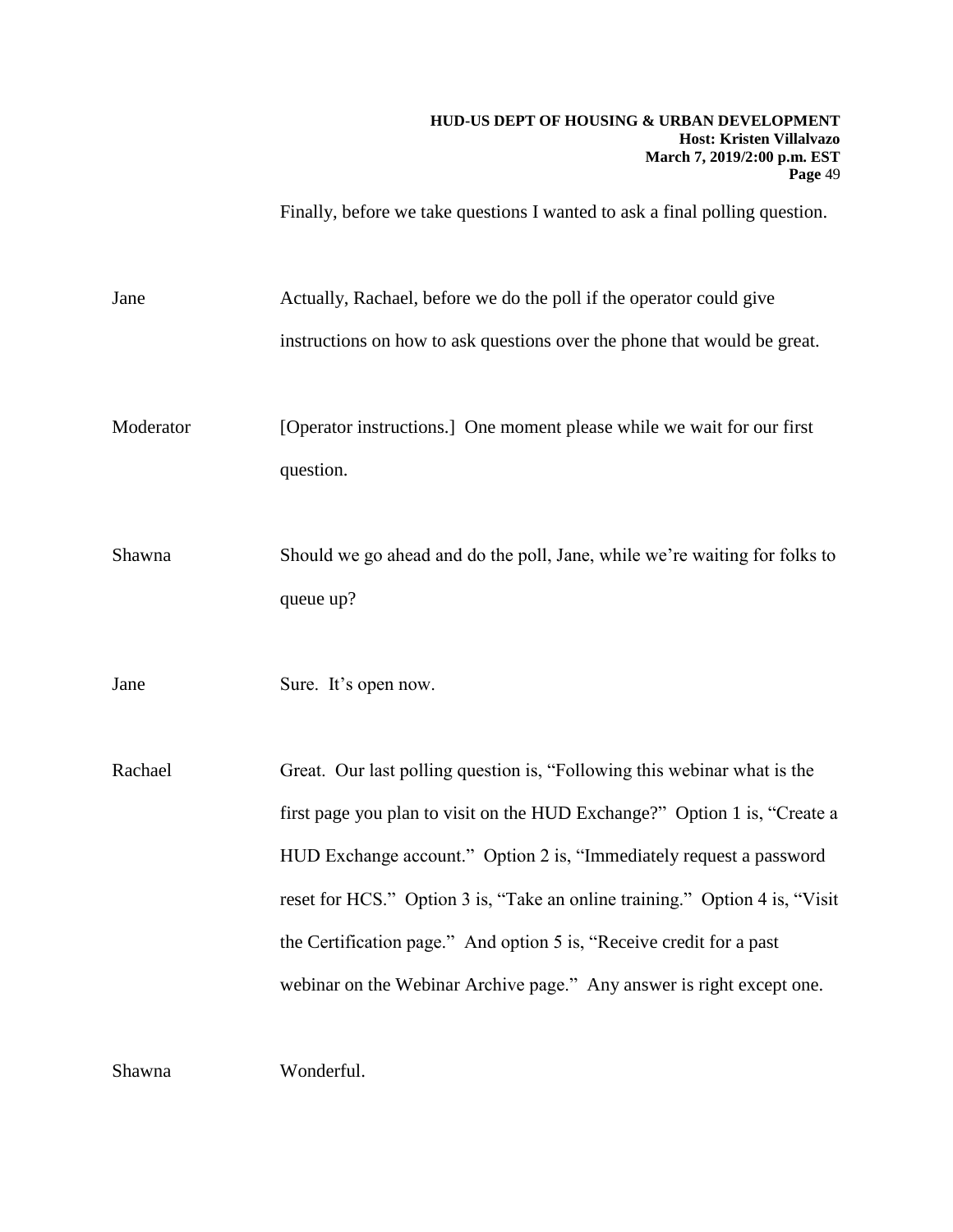Finally, before we take questions I wanted to ask a final polling question.

Jane Actually, Rachael, before we do the poll if the operator could give instructions on how to ask questions over the phone that would be great.

Moderator [Operator instructions.] One moment please while we wait for our first question.

Shawna Should we go ahead and do the poll, Jane, while we're waiting for folks to queue up?

Jane Sure. It's open now.

Rachael Great. Our last polling question is, "Following this webinar what is the first page you plan to visit on the HUD Exchange?" Option 1 is, "Create a HUD Exchange account." Option 2 is, "Immediately request a password reset for HCS." Option 3 is, "Take an online training." Option 4 is, "Visit the Certification page." And option 5 is, "Receive credit for a past webinar on the Webinar Archive page." Any answer is right except one.

Shawna Wonderful.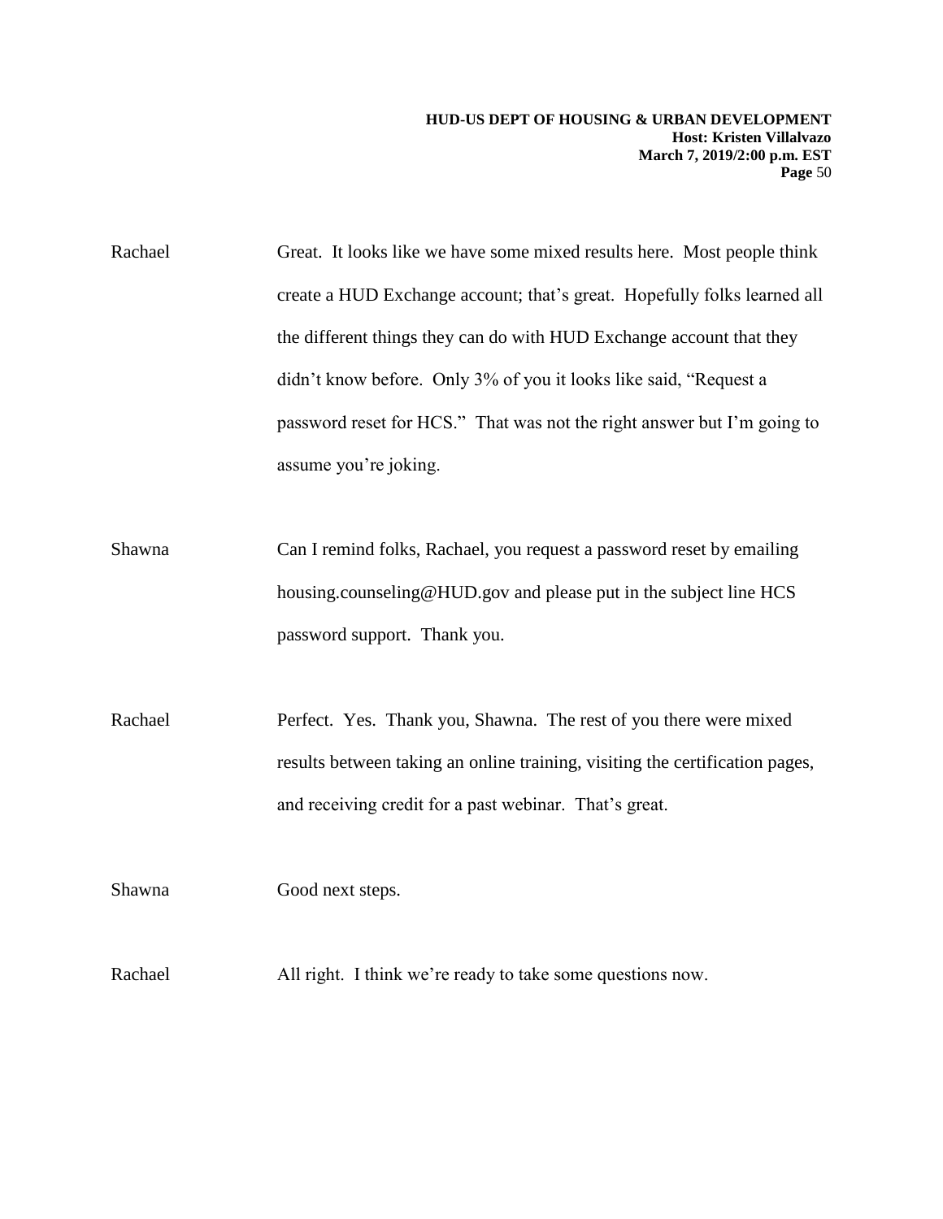Rachael Great. It looks like we have some mixed results here. Most people think create a HUD Exchange account; that's great. Hopefully folks learned all the different things they can do with HUD Exchange account that they didn't know before. Only 3% of you it looks like said, "Request a password reset for HCS." That was not the right answer but I'm going to assume you're joking.

Shawna Can I remind folks, Rachael, you request a password reset by emailing housing.counseling@HUD.gov and please put in the subject line HCS password support. Thank you.

Rachael Perfect. Yes. Thank you, Shawna. The rest of you there were mixed results between taking an online training, visiting the certification pages, and receiving credit for a past webinar. That's great.

Shawna Good next steps.

Rachael All right. I think we're ready to take some questions now.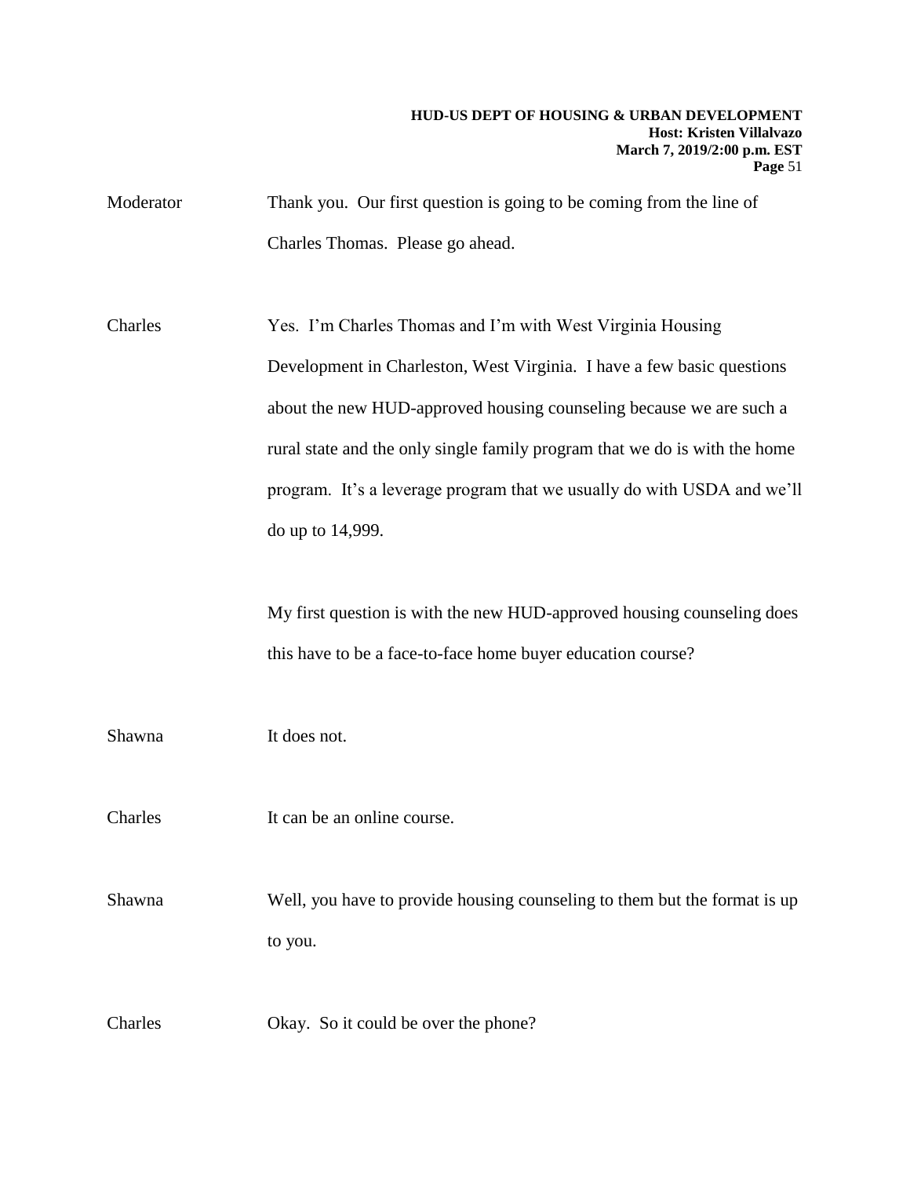Moderator Thank you. Our first question is going to be coming from the line of Charles Thomas. Please go ahead.

Charles Yes. I'm Charles Thomas and I'm with West Virginia Housing Development in Charleston, West Virginia. I have a few basic questions about the new HUD-approved housing counseling because we are such a rural state and the only single family program that we do is with the home program. It's a leverage program that we usually do with USDA and we'll do up to 14,999.

My first question is with the new HUD-approved housing counseling does this have to be a face-to-face home buyer education course?

Shawna It does not.

Charles It can be an online course.

Shawna Well, you have to provide housing counseling to them but the format is up to you.

Charles Okay. So it could be over the phone?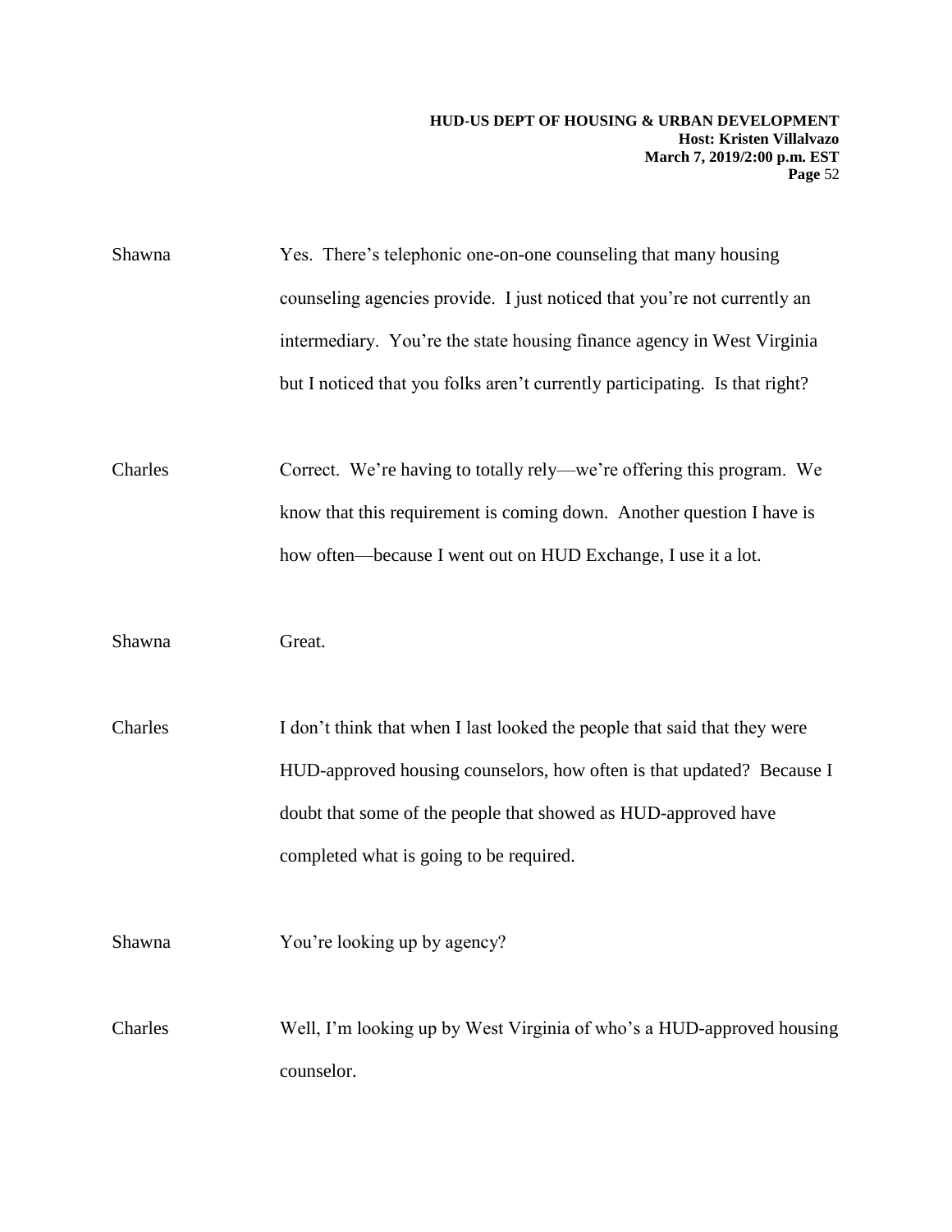Shawna Yes. There's telephonic one-on-one counseling that many housing counseling agencies provide. I just noticed that you're not currently an intermediary. You're the state housing finance agency in West Virginia but I noticed that you folks aren't currently participating. Is that right?

Charles Correct. We're having to totally rely—we're offering this program. We know that this requirement is coming down. Another question I have is how often—because I went out on HUD Exchange, I use it a lot.

Shawna Great.

Charles I don't think that when I last looked the people that said that they were HUD-approved housing counselors, how often is that updated? Because I doubt that some of the people that showed as HUD-approved have completed what is going to be required.

Shawna You're looking up by agency?

Charles Well, I'm looking up by West Virginia of who's a HUD-approved housing counselor.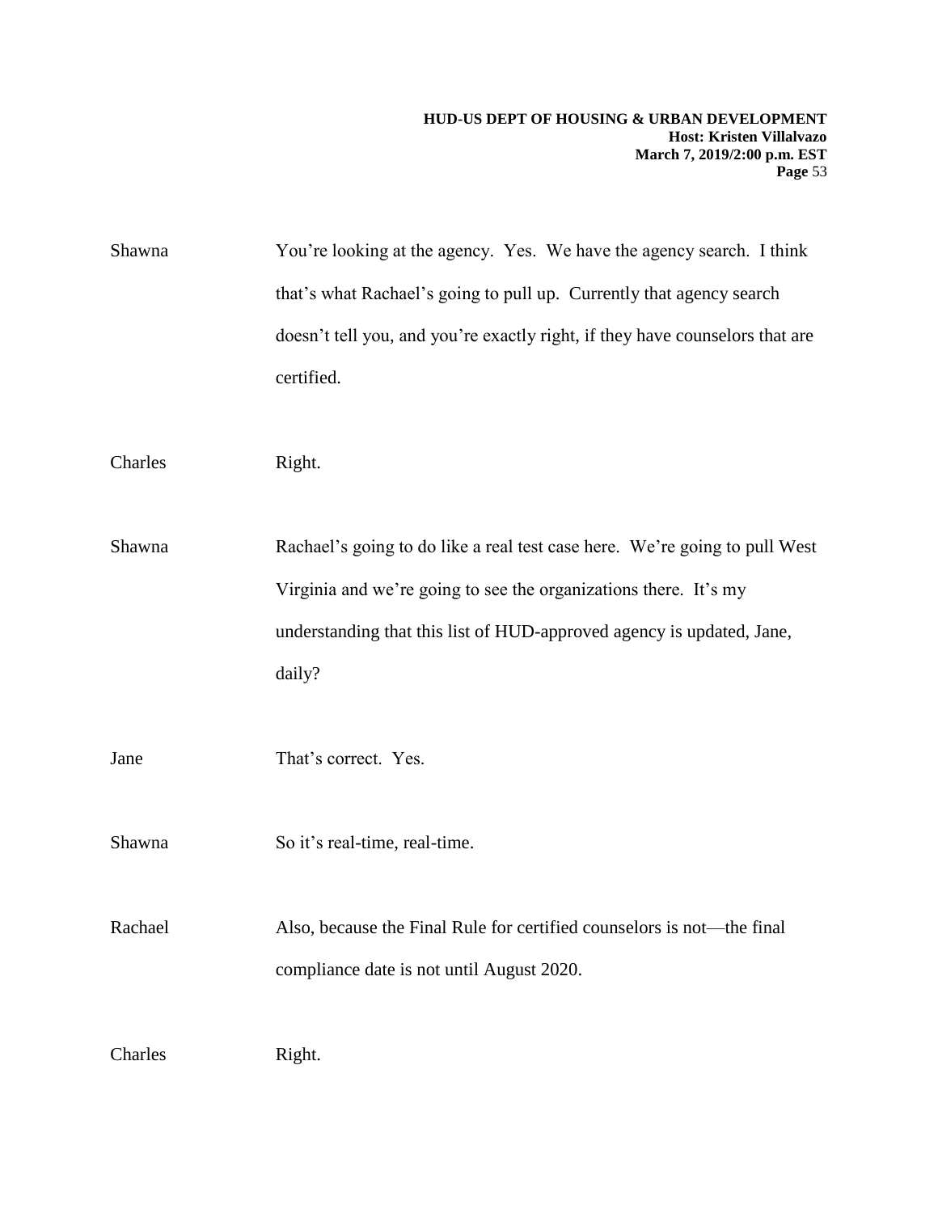Shawna You're looking at the agency. Yes. We have the agency search. I think that's what Rachael's going to pull up. Currently that agency search doesn't tell you, and you're exactly right, if they have counselors that are certified.

Charles Right.

Shawna Rachael's going to do like a real test case here. We're going to pull West Virginia and we're going to see the organizations there. It's my understanding that this list of HUD-approved agency is updated, Jane, daily?

Jane That's correct. Yes.

Shawna So it's real-time, real-time.

Rachael Also, because the Final Rule for certified counselors is not—the final compliance date is not until August 2020.

Charles Right.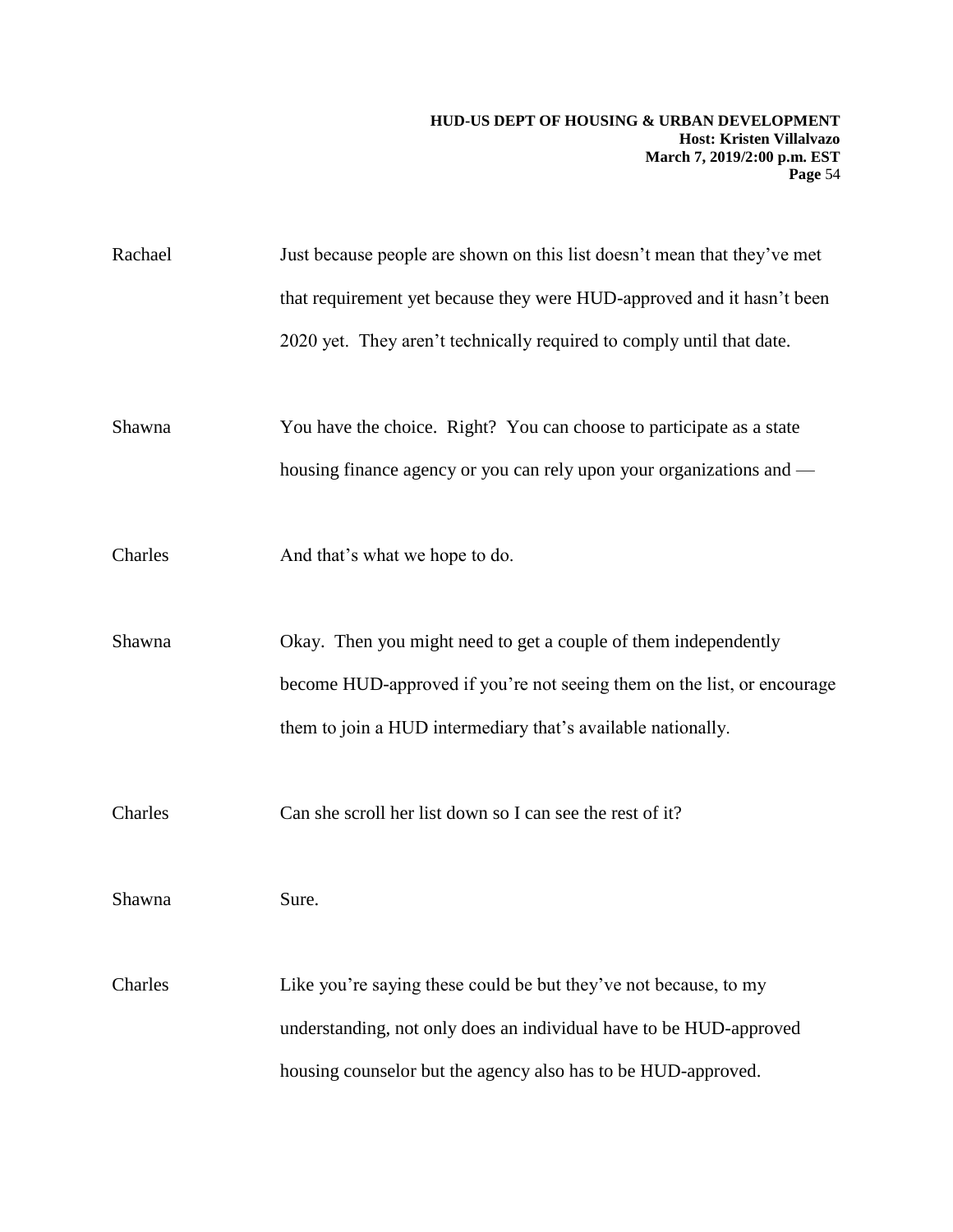Rachael Just because people are shown on this list doesn't mean that they've met that requirement yet because they were HUD-approved and it hasn't been 2020 yet. They aren't technically required to comply until that date.

Shawna You have the choice. Right? You can choose to participate as a state housing finance agency or you can rely upon your organizations and —

Charles And that's what we hope to do.

Shawna Okay. Then you might need to get a couple of them independently become HUD-approved if you're not seeing them on the list, or encourage them to join a HUD intermediary that's available nationally.

Charles Can she scroll her list down so I can see the rest of it?

Shawna Sure.

Charles Like you're saying these could be but they've not because, to my understanding, not only does an individual have to be HUD-approved housing counselor but the agency also has to be HUD-approved.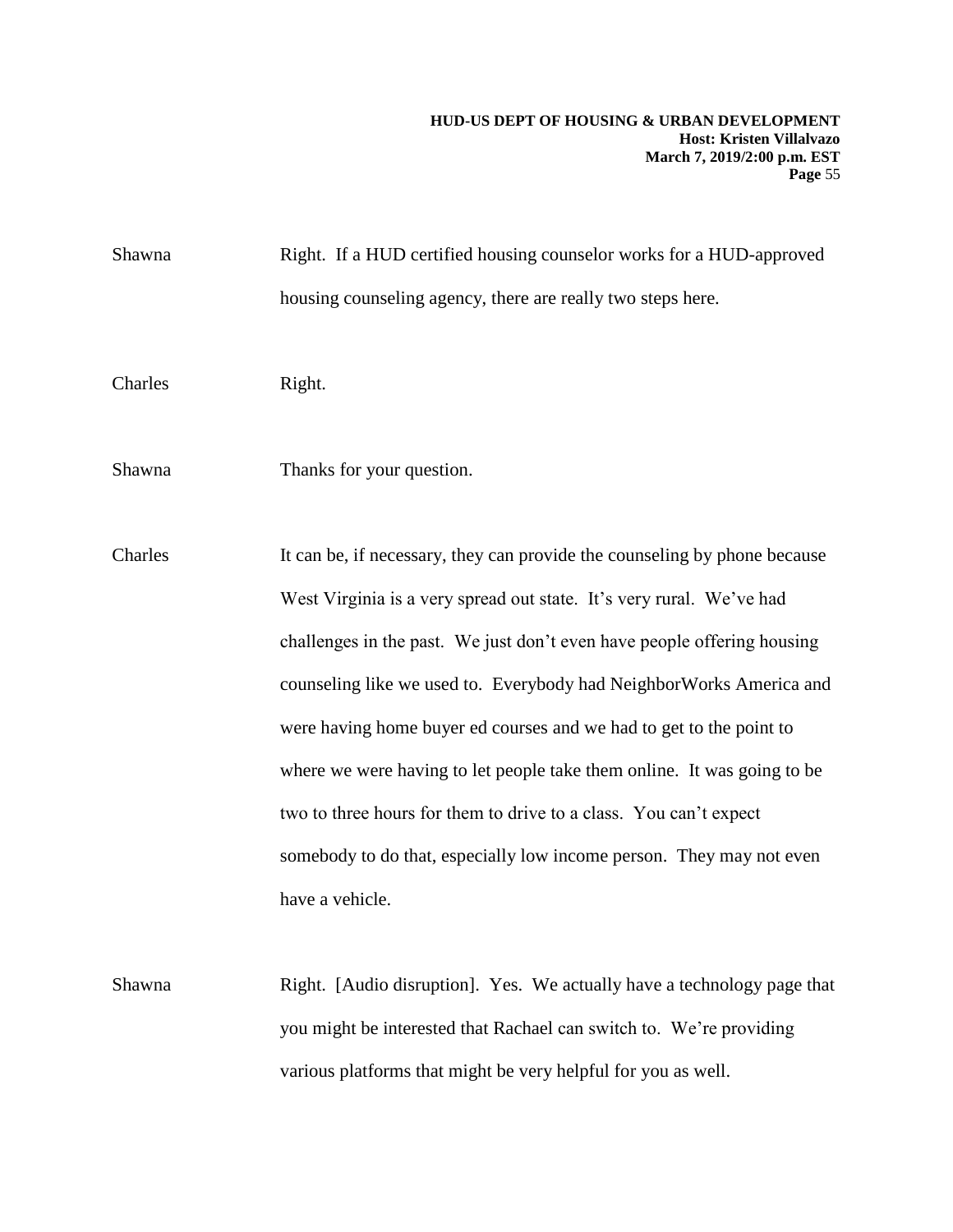Shawna Right. If a HUD certified housing counselor works for a HUD-approved housing counseling agency, there are really two steps here.

Charles Right.

Shawna Thanks for your question.

Charles It can be, if necessary, they can provide the counseling by phone because West Virginia is a very spread out state. It's very rural. We've had challenges in the past. We just don't even have people offering housing counseling like we used to. Everybody had NeighborWorks America and were having home buyer ed courses and we had to get to the point to where we were having to let people take them online. It was going to be two to three hours for them to drive to a class. You can't expect somebody to do that, especially low income person. They may not even have a vehicle.

Shawna Right. [Audio disruption]. Yes. We actually have a technology page that you might be interested that Rachael can switch to. We're providing various platforms that might be very helpful for you as well.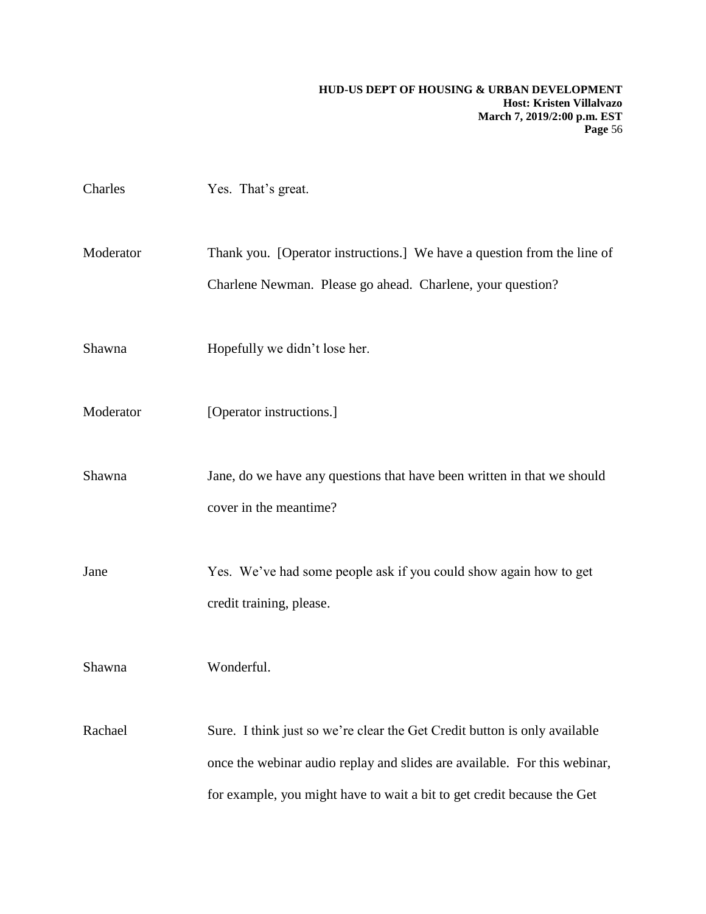Charles Yes. That's great.

Moderator Thank you. [Operator instructions.] We have a question from the line of Charlene Newman. Please go ahead. Charlene, your question?

Shawna Hopefully we didn't lose her.

Moderator [Operator instructions.]

Shawna Jane, do we have any questions that have been written in that we should cover in the meantime?

Jane Yes. We've had some people ask if you could show again how to get credit training, please.

Shawna Wonderful.

Rachael Sure. I think just so we're clear the Get Credit button is only available once the webinar audio replay and slides are available. For this webinar, for example, you might have to wait a bit to get credit because the Get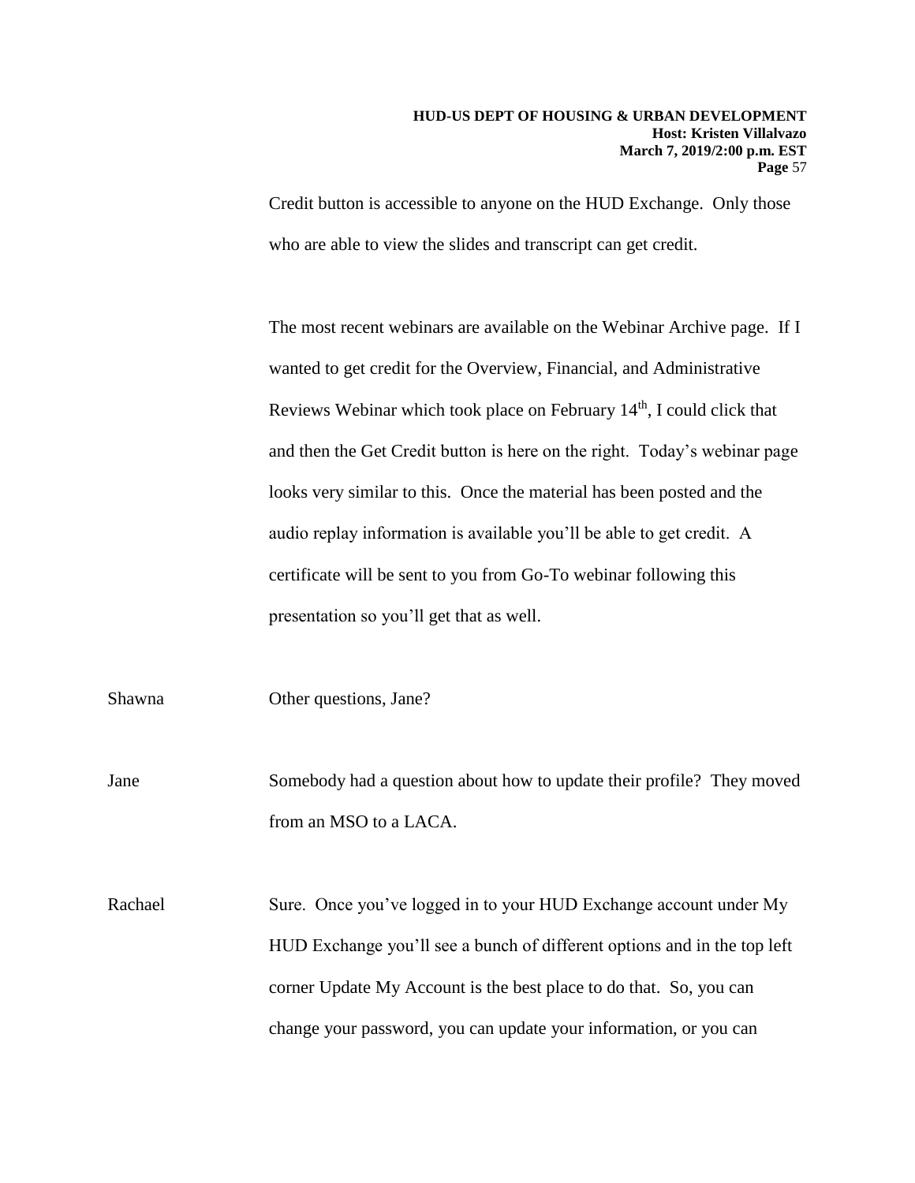Credit button is accessible to anyone on the HUD Exchange. Only those who are able to view the slides and transcript can get credit.

The most recent webinars are available on the Webinar Archive page. If I wanted to get credit for the Overview, Financial, and Administrative Reviews Webinar which took place on February 14th, I could click that and then the Get Credit button is here on the right. Today's webinar page looks very similar to this. Once the material has been posted and the audio replay information is available you'll be able to get credit. A certificate will be sent to you from Go-To webinar following this presentation so you'll get that as well.

Shawna Other questions, Jane?

Jane Somebody had a question about how to update their profile? They moved from an MSO to a LACA.

Rachael Sure. Once you've logged in to your HUD Exchange account under My HUD Exchange you'll see a bunch of different options and in the top left corner Update My Account is the best place to do that. So, you can change your password, you can update your information, or you can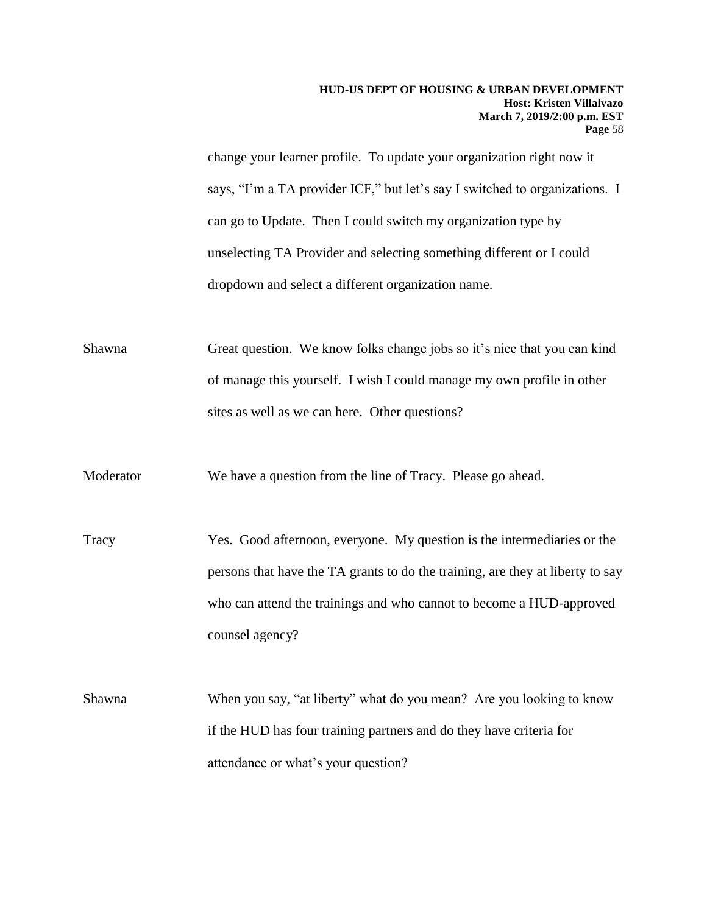change your learner profile. To update your organization right now it says, "I'm a TA provider ICF," but let's say I switched to organizations. I can go to Update. Then I could switch my organization type by unselecting TA Provider and selecting something different or I could dropdown and select a different organization name.

Shawna Great question. We know folks change jobs so it's nice that you can kind of manage this yourself. I wish I could manage my own profile in other sites as well as we can here. Other questions?

Moderator We have a question from the line of Tracy. Please go ahead.

Tracy Yes. Good afternoon, everyone. My question is the intermediaries or the persons that have the TA grants to do the training, are they at liberty to say who can attend the trainings and who cannot to become a HUD-approved counsel agency?

Shawna When you say, "at liberty" what do you mean? Are you looking to know if the HUD has four training partners and do they have criteria for attendance or what's your question?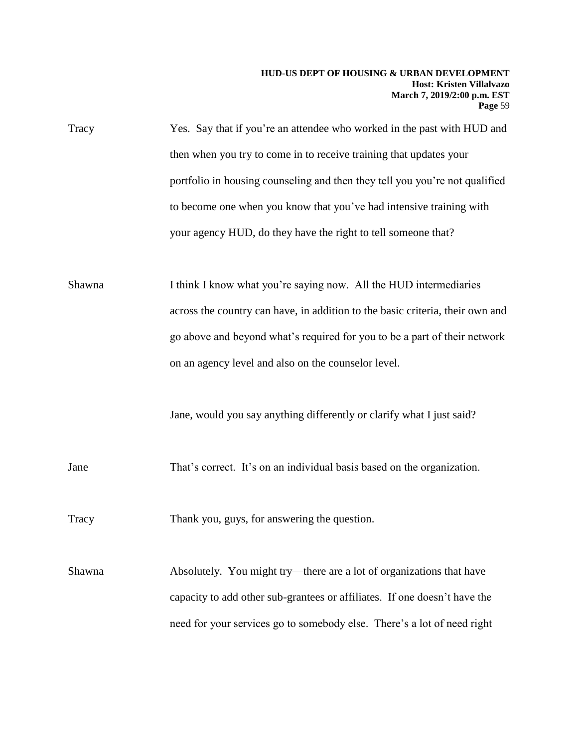Tracy Yes. Say that if you're an attendee who worked in the past with HUD and then when you try to come in to receive training that updates your portfolio in housing counseling and then they tell you you're not qualified to become one when you know that you've had intensive training with your agency HUD, do they have the right to tell someone that?

Shawna I think I know what you're saying now. All the HUD intermediaries across the country can have, in addition to the basic criteria, their own and go above and beyond what's required for you to be a part of their network on an agency level and also on the counselor level.

Jane, would you say anything differently or clarify what I just said?

Jane That's correct. It's on an individual basis based on the organization.

Tracy Thank you, guys, for answering the question.

Shawna Absolutely. You might try—there are a lot of organizations that have capacity to add other sub-grantees or affiliates. If one doesn't have the need for your services go to somebody else. There's a lot of need right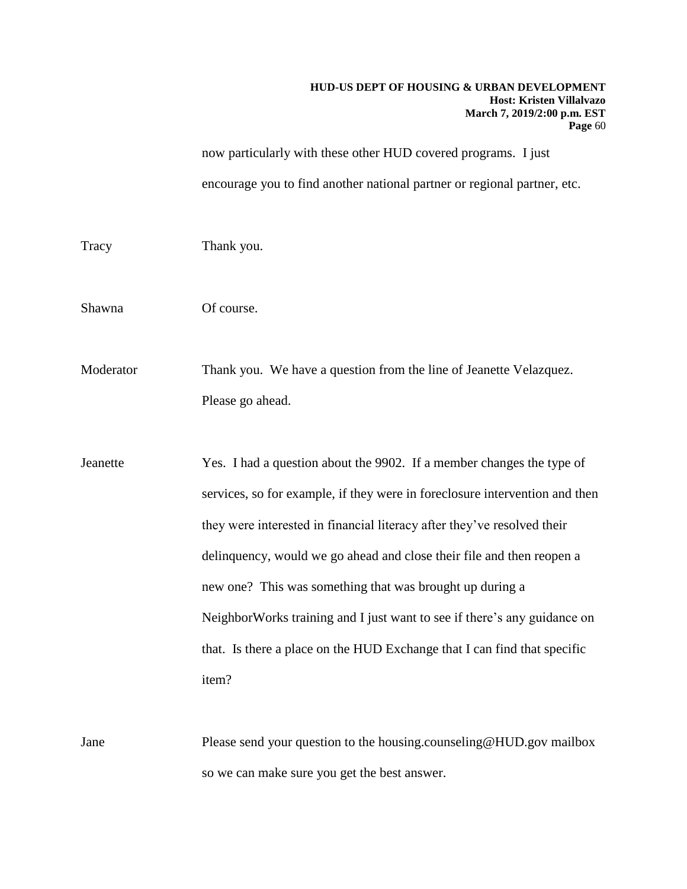now particularly with these other HUD covered programs. I just encourage you to find another national partner or regional partner, etc.

Tracy Thank you.

Shawna Of course.

Moderator Thank you. We have a question from the line of Jeanette Velazquez. Please go ahead.

Jeanette Yes. I had a question about the 9902. If a member changes the type of services, so for example, if they were in foreclosure intervention and then they were interested in financial literacy after they've resolved their delinquency, would we go ahead and close their file and then reopen a new one? This was something that was brought up during a NeighborWorks training and I just want to see if there's any guidance on that. Is there a place on the HUD Exchange that I can find that specific item?

Jane Please send your question to the housing.counseling@HUD.gov mailbox so we can make sure you get the best answer.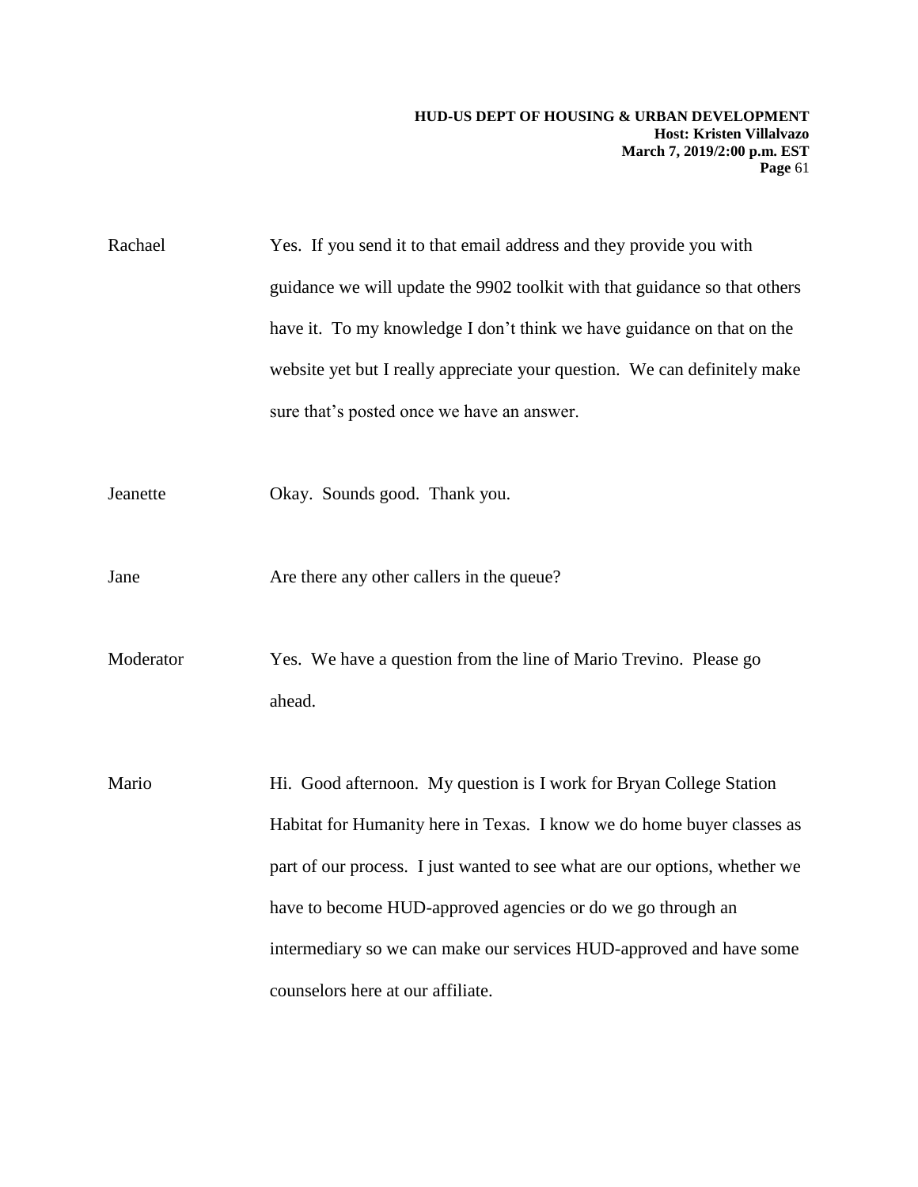Rachael Yes. If you send it to that email address and they provide you with guidance we will update the 9902 toolkit with that guidance so that others have it. To my knowledge I don't think we have guidance on that on the website yet but I really appreciate your question. We can definitely make sure that's posted once we have an answer.

Jeanette Okay. Sounds good. Thank you.

Jane Are there any other callers in the queue?

Moderator Yes. We have a question from the line of Mario Trevino. Please go ahead.

Mario Hi. Good afternoon. My question is I work for Bryan College Station Habitat for Humanity here in Texas. I know we do home buyer classes as part of our process. I just wanted to see what are our options, whether we have to become HUD-approved agencies or do we go through an intermediary so we can make our services HUD-approved and have some counselors here at our affiliate.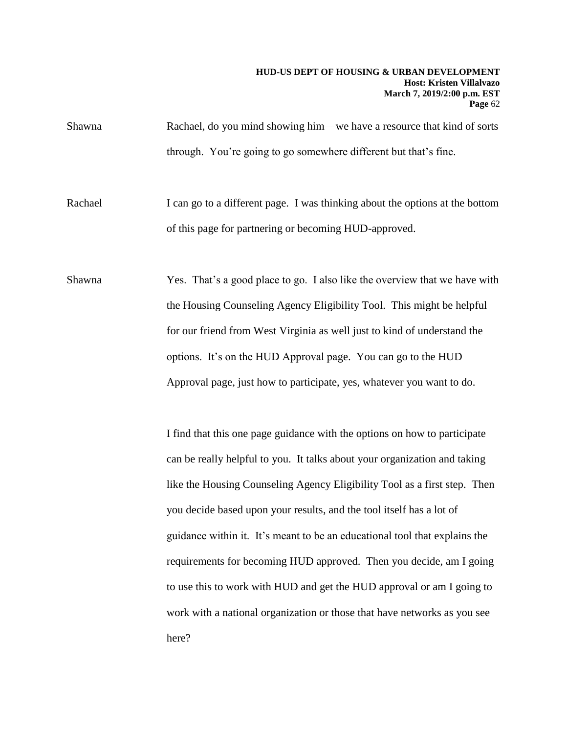Shawna Rachael, do you mind showing him—we have a resource that kind of sorts through. You're going to go somewhere different but that's fine.

Rachael I can go to a different page. I was thinking about the options at the bottom of this page for partnering or becoming HUD-approved.

Shawna Yes. That's a good place to go. I also like the overview that we have with the Housing Counseling Agency Eligibility Tool. This might be helpful for our friend from West Virginia as well just to kind of understand the options. It's on the HUD Approval page. You can go to the HUD Approval page, just how to participate, yes, whatever you want to do.

I find that this one page guidance with the options on how to participate can be really helpful to you. It talks about your organization and taking like the Housing Counseling Agency Eligibility Tool as a first step. Then you decide based upon your results, and the tool itself has a lot of guidance within it. It's meant to be an educational tool that explains the requirements for becoming HUD approved. Then you decide, am I going to use this to work with HUD and get the HUD approval or am I going to work with a national organization or those that have networks as you see here?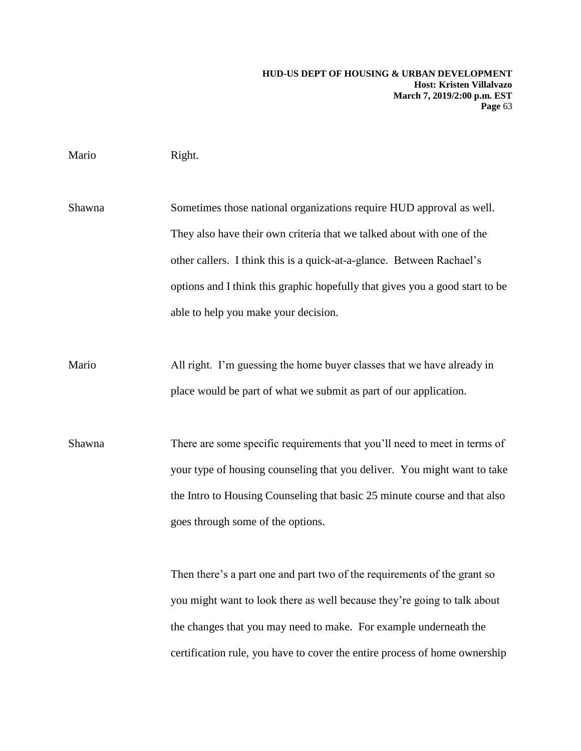Mario Right.

Shawna Sometimes those national organizations require HUD approval as well. They also have their own criteria that we talked about with one of the other callers. I think this is a quick-at-a-glance. Between Rachael's options and I think this graphic hopefully that gives you a good start to be able to help you make your decision.

Mario All right. I'm guessing the home buyer classes that we have already in place would be part of what we submit as part of our application.

Shawna There are some specific requirements that you'll need to meet in terms of your type of housing counseling that you deliver. You might want to take the Intro to Housing Counseling that basic 25 minute course and that also goes through some of the options.

Then there's a part one and part two of the requirements of the grant so you might want to look there as well because they're going to talk about the changes that you may need to make. For example underneath the certification rule, you have to cover the entire process of home ownership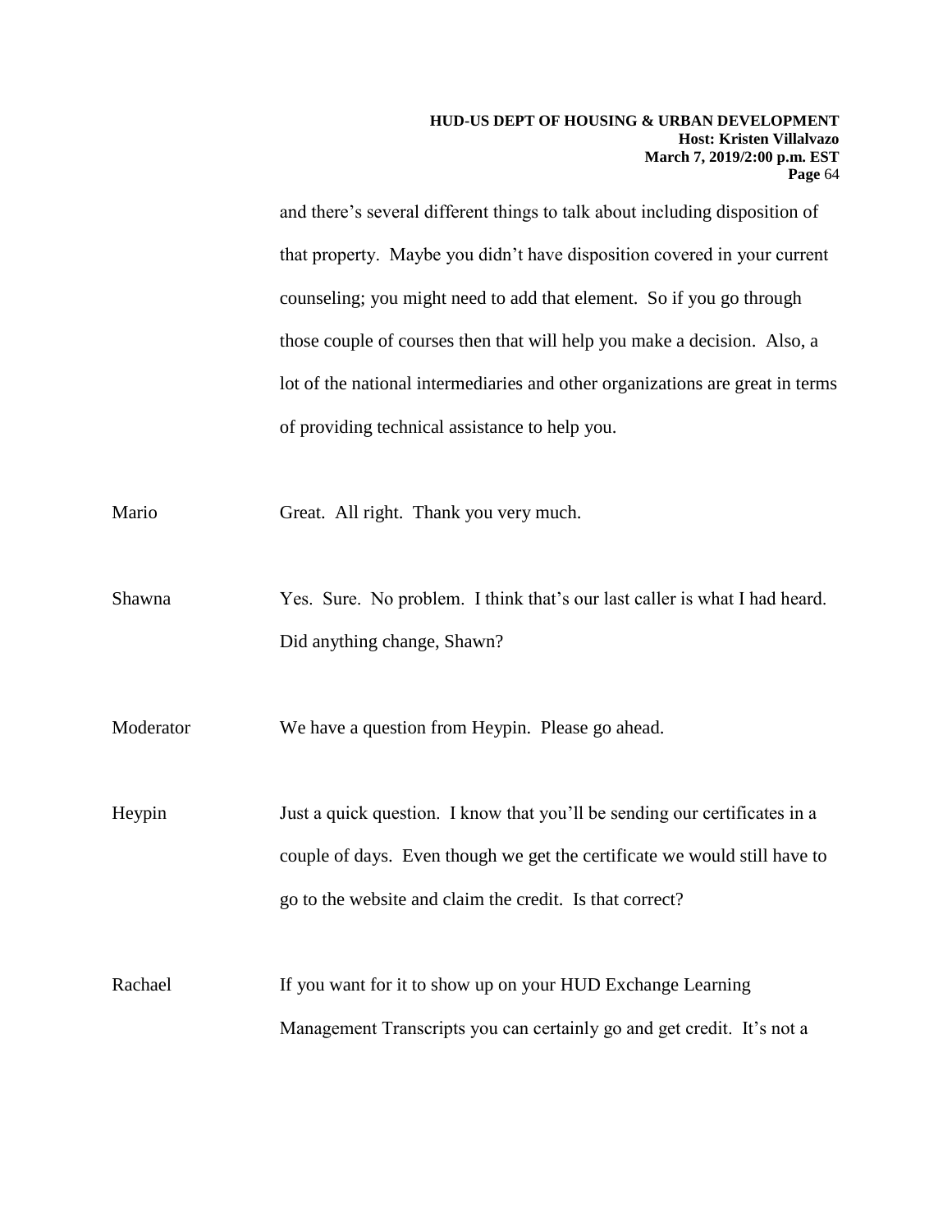and there's several different things to talk about including disposition of that property. Maybe you didn't have disposition covered in your current counseling; you might need to add that element. So if you go through those couple of courses then that will help you make a decision. Also, a lot of the national intermediaries and other organizations are great in terms of providing technical assistance to help you.

Mario Great. All right. Thank you very much.

Shawna Yes. Sure. No problem. I think that's our last caller is what I had heard. Did anything change, Shawn?

Moderator We have a question from Heypin. Please go ahead.

Heypin Just a quick question. I know that you'll be sending our certificates in a couple of days. Even though we get the certificate we would still have to go to the website and claim the credit. Is that correct?

Rachael If you want for it to show up on your HUD Exchange Learning Management Transcripts you can certainly go and get credit. It's not a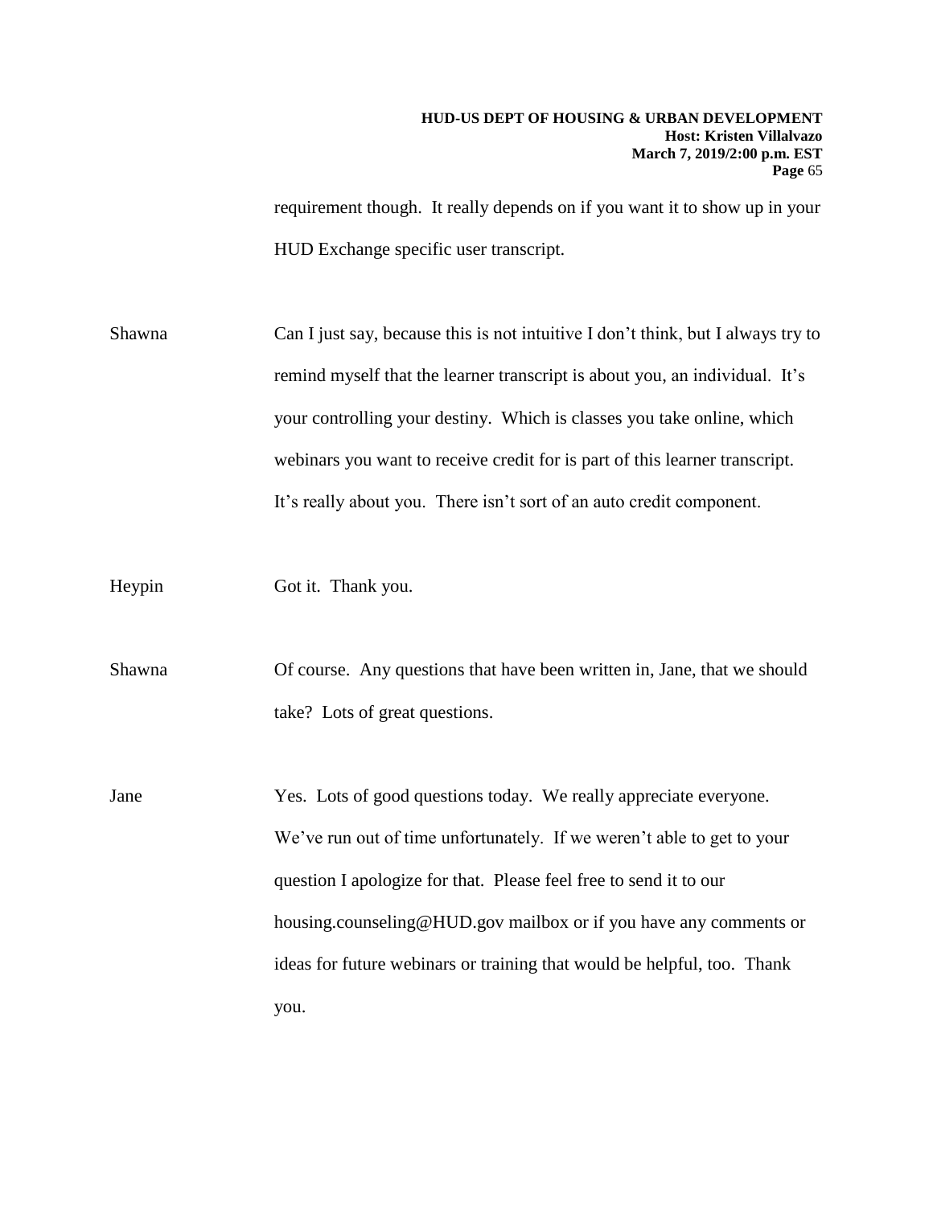requirement though. It really depends on if you want it to show up in your HUD Exchange specific user transcript.

Shawna Can I just say, because this is not intuitive I don't think, but I always try to remind myself that the learner transcript is about you, an individual. It's your controlling your destiny. Which is classes you take online, which webinars you want to receive credit for is part of this learner transcript. It's really about you. There isn't sort of an auto credit component.

Heypin Got it. Thank you.

Shawna Of course. Any questions that have been written in, Jane, that we should take? Lots of great questions.

Jane Yes. Lots of good questions today. We really appreciate everyone. We've run out of time unfortunately. If we weren't able to get to your question I apologize for that. Please feel free to send it to our housing.counseling@HUD.gov mailbox or if you have any comments or ideas for future webinars or training that would be helpful, too. Thank you.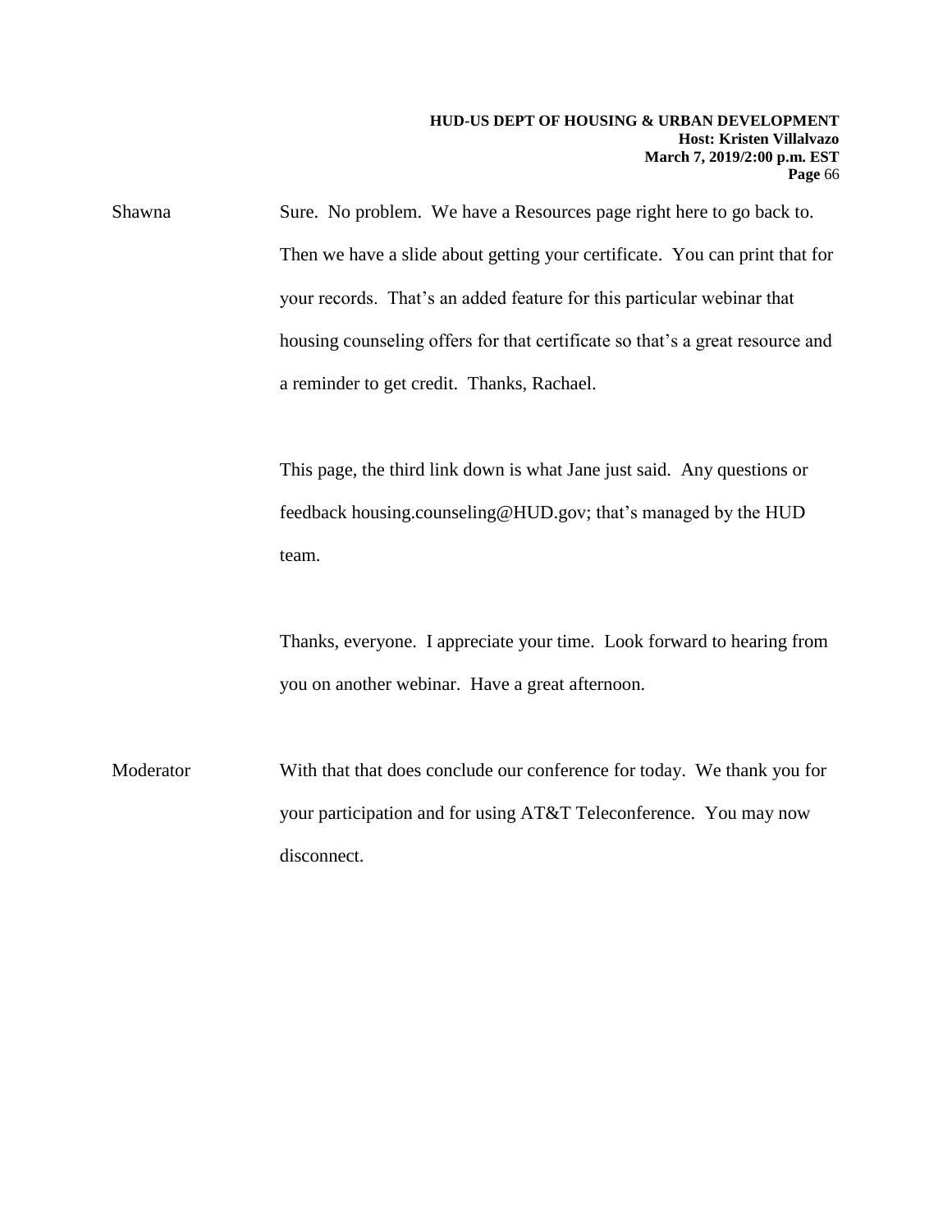Shawna Sure. No problem. We have a Resources page right here to go back to. Then we have a slide about getting your certificate. You can print that for your records. That's an added feature for this particular webinar that housing counseling offers for that certificate so that's a great resource and a reminder to get credit. Thanks, Rachael.

This page, the third link down is what Jane just said. Any questions or feedback housing.counseling@HUD.gov; that's managed by the HUD team.

Thanks, everyone. I appreciate your time. Look forward to hearing from you on another webinar. Have a great afternoon.

Moderator With that that does conclude our conference for today. We thank you for your participation and for using AT&T Teleconference. You may now disconnect.